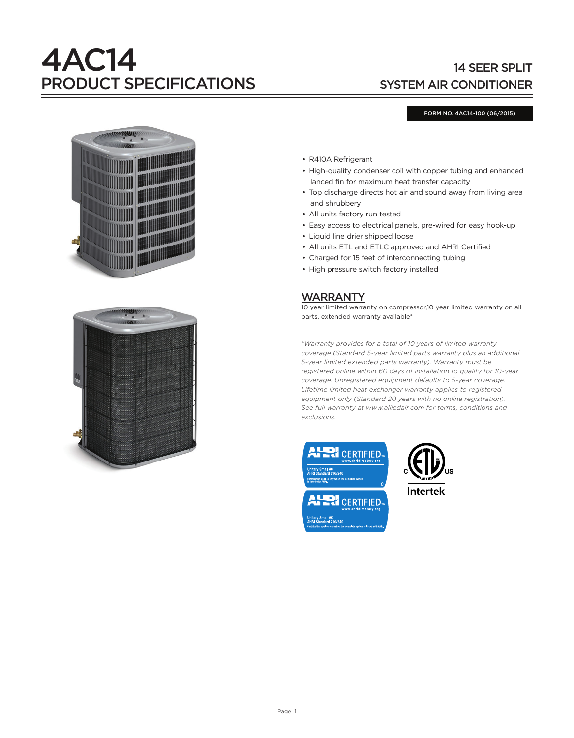# 4AC14
## PRODUCT SPECIFICATIONS

## 14 SEER SPLIT SYSTEM AIR CONDITIONER

FORM NO. 4AC14-100 (06/2015)

- R410A Refrigerant
- High-quality condenser coil with copper tubing and enhanced lanced fin for maximum heat transfer capacity
- Top discharge directs hot air and sound away from living area and shrubbery
- All units factory run tested
- Easy access to electrical panels, pre-wired for easy hook-up
- Liquid line drier shipped loose
- All units ETL and ETLC approved and AHRI Certified
- Charged for 15 feet of interconnecting tubing
- High pressure switch factory installed

## WARRANTY

10 year limited warranty on compressor,10 year limited warranty on all parts, extended warranty available*

*\*Warranty provides for a total of 10 years of limited warranty coverage (Standard 5-year limited parts warranty plus an additional 5-year limited extended parts warranty). Warranty must be registered online within 60 days of installation to qualify for 10-year coverage. Unregistered equipment defaults to 5-year coverage. Lifetime limited heat exchanger warranty applies to registered equipment only (Standard 20 years with no online registration). See full warranty at www.alliedair.com for terms, conditions and exclusions.*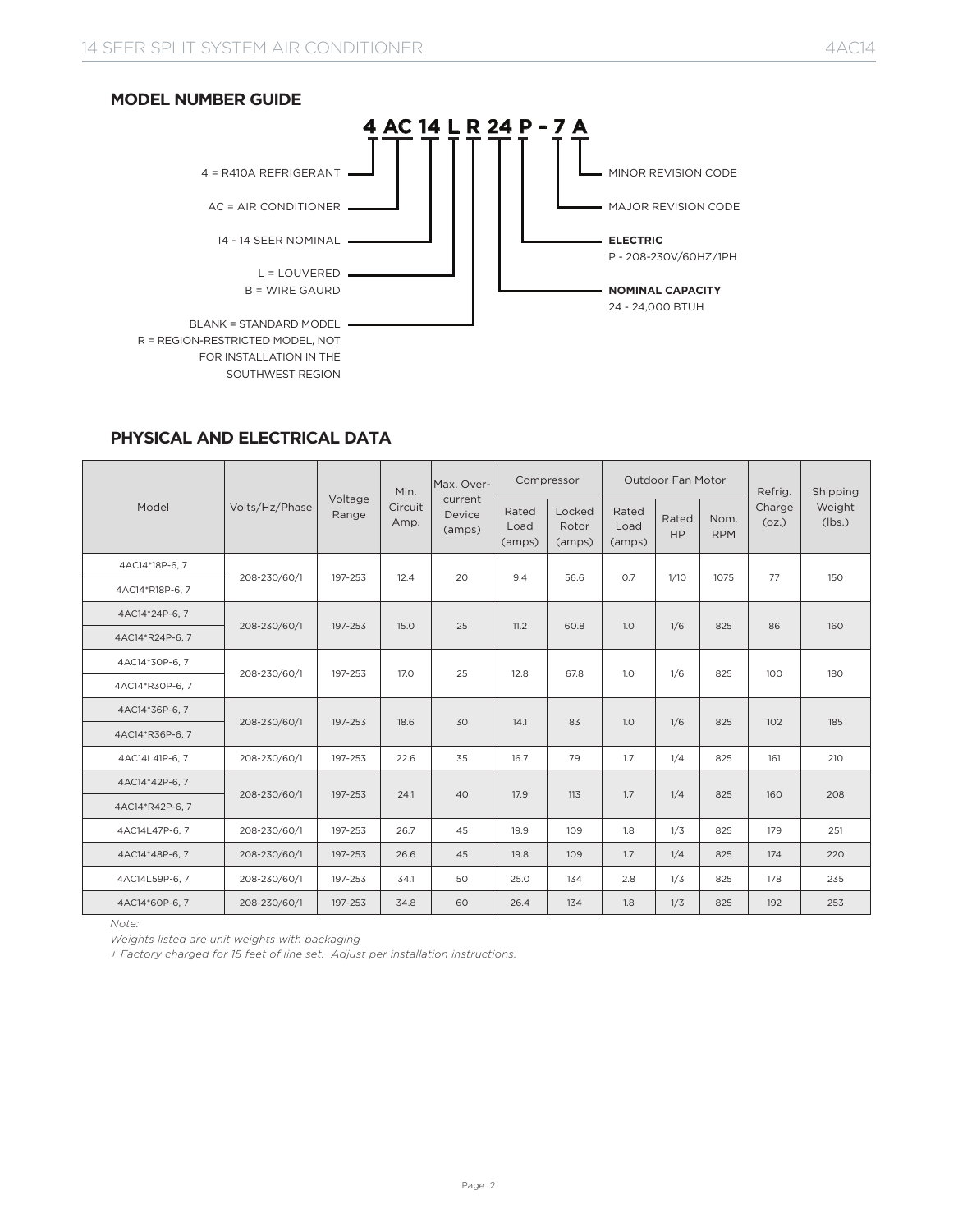## MODEL NUMBER GUIDE

**4 AC 14 L R 24 P - 7 A**

- 4 = R410A REFRIGERANT
- AC = AIR CONDITIONER
- 14 - 14 SEER NOMINAL
- L = LOUVERED
  B = WIRE GAURD
- BLANK = STANDARD MODEL
  R = REGION-RESTRICTED MODEL, NOT FOR INSTALLATION IN THE SOUTHWEST REGION
- **NOMINAL CAPACITY**
  24 - 24,000 BTUH
- **ELECTRIC**
  P - 208-230V/60HZ/1PH
- MAJOR REVISION CODE
- MINOR REVISION CODE

## PHYSICAL AND ELECTRICAL DATA

| Model | Volts/Hz/Phase | Voltage Range | Min. Circuit Amp. | Max. Over-current Device (amps) | Compressor | | Outdoor Fan Motor | | | Refrig. Charge (oz.) | Shipping Weight (lbs.) |
|---|---|---|---|---|---|---|---|---|---|---|---|
| | | | | | Rated Load (amps) | Locked Rotor (amps) | Rated Load (amps) | Rated HP | Nom. RPM | | |
| 4AC14*18P-6, 7<br>4AC14*R18P-6, 7 | 208-230/60/1 | 197-253 | 12.4 | 20 | 9.4 | 56.6 | 0.7 | 1/10 | 1075 | 77 | 150 |
| 4AC14*24P-6, 7<br>4AC14*R24P-6, 7 | 208-230/60/1 | 197-253 | 15.0 | 25 | 11.2 | 60.8 | 1.0 | 1/6 | 825 | 86 | 160 |
| 4AC14*30P-6, 7<br>4AC14*R30P-6, 7 | 208-230/60/1 | 197-253 | 17.0 | 25 | 12.8 | 67.8 | 1.0 | 1/6 | 825 | 100 | 180 |
| 4AC14*36P-6, 7<br>4AC14*R36P-6, 7 | 208-230/60/1 | 197-253 | 18.6 | 30 | 14.1 | 83 | 1.0 | 1/6 | 825 | 102 | 185 |
| 4AC14L41P-6, 7 | 208-230/60/1 | 197-253 | 22.6 | 35 | 16.7 | 79 | 1.7 | 1/4 | 825 | 161 | 210 |
| 4AC14*42P-6, 7<br>4AC14*R42P-6, 7 | 208-230/60/1 | 197-253 | 24.1 | 40 | 17.9 | 113 | 1.7 | 1/4 | 825 | 160 | 208 |
| 4AC14L47P-6, 7 | 208-230/60/1 | 197-253 | 26.7 | 45 | 19.9 | 109 | 1.8 | 1/3 | 825 | 179 | 251 |
| 4AC14*48P-6, 7 | 208-230/60/1 | 197-253 | 26.6 | 45 | 19.8 | 109 | 1.7 | 1/4 | 825 | 174 | 220 |
| 4AC14L59P-6, 7 | 208-230/60/1 | 197-253 | 34.1 | 50 | 25.0 | 134 | 2.8 | 1/3 | 825 | 178 | 235 |
| 4AC14*60P-6, 7 | 208-230/60/1 | 197-253 | 34.8 | 60 | 26.4 | 134 | 1.8 | 1/3 | 825 | 192 | 253 |

*Note:*

*Weights listed are unit weights with packaging*

*+ Factory charged for 15 feet of line set. Adjust per installation instructions.*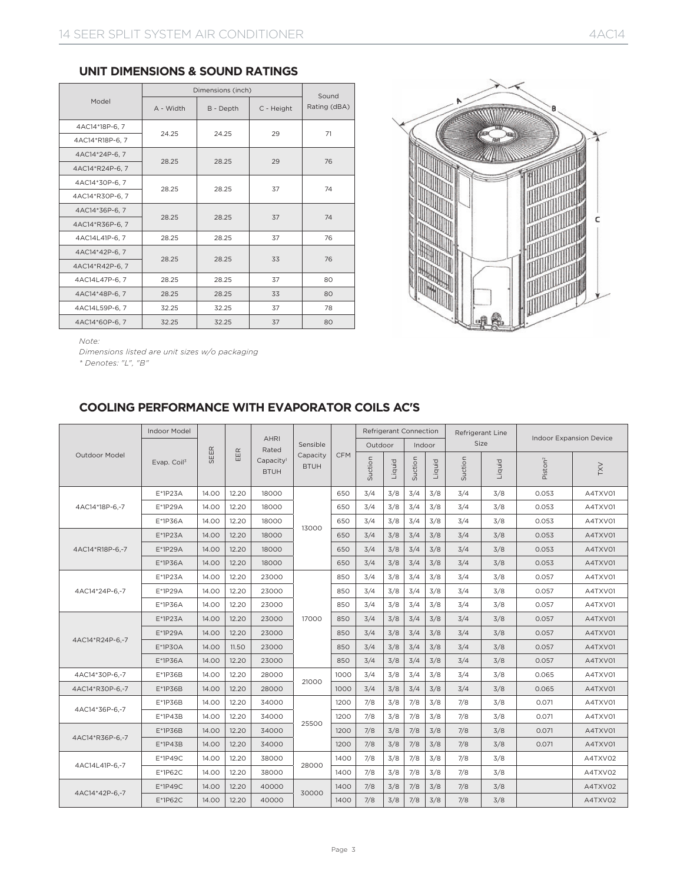## UNIT DIMENSIONS & SOUND RATINGS

| Model | Dimensions (inch) | | | Sound Rating (dBA) |
|---|---|---|---|---|
| | A - Width | B - Depth | C - Height | |
| 4AC14*18P-6, 7 | 24.25 | 24.25 | 29 | 71 |
| 4AC14*R18P-6, 7 | | | | |
| 4AC14*24P-6, 7 | 28.25 | 28.25 | 29 | 76 |
| 4AC14*R24P-6, 7 | | | | |
| 4AC14*30P-6, 7 | 28.25 | 28.25 | 37 | 74 |
| 4AC14*R30P-6, 7 | | | | |
| 4AC14*36P-6, 7 | 28.25 | 28.25 | 37 | 74 |
| 4AC14*R36P-6, 7 | | | | |
| 4AC14L41P-6, 7 | 28.25 | 28.25 | 37 | 76 |
| 4AC14*42P-6, 7 | 28.25 | 28.25 | 33 | 76 |
| 4AC14*R42P-6, 7 | | | | |
| 4AC14L47P-6, 7 | 28.25 | 28.25 | 37 | 80 |
| 4AC14*48P-6, 7 | 28.25 | 28.25 | 33 | 80 |
| 4AC14L59P-6, 7 | 32.25 | 32.25 | 37 | 78 |
| 4AC14*60P-6, 7 | 32.25 | 32.25 | 37 | 80 |

*Note:*

*Dimensions listed are unit sizes w/o packaging*

*\* Denotes: "L", "B"*

## COOLING PERFORMANCE WITH EVAPORATOR COILS AC'S

| Outdoor Model | Indoor Model | SEER | EER | AHRI Rated Capacity[1] BTUH | Sensible Capacity BTUH | CFM | Refrigerant Connection | | | | Refrigerant Line Size | | Indoor Expansion Device | |
|---|---|---|---|---|---|---|---|---|---|---|---|---|---|---|
| | | | | | | | Outdoor | | Indoor | | | | | |
| | Evap. Coil[3] | | | | | | Suction | Liquid | Suction | Liquid | Suction | Liquid | Piston[2] | TXV |
| 4AC14*18P-6,-7 | E*1P23A | 14.00 | 12.20 | 18000 | 13000 | 650 | 3/4 | 3/8 | 3/4 | 3/8 | 3/4 | 3/8 | 0.053 | A4TXV01 |
| | E*1P29A | 14.00 | 12.20 | 18000 | | 650 | 3/4 | 3/8 | 3/4 | 3/8 | 3/4 | 3/8 | 0.053 | A4TXV01 |
| | E*1P36A | 14.00 | 12.20 | 18000 | | 650 | 3/4 | 3/8 | 3/4 | 3/8 | 3/4 | 3/8 | 0.053 | A4TXV01 |
| 4AC14*R18P-6,-7 | E*1P23A | 14.00 | 12.20 | 18000 | | 650 | 3/4 | 3/8 | 3/4 | 3/8 | 3/4 | 3/8 | 0.053 | A4TXV01 |
| | E*1P29A | 14.00 | 12.20 | 18000 | | 650 | 3/4 | 3/8 | 3/4 | 3/8 | 3/4 | 3/8 | 0.053 | A4TXV01 |
| | E*1P36A | 14.00 | 12.20 | 18000 | | 650 | 3/4 | 3/8 | 3/4 | 3/8 | 3/4 | 3/8 | 0.053 | A4TXV01 |
| 4AC14*24P-6,-7 | E*1P23A | 14.00 | 12.20 | 23000 | 17000 | 850 | 3/4 | 3/8 | 3/4 | 3/8 | 3/4 | 3/8 | 0.057 | A4TXV01 |
| | E*1P29A | 14.00 | 12.20 | 23000 | | 850 | 3/4 | 3/8 | 3/4 | 3/8 | 3/4 | 3/8 | 0.057 | A4TXV01 |
| | E*1P36A | 14.00 | 12.20 | 23000 | | 850 | 3/4 | 3/8 | 3/4 | 3/8 | 3/4 | 3/8 | 0.057 | A4TXV01 |
| 4AC14*R24P-6,-7 | E*1P23A | 14.00 | 12.20 | 23000 | | 850 | 3/4 | 3/8 | 3/4 | 3/8 | 3/4 | 3/8 | 0.057 | A4TXV01 |
| | E*1P29A | 14.00 | 12.20 | 23000 | | 850 | 3/4 | 3/8 | 3/4 | 3/8 | 3/4 | 3/8 | 0.057 | A4TXV01 |
| | E*1P30A | 14.00 | 11.50 | 23000 | | 850 | 3/4 | 3/8 | 3/4 | 3/8 | 3/4 | 3/8 | 0.057 | A4TXV01 |
| | E*1P36A | 14.00 | 12.20 | 23000 | | 850 | 3/4 | 3/8 | 3/4 | 3/8 | 3/4 | 3/8 | 0.057 | A4TXV01 |
| 4AC14*30P-6,-7 | E*1P36B | 14.00 | 12.20 | 28000 | 21000 | 1000 | 3/4 | 3/8 | 3/4 | 3/8 | 3/4 | 3/8 | 0.065 | A4TXV01 |
| 4AC14*R30P-6,-7 | E*1P36B | 14.00 | 12.20 | 28000 | | 1000 | 3/4 | 3/8 | 3/4 | 3/8 | 3/4 | 3/8 | 0.065 | A4TXV01 |
| 4AC14*36P-6,-7 | E*1P36B | 14.00 | 12.20 | 34000 | 25500 | 1200 | 7/8 | 3/8 | 7/8 | 3/8 | 7/8 | 3/8 | 0.071 | A4TXV01 |
| | E*1P43B | 14.00 | 12.20 | 34000 | | 1200 | 7/8 | 3/8 | 7/8 | 3/8 | 7/8 | 3/8 | 0.071 | A4TXV01 |
| 4AC14*R36P-6,-7 | E*1P36B | 14.00 | 12.20 | 34000 | | 1200 | 7/8 | 3/8 | 7/8 | 3/8 | 7/8 | 3/8 | 0.071 | A4TXV01 |
| | E*1P43B | 14.00 | 12.20 | 34000 | | 1200 | 7/8 | 3/8 | 7/8 | 3/8 | 7/8 | 3/8 | 0.071 | A4TXV01 |
| 4AC14L41P-6,-7 | E*1P49C | 14.00 | 12.20 | 38000 | 28000 | 1400 | 7/8 | 3/8 | 7/8 | 3/8 | 7/8 | 3/8 | | A4TXV02 |
| | E*1P62C | 14.00 | 12.20 | 38000 | | 1400 | 7/8 | 3/8 | 7/8 | 3/8 | 7/8 | 3/8 | | A4TXV02 |
| 4AC14*42P-6,-7 | E*1P49C | 14.00 | 12.20 | 40000 | 30000 | 1400 | 7/8 | 3/8 | 7/8 | 3/8 | 7/8 | 3/8 | | A4TXV02 |
| | E*1P62C | 14.00 | 12.20 | 40000 | | 1400 | 7/8 | 3/8 | 7/8 | 3/8 | 7/8 | 3/8 | | A4TXV02 |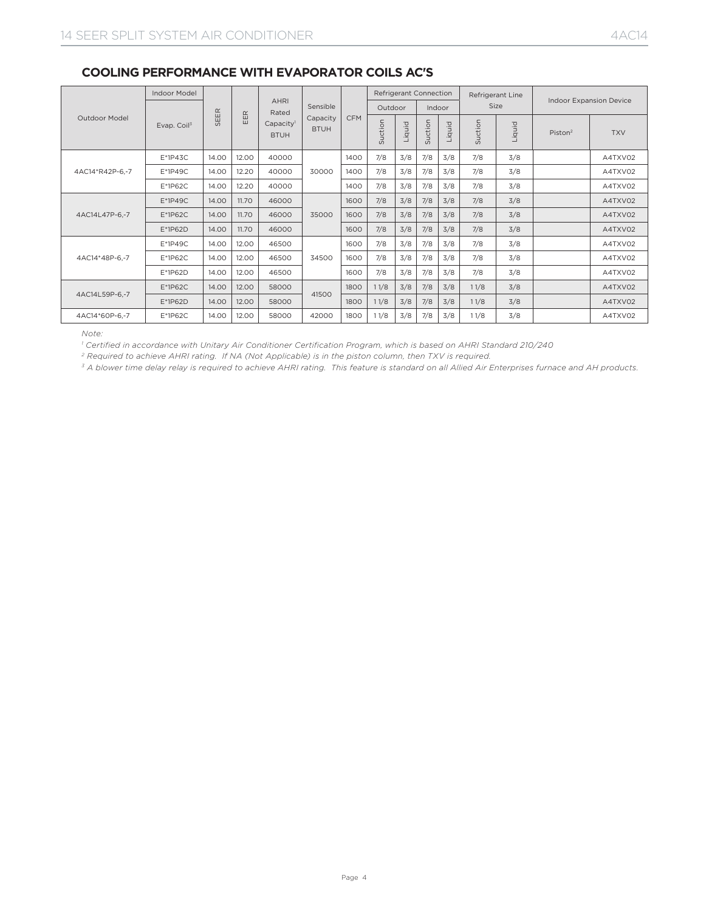## COOLING PERFORMANCE WITH EVAPORATOR COILS AC'S

| Outdoor Model | Indoor Model | SEER | EER | AHRI Rated Capacity[1] BTUH | Sensible Capacity BTUH | CFM | Refrigerant Connection | | | | Refrigerant Line Size | | Indoor Expansion Device | |
|---|---|---|---|---|---|---|---|---|---|---|---|---|---|---|
| | | | | | | | Outdoor | | Indoor | | | | | |
| | Evap. Coil[3] | | | | | | Suction | Liquid | Suction | Liquid | Suction | Liquid | Piston[2] | TXV |
| 4AC14*R42P-6,-7 | E*1P43C | 14.00 | 12.00 | 40000 | 30000 | 1400 | 7/8 | 3/8 | 7/8 | 3/8 | 7/8 | 3/8 | | A4TXV02 |
| | E*1P49C | 14.00 | 12.20 | 40000 | | 1400 | 7/8 | 3/8 | 7/8 | 3/8 | 7/8 | 3/8 | | A4TXV02 |
| | E*1P62C | 14.00 | 12.20 | 40000 | | 1400 | 7/8 | 3/8 | 7/8 | 3/8 | 7/8 | 3/8 | | A4TXV02 |
| 4AC14L47P-6,-7 | E*1P49C | 14.00 | 11.70 | 46000 | 35000 | 1600 | 7/8 | 3/8 | 7/8 | 3/8 | 7/8 | 3/8 | | A4TXV02 |
| | E*1P62C | 14.00 | 11.70 | 46000 | | 1600 | 7/8 | 3/8 | 7/8 | 3/8 | 7/8 | 3/8 | | A4TXV02 |
| | E*1P62D | 14.00 | 11.70 | 46000 | | 1600 | 7/8 | 3/8 | 7/8 | 3/8 | 7/8 | 3/8 | | A4TXV02 |
| 4AC14*48P-6,-7 | E*1P49C | 14.00 | 12.00 | 46500 | 34500 | 1600 | 7/8 | 3/8 | 7/8 | 3/8 | 7/8 | 3/8 | | A4TXV02 |
| | E*1P62C | 14.00 | 12.00 | 46500 | | 1600 | 7/8 | 3/8 | 7/8 | 3/8 | 7/8 | 3/8 | | A4TXV02 |
| | E*1P62D | 14.00 | 12.00 | 46500 | | 1600 | 7/8 | 3/8 | 7/8 | 3/8 | 7/8 | 3/8 | | A4TXV02 |
| 4AC14L59P-6,-7 | E*1P62C | 14.00 | 12.00 | 58000 | 41500 | 1800 | 1 1/8 | 3/8 | 7/8 | 3/8 | 1 1/8 | 3/8 | | A4TXV02 |
| | E*1P62D | 14.00 | 12.00 | 58000 | | 1800 | 1 1/8 | 3/8 | 7/8 | 3/8 | 1 1/8 | 3/8 | | A4TXV02 |
| 4AC14*60P-6,-7 | E*1P62C | 14.00 | 12.00 | 58000 | 42000 | 1800 | 1 1/8 | 3/8 | 7/8 | 3/8 | 1 1/8 | 3/8 | | A4TXV02 |

*Note:*

*[1] Certified in accordance with Unitary Air Conditioner Certification Program, which is based on AHRI Standard 210/240*

*[2] Required to achieve AHRI rating. If NA (Not Applicable) is in the piston column, then TXV is required.*

*[3] A blower time delay relay is required to achieve AHRI rating. This feature is standard on all Allied Air Enterprises furnace and AH products.*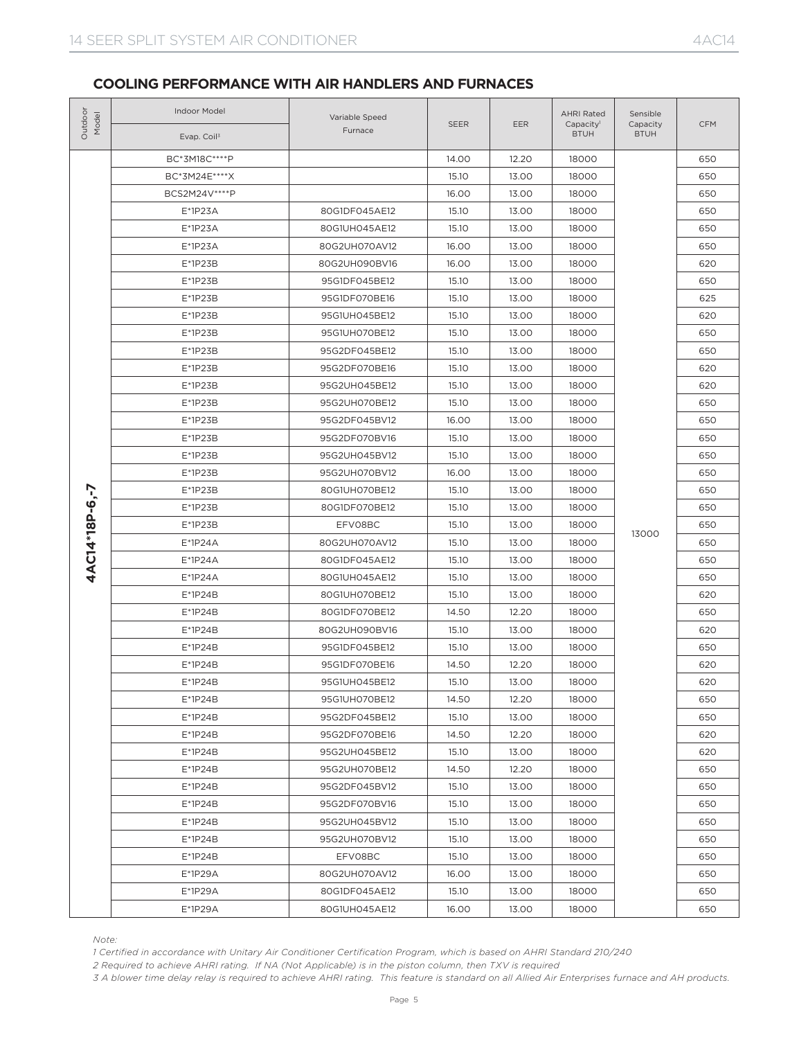## COOLING PERFORMANCE WITH AIR HANDLERS AND FURNACES

| Outdoor Model | Indoor Model Evap. Coil[3] | Variable Speed Furnace | SEER | EER | AHRI Rated Capacity[1] BTUH | Sensible Capacity BTUH | CFM |
|---|---|---|---|---|---|---|---|
| 4AC14*18P-6,-7 | BC*3M18C****P | | 14.00 | 12.20 | 18000 | 13000 | 650 |
| | BC*3M24E****X | | 15.10 | 13.00 | 18000 | | 650 |
| | BCS2M24V****P | | 16.00 | 13.00 | 18000 | | 650 |
| | E*1P23A | 80G1DF045AE12 | 15.10 | 13.00 | 18000 | | 650 |
| | E*1P23A | 80G1UH045AE12 | 15.10 | 13.00 | 18000 | | 650 |
| | E*1P23A | 80G2UH070AV12 | 16.00 | 13.00 | 18000 | | 650 |
| | E*1P23B | 80G2UH090BV16 | 16.00 | 13.00 | 18000 | | 620 |
| | E*1P23B | 95G1DF045BE12 | 15.10 | 13.00 | 18000 | | 650 |
| | E*1P23B | 95G1DF070BE16 | 15.10 | 13.00 | 18000 | | 625 |
| | E*1P23B | 95G1UH045BE12 | 15.10 | 13.00 | 18000 | | 620 |
| | E*1P23B | 95G1UH070BE12 | 15.10 | 13.00 | 18000 | | 650 |
| | E*1P23B | 95G2DF045BE12 | 15.10 | 13.00 | 18000 | | 650 |
| | E*1P23B | 95G2DF070BE16 | 15.10 | 13.00 | 18000 | | 620 |
| | E*1P23B | 95G2UH045BE12 | 15.10 | 13.00 | 18000 | | 620 |
| | E*1P23B | 95G2UH070BE12 | 15.10 | 13.00 | 18000 | | 650 |
| | E*1P23B | 95G2DF045BV12 | 16.00 | 13.00 | 18000 | | 650 |
| | E*1P23B | 95G2DF070BV16 | 15.10 | 13.00 | 18000 | | 650 |
| | E*1P23B | 95G2UH045BV12 | 15.10 | 13.00 | 18000 | | 650 |
| | E*1P23B | 95G2UH070BV12 | 16.00 | 13.00 | 18000 | | 650 |
| | E*1P23B | 80G1UH070BE12 | 15.10 | 13.00 | 18000 | | 650 |
| | E*1P23B | 80G1DF070BE12 | 15.10 | 13.00 | 18000 | | 650 |
| | E*1P23B | EFV08BC | 15.10 | 13.00 | 18000 | | 650 |
| | E*1P24A | 80G2UH070AV12 | 15.10 | 13.00 | 18000 | | 650 |
| | E*1P24A | 80G1DF045AE12 | 15.10 | 13.00 | 18000 | | 650 |
| | E*1P24A | 80G1UH045AE12 | 15.10 | 13.00 | 18000 | | 650 |
| | E*1P24B | 80G1UH070BE12 | 15.10 | 13.00 | 18000 | | 620 |
| | E*1P24B | 80G1DF070BE12 | 14.50 | 12.20 | 18000 | | 650 |
| | E*1P24B | 80G2UH090BV16 | 15.10 | 13.00 | 18000 | | 620 |
| | E*1P24B | 95G1DF045BE12 | 15.10 | 13.00 | 18000 | | 650 |
| | E*1P24B | 95G1DF070BE16 | 14.50 | 12.20 | 18000 | | 620 |
| | E*1P24B | 95G1UH045BE12 | 15.10 | 13.00 | 18000 | | 620 |
| | E*1P24B | 95G1UH070BE12 | 14.50 | 12.20 | 18000 | | 650 |
| | E*1P24B | 95G2DF045BE12 | 15.10 | 13.00 | 18000 | | 650 |
| | E*1P24B | 95G2DF070BE16 | 14.50 | 12.20 | 18000 | | 620 |
| | E*1P24B | 95G2UH045BE12 | 15.10 | 13.00 | 18000 | | 620 |
| | E*1P24B | 95G2UH070BE12 | 14.50 | 12.20 | 18000 | | 650 |
| | E*1P24B | 95G2DF045BV12 | 15.10 | 13.00 | 18000 | | 650 |
| | E*1P24B | 95G2DF070BV16 | 15.10 | 13.00 | 18000 | | 650 |
| | E*1P24B | 95G2UH045BV12 | 15.10 | 13.00 | 18000 | | 650 |
| | E*1P24B | 95G2UH070BV12 | 15.10 | 13.00 | 18000 | | 650 |
| | E*1P24B | EFV08BC | 15.10 | 13.00 | 18000 | | 650 |
| | E*1P29A | 80G2UH070AV12 | 16.00 | 13.00 | 18000 | | 650 |
| | E*1P29A | 80G1DF045AE12 | 15.10 | 13.00 | 18000 | | 650 |
| | E*1P29A | 80G1UH045AE12 | 16.00 | 13.00 | 18000 | | 650 |

*Note:*

*1 Certified in accordance with Unitary Air Conditioner Certification Program, which is based on AHRI Standard 210/240*

*2 Required to achieve AHRI rating. If NA (Not Applicable) is in the piston column, then TXV is required*

*3 A blower time delay relay is required to achieve AHRI rating. This feature is standard on all Allied Air Enterprises furnace and AH products.*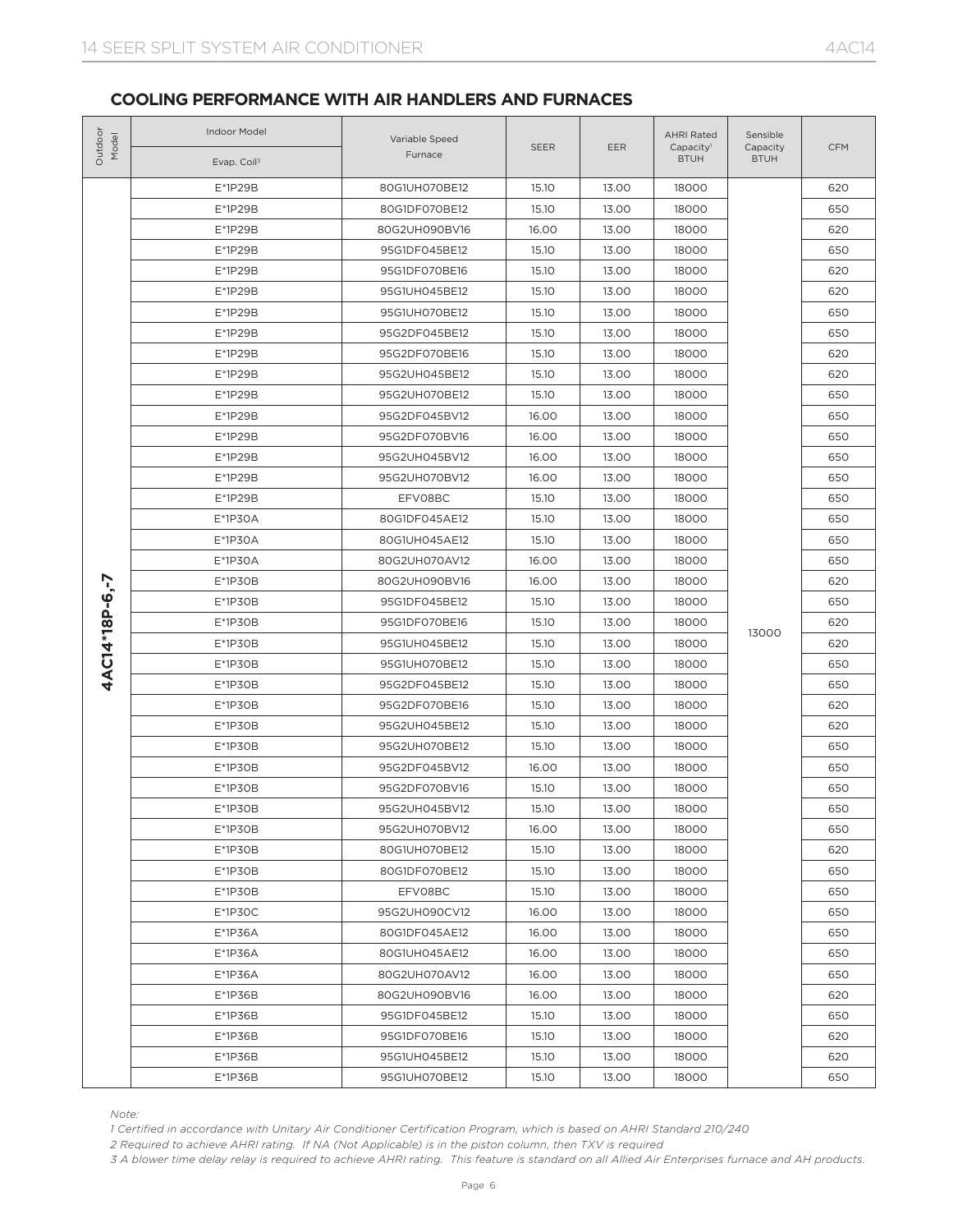## COOLING PERFORMANCE WITH AIR HANDLERS AND FURNACES

| Outdoor Model | Indoor Model / Evap. Coil[3] | Variable Speed Furnace | SEER | EER | AHRI Rated Capacity[1] BTUH | Sensible Capacity BTUH | CFM |
|---|---|---|---|---|---|---|---|
| 4AC14*18P-6,-7 | E*1P29B | 80G1UH070BE12 | 15.10 | 13.00 | 18000 | 13000 | 620 |
| | E*1P29B | 80G1DF070BE12 | 15.10 | 13.00 | 18000 | | 650 |
| | E*1P29B | 80G2UH090BV16 | 16.00 | 13.00 | 18000 | | 620 |
| | E*1P29B | 95G1DF045BE12 | 15.10 | 13.00 | 18000 | | 650 |
| | E*1P29B | 95G1DF070BE16 | 15.10 | 13.00 | 18000 | | 620 |
| | E*1P29B | 95G1UH045BE12 | 15.10 | 13.00 | 18000 | | 620 |
| | E*1P29B | 95G1UH070BE12 | 15.10 | 13.00 | 18000 | | 650 |
| | E*1P29B | 95G2DF045BE12 | 15.10 | 13.00 | 18000 | | 650 |
| | E*1P29B | 95G2DF070BE16 | 15.10 | 13.00 | 18000 | | 620 |
| | E*1P29B | 95G2UH045BE12 | 15.10 | 13.00 | 18000 | | 620 |
| | E*1P29B | 95G2UH070BE12 | 15.10 | 13.00 | 18000 | | 650 |
| | E*1P29B | 95G2DF045BV12 | 16.00 | 13.00 | 18000 | | 650 |
| | E*1P29B | 95G2DF070BV16 | 16.00 | 13.00 | 18000 | | 650 |
| | E*1P29B | 95G2UH045BV12 | 16.00 | 13.00 | 18000 | | 650 |
| | E*1P29B | 95G2UH070BV12 | 16.00 | 13.00 | 18000 | | 650 |
| | E*1P29B | EFV08BC | 15.10 | 13.00 | 18000 | | 650 |
| | E*1P30A | 80G1DF045AE12 | 15.10 | 13.00 | 18000 | | 650 |
| | E*1P30A | 80G1UH045AE12 | 15.10 | 13.00 | 18000 | | 650 |
| | E*1P30A | 80G2UH070AV12 | 16.00 | 13.00 | 18000 | | 650 |
| | E*1P30B | 80G2UH090BV16 | 16.00 | 13.00 | 18000 | | 620 |
| | E*1P30B | 95G1DF045BE12 | 15.10 | 13.00 | 18000 | | 650 |
| | E*1P30B | 95G1DF070BE16 | 15.10 | 13.00 | 18000 | | 620 |
| | E*1P30B | 95G1UH045BE12 | 15.10 | 13.00 | 18000 | | 620 |
| | E*1P30B | 95G1UH070BE12 | 15.10 | 13.00 | 18000 | | 650 |
| | E*1P30B | 95G2DF045BE12 | 15.10 | 13.00 | 18000 | | 650 |
| | E*1P30B | 95G2DF070BE16 | 15.10 | 13.00 | 18000 | | 620 |
| | E*1P30B | 95G2UH045BE12 | 15.10 | 13.00 | 18000 | | 620 |
| | E*1P30B | 95G2UH070BE12 | 15.10 | 13.00 | 18000 | | 650 |
| | E*1P30B | 95G2DF045BV12 | 16.00 | 13.00 | 18000 | | 650 |
| | E*1P30B | 95G2DF070BV16 | 15.10 | 13.00 | 18000 | | 650 |
| | E*1P30B | 95G2UH045BV12 | 15.10 | 13.00 | 18000 | | 650 |
| | E*1P30B | 95G2UH070BV12 | 16.00 | 13.00 | 18000 | | 650 |
| | E*1P30B | 80G1UH070BE12 | 15.10 | 13.00 | 18000 | | 620 |
| | E*1P30B | 80G1DF070BE12 | 15.10 | 13.00 | 18000 | | 650 |
| | E*1P30B | EFV08BC | 15.10 | 13.00 | 18000 | | 650 |
| | E*1P30C | 95G2UH090CV12 | 16.00 | 13.00 | 18000 | | 650 |
| | E*1P36A | 80G1DF045AE12 | 16.00 | 13.00 | 18000 | | 650 |
| | E*1P36A | 80G1UH045AE12 | 16.00 | 13.00 | 18000 | | 650 |
| | E*1P36A | 80G2UH070AV12 | 16.00 | 13.00 | 18000 | | 650 |
| | E*1P36B | 80G2UH090BV16 | 16.00 | 13.00 | 18000 | | 620 |
| | E*1P36B | 95G1DF045BE12 | 15.10 | 13.00 | 18000 | | 650 |
| | E*1P36B | 95G1DF070BE16 | 15.10 | 13.00 | 18000 | | 620 |
| | E*1P36B | 95G1UH045BE12 | 15.10 | 13.00 | 18000 | | 620 |
| | E*1P36B | 95G1UH070BE12 | 15.10 | 13.00 | 18000 | | 650 |

*Note:*

*1 Certified in accordance with Unitary Air Conditioner Certification Program, which is based on AHRI Standard 210/240*

*2 Required to achieve AHRI rating. If NA (Not Applicable) is in the piston column, then TXV is required*

*3 A blower time delay relay is required to achieve AHRI rating. This feature is standard on all Allied Air Enterprises furnace and AH products.*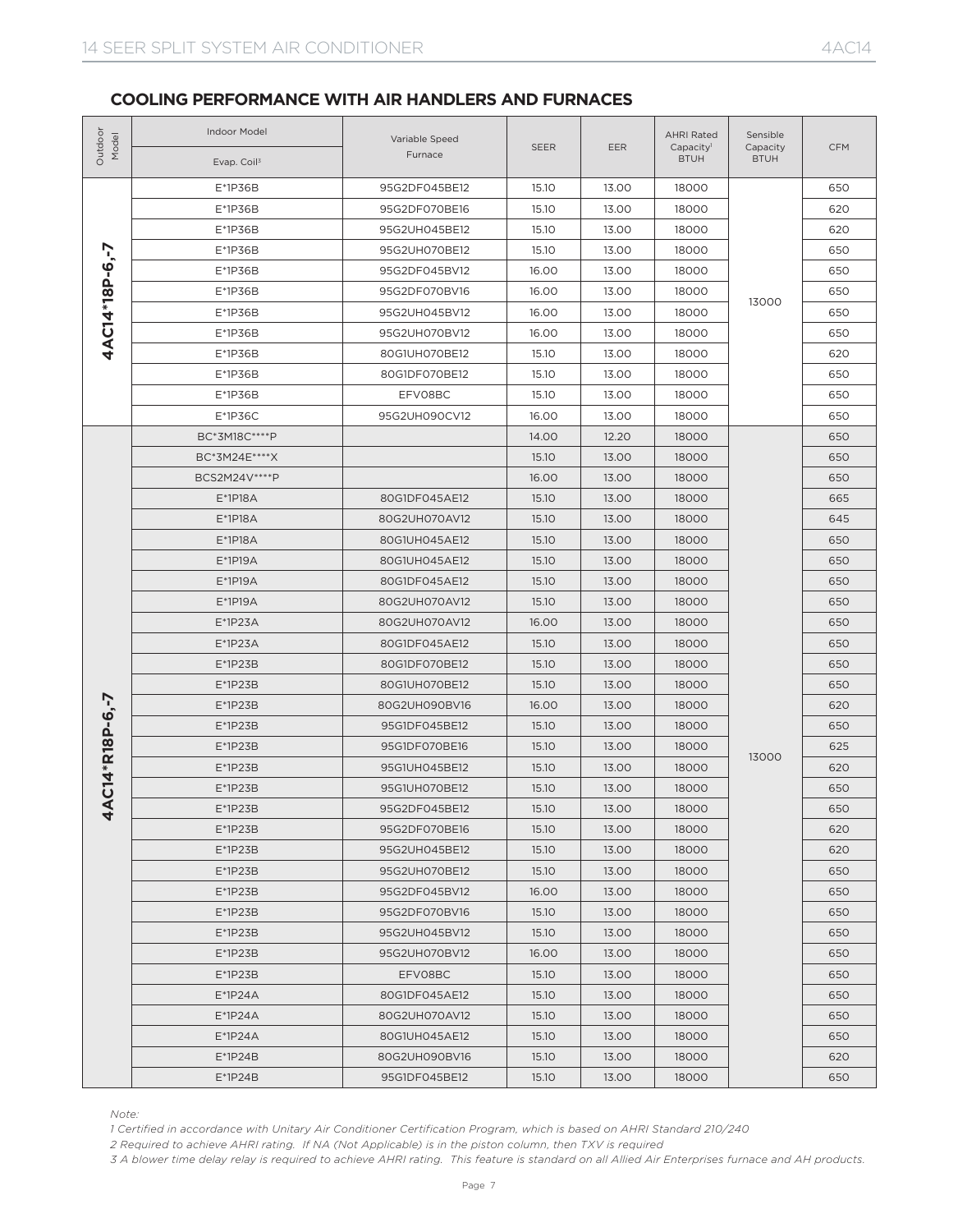## COOLING PERFORMANCE WITH AIR HANDLERS AND FURNACES

| Outdoor Model | Indoor Model | Variable Speed Furnace | SEER | EER | AHRI Rated Capacity[1] BTUH | Sensible Capacity BTUH | CFM |
|---|---|---|---|---|---|---|---|
| | Evap. Coil[3] | | | | | | |
| 4AC14*18P-6,-7 | E*1P36B | 95G2DF045BE12 | 15.10 | 13.00 | 18000 | 13000 | 650 |
| | E*1P36B | 95G2DF070BE16 | 15.10 | 13.00 | 18000 | | 620 |
| | E*1P36B | 95G2UH045BE12 | 15.10 | 13.00 | 18000 | | 620 |
| | E*1P36B | 95G2UH070BE12 | 15.10 | 13.00 | 18000 | | 650 |
| | E*1P36B | 95G2DF045BV12 | 16.00 | 13.00 | 18000 | | 650 |
| | E*1P36B | 95G2DF070BV16 | 16.00 | 13.00 | 18000 | | 650 |
| | E*1P36B | 95G2UH045BV12 | 16.00 | 13.00 | 18000 | | 650 |
| | E*1P36B | 95G2UH070BV12 | 16.00 | 13.00 | 18000 | | 650 |
| | E*1P36B | 80G1UH070BE12 | 15.10 | 13.00 | 18000 | | 620 |
| | E*1P36B | 80G1DF070BE12 | 15.10 | 13.00 | 18000 | | 650 |
| | E*1P36B | EFV08BC | 15.10 | 13.00 | 18000 | | 650 |
| | E*1P36C | 95G2UH090CV12 | 16.00 | 13.00 | 18000 | | 650 |
| 4AC14*R18P-6,-7 | BC*3M18C****P | | 14.00 | 12.20 | 18000 | 13000 | 650 |
| | BC*3M24E****X | | 15.10 | 13.00 | 18000 | | 650 |
| | BCS2M24V****P | | 16.00 | 13.00 | 18000 | | 650 |
| | E*1P18A | 80G1DF045AE12 | 15.10 | 13.00 | 18000 | | 665 |
| | E*1P18A | 80G2UH070AV12 | 15.10 | 13.00 | 18000 | | 645 |
| | E*1P18A | 80G1UH045AE12 | 15.10 | 13.00 | 18000 | | 650 |
| | E*1P19A | 80G1UH045AE12 | 15.10 | 13.00 | 18000 | | 650 |
| | E*1P19A | 80G1DF045AE12 | 15.10 | 13.00 | 18000 | | 650 |
| | E*1P19A | 80G2UH070AV12 | 15.10 | 13.00 | 18000 | | 650 |
| | E*1P23A | 80G2UH070AV12 | 16.00 | 13.00 | 18000 | | 650 |
| | E*1P23A | 80G1DF045AE12 | 15.10 | 13.00 | 18000 | | 650 |
| | E*1P23B | 80G1DF070BE12 | 15.10 | 13.00 | 18000 | | 650 |
| | E*1P23B | 80G1UH070BE12 | 15.10 | 13.00 | 18000 | | 650 |
| | E*1P23B | 80G2UH090BV16 | 16.00 | 13.00 | 18000 | | 620 |
| | E*1P23B | 95G1DF045BE12 | 15.10 | 13.00 | 18000 | | 650 |
| | E*1P23B | 95G1DF070BE16 | 15.10 | 13.00 | 18000 | | 625 |
| | E*1P23B | 95G1UH045BE12 | 15.10 | 13.00 | 18000 | | 620 |
| | E*1P23B | 95G1UH070BE12 | 15.10 | 13.00 | 18000 | | 650 |
| | E*1P23B | 95G2DF045BE12 | 15.10 | 13.00 | 18000 | | 650 |
| | E*1P23B | 95G2DF070BE16 | 15.10 | 13.00 | 18000 | | 620 |
| | E*1P23B | 95G2UH045BE12 | 15.10 | 13.00 | 18000 | | 620 |
| | E*1P23B | 95G2UH070BE12 | 15.10 | 13.00 | 18000 | | 650 |
| | E*1P23B | 95G2DF045BV12 | 16.00 | 13.00 | 18000 | | 650 |
| | E*1P23B | 95G2DF070BV16 | 15.10 | 13.00 | 18000 | | 650 |
| | E*1P23B | 95G2UH045BV12 | 15.10 | 13.00 | 18000 | | 650 |
| | E*1P23B | 95G2UH070BV12 | 16.00 | 13.00 | 18000 | | 650 |
| | E*1P23B | EFV08BC | 15.10 | 13.00 | 18000 | | 650 |
| | E*1P24A | 80G1DF045AE12 | 15.10 | 13.00 | 18000 | | 650 |
| | E*1P24A | 80G2UH070AV12 | 15.10 | 13.00 | 18000 | | 650 |
| | E*1P24A | 80G1UH045AE12 | 15.10 | 13.00 | 18000 | | 650 |
| | E*1P24B | 80G2UH090BV16 | 15.10 | 13.00 | 18000 | | 620 |
| | E*1P24B | 95G1DF045BE12 | 15.10 | 13.00 | 18000 | | 650 |

*Note:*

*1 Certified in accordance with Unitary Air Conditioner Certification Program, which is based on AHRI Standard 210/240*

*2 Required to achieve AHRI rating. If NA (Not Applicable) is in the piston column, then TXV is required*

*3 A blower time delay relay is required to achieve AHRI rating. This feature is standard on all Allied Air Enterprises furnace and AH products.*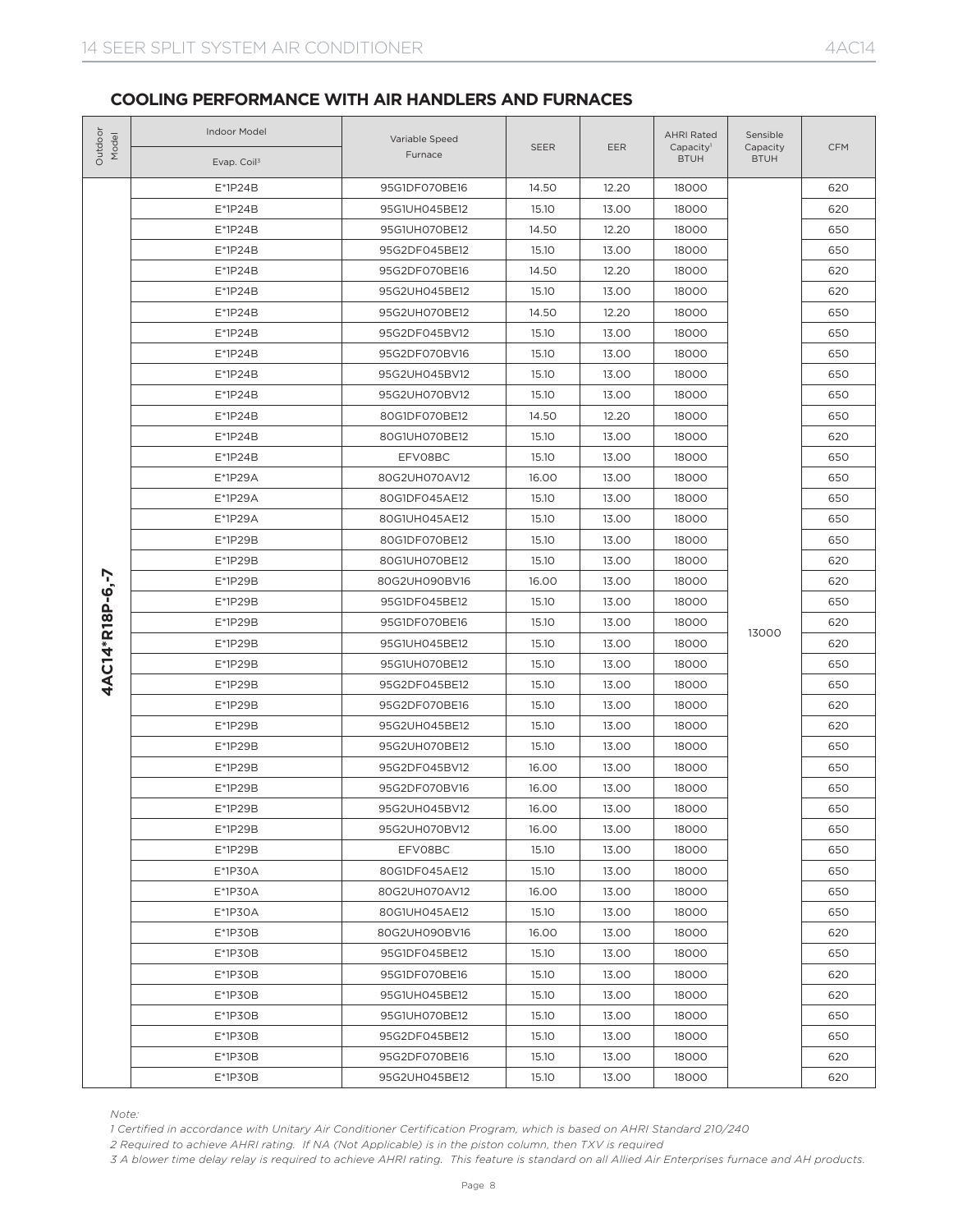## COOLING PERFORMANCE WITH AIR HANDLERS AND FURNACES

| Outdoor Model | Indoor Model Evap. Coil[3] | Variable Speed Furnace | SEER | EER | AHRI Rated Capacity[1] BTUH | Sensible Capacity BTUH | CFM |
|---|---|---|---|---|---|---|---|
| 4AC14*R18P-6,-7 | E*1P24B | 95G1DF070BE16 | 14.50 | 12.20 | 18000 | 13000 | 620 |
| | E*1P24B | 95G1UH045BE12 | 15.10 | 13.00 | 18000 | | 620 |
| | E*1P24B | 95G1UH070BE12 | 14.50 | 12.20 | 18000 | | 650 |
| | E*1P24B | 95G2DF045BE12 | 15.10 | 13.00 | 18000 | | 650 |
| | E*1P24B | 95G2DF070BE16 | 14.50 | 12.20 | 18000 | | 620 |
| | E*1P24B | 95G2UH045BE12 | 15.10 | 13.00 | 18000 | | 620 |
| | E*1P24B | 95G2UH070BE12 | 14.50 | 12.20 | 18000 | | 650 |
| | E*1P24B | 95G2DF045BV12 | 15.10 | 13.00 | 18000 | | 650 |
| | E*1P24B | 95G2DF070BV16 | 15.10 | 13.00 | 18000 | | 650 |
| | E*1P24B | 95G2UH045BV12 | 15.10 | 13.00 | 18000 | | 650 |
| | E*1P24B | 95G2UH070BV12 | 15.10 | 13.00 | 18000 | | 650 |
| | E*1P24B | 80G1DF070BE12 | 14.50 | 12.20 | 18000 | | 650 |
| | E*1P24B | 80G1UH070BE12 | 15.10 | 13.00 | 18000 | | 620 |
| | E*1P24B | EFV08BC | 15.10 | 13.00 | 18000 | | 650 |
| | E*1P29A | 80G2UH070AV12 | 16.00 | 13.00 | 18000 | | 650 |
| | E*1P29A | 80G1DF045AE12 | 15.10 | 13.00 | 18000 | | 650 |
| | E*1P29A | 80G1UH045AE12 | 15.10 | 13.00 | 18000 | | 650 |
| | E*1P29B | 80G1DF070BE12 | 15.10 | 13.00 | 18000 | | 650 |
| | E*1P29B | 80G1UH070BE12 | 15.10 | 13.00 | 18000 | | 620 |
| | E*1P29B | 80G2UH090BV16 | 16.00 | 13.00 | 18000 | | 620 |
| | E*1P29B | 95G1DF045BE12 | 15.10 | 13.00 | 18000 | | 650 |
| | E*1P29B | 95G1DF070BE16 | 15.10 | 13.00 | 18000 | | 620 |
| | E*1P29B | 95G1UH045BE12 | 15.10 | 13.00 | 18000 | | 620 |
| | E*1P29B | 95G1UH070BE12 | 15.10 | 13.00 | 18000 | | 650 |
| | E*1P29B | 95G2DF045BE12 | 15.10 | 13.00 | 18000 | | 650 |
| | E*1P29B | 95G2DF070BE16 | 15.10 | 13.00 | 18000 | | 620 |
| | E*1P29B | 95G2UH045BE12 | 15.10 | 13.00 | 18000 | | 620 |
| | E*1P29B | 95G2UH070BE12 | 15.10 | 13.00 | 18000 | | 650 |
| | E*1P29B | 95G2DF045BV12 | 16.00 | 13.00 | 18000 | | 650 |
| | E*1P29B | 95G2DF070BV16 | 16.00 | 13.00 | 18000 | | 650 |
| | E*1P29B | 95G2UH045BV12 | 16.00 | 13.00 | 18000 | | 650 |
| | E*1P29B | 95G2UH070BV12 | 16.00 | 13.00 | 18000 | | 650 |
| | E*1P29B | EFV08BC | 15.10 | 13.00 | 18000 | | 650 |
| | E*1P30A | 80G1DF045AE12 | 15.10 | 13.00 | 18000 | | 650 |
| | E*1P30A | 80G2UH070AV12 | 16.00 | 13.00 | 18000 | | 650 |
| | E*1P30A | 80G1UH045AE12 | 15.10 | 13.00 | 18000 | | 650 |
| | E*1P30B | 80G2UH090BV16 | 16.00 | 13.00 | 18000 | | 620 |
| | E*1P30B | 95G1DF045BE12 | 15.10 | 13.00 | 18000 | | 650 |
| | E*1P30B | 95G1DF070BE16 | 15.10 | 13.00 | 18000 | | 620 |
| | E*1P30B | 95G1UH045BE12 | 15.10 | 13.00 | 18000 | | 620 |
| | E*1P30B | 95G1UH070BE12 | 15.10 | 13.00 | 18000 | | 650 |
| | E*1P30B | 95G2DF045BE12 | 15.10 | 13.00 | 18000 | | 650 |
| | E*1P30B | 95G2DF070BE16 | 15.10 | 13.00 | 18000 | | 620 |
| | E*1P30B | 95G2UH045BE12 | 15.10 | 13.00 | 18000 | | 620 |

*Note:*

*1 Certified in accordance with Unitary Air Conditioner Certification Program, which is based on AHRI Standard 210/240*

*2 Required to achieve AHRI rating. If NA (Not Applicable) is in the piston column, then TXV is required*

*3 A blower time delay relay is required to achieve AHRI rating. This feature is standard on all Allied Air Enterprises furnace and AH products.*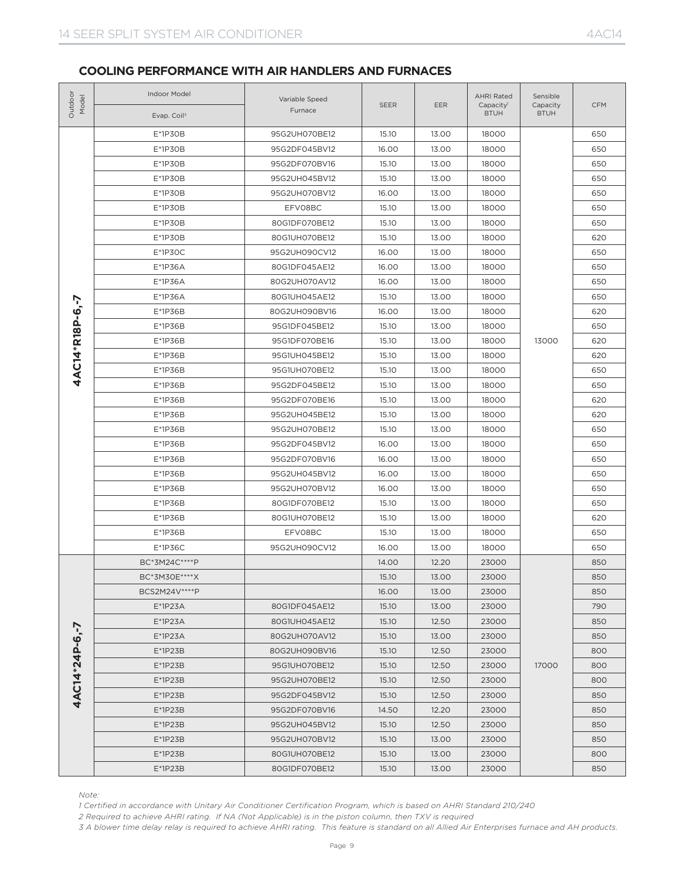## COOLING PERFORMANCE WITH AIR HANDLERS AND FURNACES

| Outdoor Model | Indoor Model Evap. Coil[3] | Variable Speed Furnace | SEER | EER | AHRI Rated Capacity[1] BTUH | Sensible Capacity BTUH | CFM |
|---|---|---|---|---|---|---|---|
| 4AC14*R18P-6,-7 | E*1P30B | 95G2UH070BE12 | 15.10 | 13.00 | 18000 | 13000 | 650 |
| | E*1P30B | 95G2DF045BV12 | 16.00 | 13.00 | 18000 | | 650 |
| | E*1P30B | 95G2DF070BV16 | 15.10 | 13.00 | 18000 | | 650 |
| | E*1P30B | 95G2UH045BV12 | 15.10 | 13.00 | 18000 | | 650 |
| | E*1P30B | 95G2UH070BV12 | 16.00 | 13.00 | 18000 | | 650 |
| | E*1P30B | EFV08BC | 15.10 | 13.00 | 18000 | | 650 |
| | E*1P30B | 80G1DF070BE12 | 15.10 | 13.00 | 18000 | | 650 |
| | E*1P30B | 80G1UH070BE12 | 15.10 | 13.00 | 18000 | | 620 |
| | E*1P30C | 95G2UH090CV12 | 16.00 | 13.00 | 18000 | | 650 |
| | E*1P36A | 80G1DF045AE12 | 16.00 | 13.00 | 18000 | | 650 |
| | E*1P36A | 80G2UH070AV12 | 16.00 | 13.00 | 18000 | | 650 |
| | E*1P36A | 80G1UH045AE12 | 15.10 | 13.00 | 18000 | | 650 |
| | E*1P36B | 80G2UH090BV16 | 16.00 | 13.00 | 18000 | | 620 |
| | E*1P36B | 95G1DF045BE12 | 15.10 | 13.00 | 18000 | | 650 |
| | E*1P36B | 95G1DF070BE16 | 15.10 | 13.00 | 18000 | | 620 |
| | E*1P36B | 95G1UH045BE12 | 15.10 | 13.00 | 18000 | | 620 |
| | E*1P36B | 95G1UH070BE12 | 15.10 | 13.00 | 18000 | | 650 |
| | E*1P36B | 95G2DF045BE12 | 15.10 | 13.00 | 18000 | | 650 |
| | E*1P36B | 95G2DF070BE16 | 15.10 | 13.00 | 18000 | | 620 |
| | E*1P36B | 95G2UH045BE12 | 15.10 | 13.00 | 18000 | | 620 |
| | E*1P36B | 95G2UH070BE12 | 15.10 | 13.00 | 18000 | | 650 |
| | E*1P36B | 95G2DF045BV12 | 16.00 | 13.00 | 18000 | | 650 |
| | E*1P36B | 95G2DF070BV16 | 16.00 | 13.00 | 18000 | | 650 |
| | E*1P36B | 95G2UH045BV12 | 16.00 | 13.00 | 18000 | | 650 |
| | E*1P36B | 95G2UH070BV12 | 16.00 | 13.00 | 18000 | | 650 |
| | E*1P36B | 80G1DF070BE12 | 15.10 | 13.00 | 18000 | | 650 |
| | E*1P36B | 80G1UH070BE12 | 15.10 | 13.00 | 18000 | | 620 |
| | E*1P36B | EFV08BC | 15.10 | 13.00 | 18000 | | 650 |
| | E*1P36C | 95G2UH090CV12 | 16.00 | 13.00 | 18000 | | 650 |
| 4AC14*24P-6,-7 | BC*3M24C****P | | 14.00 | 12.20 | 23000 | 17000 | 850 |
| | BC*3M30E****X | | 15.10 | 13.00 | 23000 | | 850 |
| | BCS2M24V****P | | 16.00 | 13.00 | 23000 | | 850 |
| | E*1P23A | 80G1DF045AE12 | 15.10 | 13.00 | 23000 | | 790 |
| | E*1P23A | 80G1UH045AE12 | 15.10 | 12.50 | 23000 | | 850 |
| | E*1P23A | 80G2UH070AV12 | 15.10 | 13.00 | 23000 | | 850 |
| | E*1P23B | 80G2UH090BV16 | 15.10 | 12.50 | 23000 | | 800 |
| | E*1P23B | 95G1UH070BE12 | 15.10 | 12.50 | 23000 | | 800 |
| | E*1P23B | 95G2UH070BE12 | 15.10 | 12.50 | 23000 | | 800 |
| | E*1P23B | 95G2DF045BV12 | 15.10 | 12.50 | 23000 | | 850 |
| | E*1P23B | 95G2DF070BV16 | 14.50 | 12.20 | 23000 | | 850 |
| | E*1P23B | 95G2UH045BV12 | 15.10 | 12.50 | 23000 | | 850 |
| | E*1P23B | 95G2UH070BV12 | 15.10 | 13.00 | 23000 | | 850 |
| | E*1P23B | 80G1UH070BE12 | 15.10 | 13.00 | 23000 | | 800 |
| | E*1P23B | 80G1DF070BE12 | 15.10 | 13.00 | 23000 | | 850 |

*Note:*

*1 Certified in accordance with Unitary Air Conditioner Certification Program, which is based on AHRI Standard 210/240*

*2 Required to achieve AHRI rating. If NA (Not Applicable) is in the piston column, then TXV is required*

*3 A blower time delay relay is required to achieve AHRI rating. This feature is standard on all Allied Air Enterprises furnace and AH products.*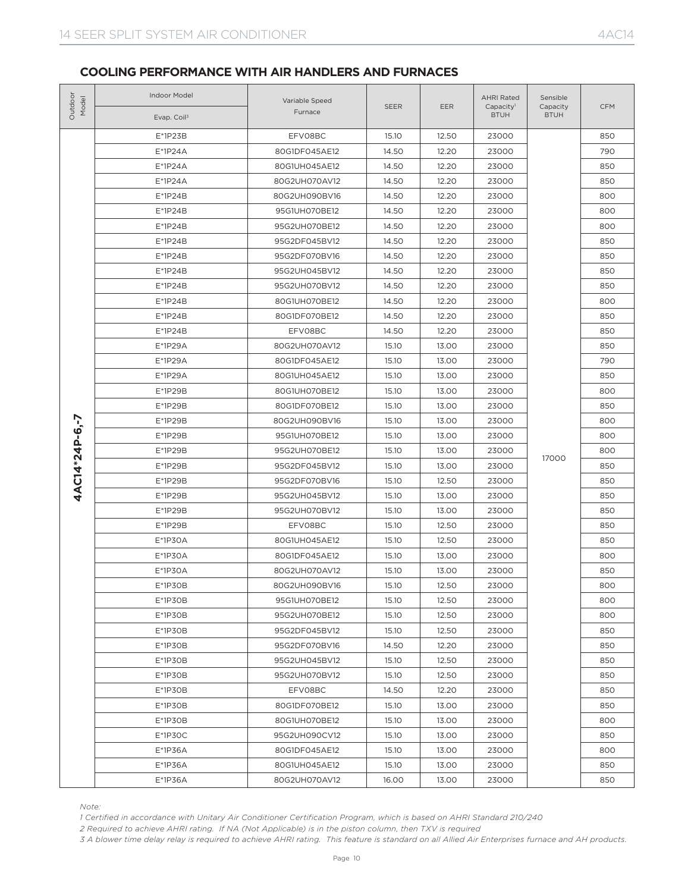## COOLING PERFORMANCE WITH AIR HANDLERS AND FURNACES

| Outdoor Model | Indoor Model / Evap. Coil[3] | Variable Speed Furnace | SEER | EER | AHRI Rated Capacity[1] BTUH | Sensible Capacity BTUH | CFM |
|---|---|---|---|---|---|---|---|
| 4AC14*24P-6,-7 | E*1P23B | EFV08BC | 15.10 | 12.50 | 23000 | 17000 | 850 |
| | E*1P24A | 80G1DF045AE12 | 14.50 | 12.20 | 23000 | | 790 |
| | E*1P24A | 80G1UH045AE12 | 14.50 | 12.20 | 23000 | | 850 |
| | E*1P24A | 80G2UH070AV12 | 14.50 | 12.20 | 23000 | | 850 |
| | E*1P24B | 80G2UH090BV16 | 14.50 | 12.20 | 23000 | | 800 |
| | E*1P24B | 95G1UH070BE12 | 14.50 | 12.20 | 23000 | | 800 |
| | E*1P24B | 95G2UH070BE12 | 14.50 | 12.20 | 23000 | | 800 |
| | E*1P24B | 95G2DF045BV12 | 14.50 | 12.20 | 23000 | | 850 |
| | E*1P24B | 95G2DF070BV16 | 14.50 | 12.20 | 23000 | | 850 |
| | E*1P24B | 95G2UH045BV12 | 14.50 | 12.20 | 23000 | | 850 |
| | E*1P24B | 95G2UH070BV12 | 14.50 | 12.20 | 23000 | | 850 |
| | E*1P24B | 80G1UH070BE12 | 14.50 | 12.20 | 23000 | | 800 |
| | E*1P24B | 80G1DF070BE12 | 14.50 | 12.20 | 23000 | | 850 |
| | E*1P24B | EFV08BC | 14.50 | 12.20 | 23000 | | 850 |
| | E*1P29A | 80G2UH070AV12 | 15.10 | 13.00 | 23000 | | 850 |
| | E*1P29A | 80G1DF045AE12 | 15.10 | 13.00 | 23000 | | 790 |
| | E*1P29A | 80G1UH045AE12 | 15.10 | 13.00 | 23000 | | 850 |
| | E*1P29B | 80G1UH070BE12 | 15.10 | 13.00 | 23000 | | 800 |
| | E*1P29B | 80G1DF070BE12 | 15.10 | 13.00 | 23000 | | 850 |
| | E*1P29B | 80G2UH090BV16 | 15.10 | 13.00 | 23000 | | 800 |
| | E*1P29B | 95G1UH070BE12 | 15.10 | 13.00 | 23000 | | 800 |
| | E*1P29B | 95G2UH070BE12 | 15.10 | 13.00 | 23000 | | 800 |
| | E*1P29B | 95G2DF045BV12 | 15.10 | 13.00 | 23000 | | 850 |
| | E*1P29B | 95G2DF070BV16 | 15.10 | 12.50 | 23000 | | 850 |
| | E*1P29B | 95G2UH045BV12 | 15.10 | 13.00 | 23000 | | 850 |
| | E*1P29B | 95G2UH070BV12 | 15.10 | 13.00 | 23000 | | 850 |
| | E*1P29B | EFV08BC | 15.10 | 12.50 | 23000 | | 850 |
| | E*1P30A | 80G1UH045AE12 | 15.10 | 12.50 | 23000 | | 850 |
| | E*1P30A | 80G1DF045AE12 | 15.10 | 13.00 | 23000 | | 800 |
| | E*1P30A | 80G2UH070AV12 | 15.10 | 13.00 | 23000 | | 850 |
| | E*1P30B | 80G2UH090BV16 | 15.10 | 12.50 | 23000 | | 800 |
| | E*1P30B | 95G1UH070BE12 | 15.10 | 12.50 | 23000 | | 800 |
| | E*1P30B | 95G2UH070BE12 | 15.10 | 12.50 | 23000 | | 800 |
| | E*1P30B | 95G2DF045BV12 | 15.10 | 12.50 | 23000 | | 850 |
| | E*1P30B | 95G2DF070BV16 | 14.50 | 12.20 | 23000 | | 850 |
| | E*1P30B | 95G2UH045BV12 | 15.10 | 12.50 | 23000 | | 850 |
| | E*1P30B | 95G2UH070BV12 | 15.10 | 12.50 | 23000 | | 850 |
| | E*1P30B | EFV08BC | 14.50 | 12.20 | 23000 | | 850 |
| | E*1P30B | 80G1DF070BE12 | 15.10 | 13.00 | 23000 | | 850 |
| | E*1P30B | 80G1UH070BE12 | 15.10 | 13.00 | 23000 | | 800 |
| | E*1P30C | 95G2UH090CV12 | 15.10 | 13.00 | 23000 | | 850 |
| | E*1P36A | 80G1DF045AE12 | 15.10 | 13.00 | 23000 | | 800 |
| | E*1P36A | 80G1UH045AE12 | 15.10 | 13.00 | 23000 | | 850 |
| | E*1P36A | 80G2UH070AV12 | 16.00 | 13.00 | 23000 | | 850 |

*Note:*

*1 Certified in accordance with Unitary Air Conditioner Certification Program, which is based on AHRI Standard 210/240*

*2 Required to achieve AHRI rating. If NA (Not Applicable) is in the piston column, then TXV is required*

*3 A blower time delay relay is required to achieve AHRI rating. This feature is standard on all Allied Air Enterprises furnace and AH products.*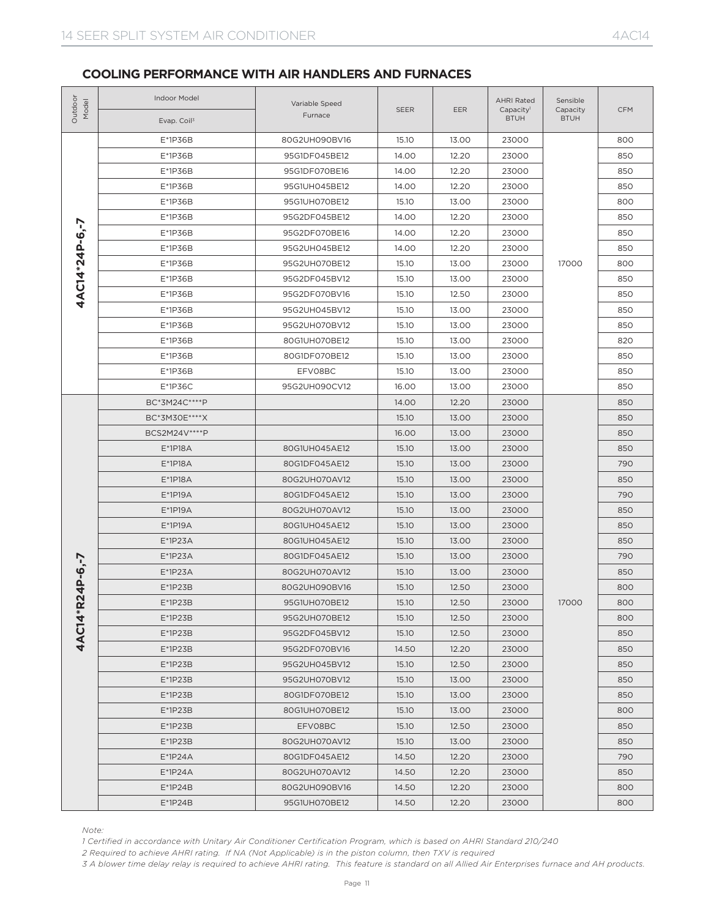## COOLING PERFORMANCE WITH AIR HANDLERS AND FURNACES

| Outdoor Model | Indoor Model / Evap. Coil[3] | Variable Speed Furnace | SEER | EER | AHRI Rated Capacity[1] BTUH | Sensible Capacity BTUH | CFM |
|---|---|---|---|---|---|---|---|
| 4AC14*24P-6,-7 | E*1P36B | 80G2UH090BV16 | 15.10 | 13.00 | 23000 | 17000 | 800 |
| | E*1P36B | 95G1DF045BE12 | 14.00 | 12.20 | 23000 | | 850 |
| | E*1P36B | 95G1DF070BE16 | 14.00 | 12.20 | 23000 | | 850 |
| | E*1P36B | 95G1UH045BE12 | 14.00 | 12.20 | 23000 | | 850 |
| | E*1P36B | 95G1UH070BE12 | 15.10 | 13.00 | 23000 | | 800 |
| | E*1P36B | 95G2DF045BE12 | 14.00 | 12.20 | 23000 | | 850 |
| | E*1P36B | 95G2DF070BE16 | 14.00 | 12.20 | 23000 | | 850 |
| | E*1P36B | 95G2UH045BE12 | 14.00 | 12.20 | 23000 | | 850 |
| | E*1P36B | 95G2UH070BE12 | 15.10 | 13.00 | 23000 | | 800 |
| | E*1P36B | 95G2DF045BV12 | 15.10 | 13.00 | 23000 | | 850 |
| | E*1P36B | 95G2DF070BV16 | 15.10 | 12.50 | 23000 | | 850 |
| | E*1P36B | 95G2UH045BV12 | 15.10 | 13.00 | 23000 | | 850 |
| | E*1P36B | 95G2UH070BV12 | 15.10 | 13.00 | 23000 | | 850 |
| | E*1P36B | 80G1UH070BE12 | 15.10 | 13.00 | 23000 | | 820 |
| | E*1P36B | 80G1DF070BE12 | 15.10 | 13.00 | 23000 | | 850 |
| | E*1P36B | EFV08BC | 15.10 | 13.00 | 23000 | | 850 |
| | E*1P36C | 95G2UH090CV12 | 16.00 | 13.00 | 23000 | | 850 |
| 4AC14*R24P-6,-7 | BC*3M24C****P | | 14.00 | 12.20 | 23000 | 17000 | 850 |
| | BC*3M30E****X | | 15.10 | 13.00 | 23000 | | 850 |
| | BCS2M24V****P | | 16.00 | 13.00 | 23000 | | 850 |
| | E*1P18A | 80G1UH045AE12 | 15.10 | 13.00 | 23000 | | 850 |
| | E*1P18A | 80G1DF045AE12 | 15.10 | 13.00 | 23000 | | 790 |
| | E*1P18A | 80G2UH070AV12 | 15.10 | 13.00 | 23000 | | 850 |
| | E*1P19A | 80G1DF045AE12 | 15.10 | 13.00 | 23000 | | 790 |
| | E*1P19A | 80G2UH070AV12 | 15.10 | 13.00 | 23000 | | 850 |
| | E*1P19A | 80G1UH045AE12 | 15.10 | 13.00 | 23000 | | 850 |
| | E*1P23A | 80G1UH045AE12 | 15.10 | 13.00 | 23000 | | 850 |
| | E*1P23A | 80G1DF045AE12 | 15.10 | 13.00 | 23000 | | 790 |
| | E*1P23A | 80G2UH070AV12 | 15.10 | 13.00 | 23000 | | 850 |
| | E*1P23B | 80G2UH090BV16 | 15.10 | 12.50 | 23000 | | 800 |
| | E*1P23B | 95G1UH070BE12 | 15.10 | 12.50 | 23000 | | 800 |
| | E*1P23B | 95G2UH070BE12 | 15.10 | 12.50 | 23000 | | 800 |
| | E*1P23B | 95G2DF045BV12 | 15.10 | 12.50 | 23000 | | 850 |
| | E*1P23B | 95G2DF070BV16 | 14.50 | 12.20 | 23000 | | 850 |
| | E*1P23B | 95G2UH045BV12 | 15.10 | 12.50 | 23000 | | 850 |
| | E*1P23B | 95G2UH070BV12 | 15.10 | 13.00 | 23000 | | 850 |
| | E*1P23B | 80G1DF070BE12 | 15.10 | 13.00 | 23000 | | 850 |
| | E*1P23B | 80G1UH070BE12 | 15.10 | 13.00 | 23000 | | 800 |
| | E*1P23B | EFV08BC | 15.10 | 12.50 | 23000 | | 850 |
| | E*1P23B | 80G2UH070AV12 | 15.10 | 13.00 | 23000 | | 850 |
| | E*1P24A | 80G1DF045AE12 | 14.50 | 12.20 | 23000 | | 790 |
| | E*1P24A | 80G2UH070AV12 | 14.50 | 12.20 | 23000 | | 850 |
| | E*1P24B | 80G2UH090BV16 | 14.50 | 12.20 | 23000 | | 800 |
| | E*1P24B | 95G1UH070BE12 | 14.50 | 12.20 | 23000 | | 800 |

*Note:*

*1 Certified in accordance with Unitary Air Conditioner Certification Program, which is based on AHRI Standard 210/240*

*2 Required to achieve AHRI rating. If NA (Not Applicable) is in the piston column, then TXV is required*

*3 A blower time delay relay is required to achieve AHRI rating. This feature is standard on all Allied Air Enterprises furnace and AH products.*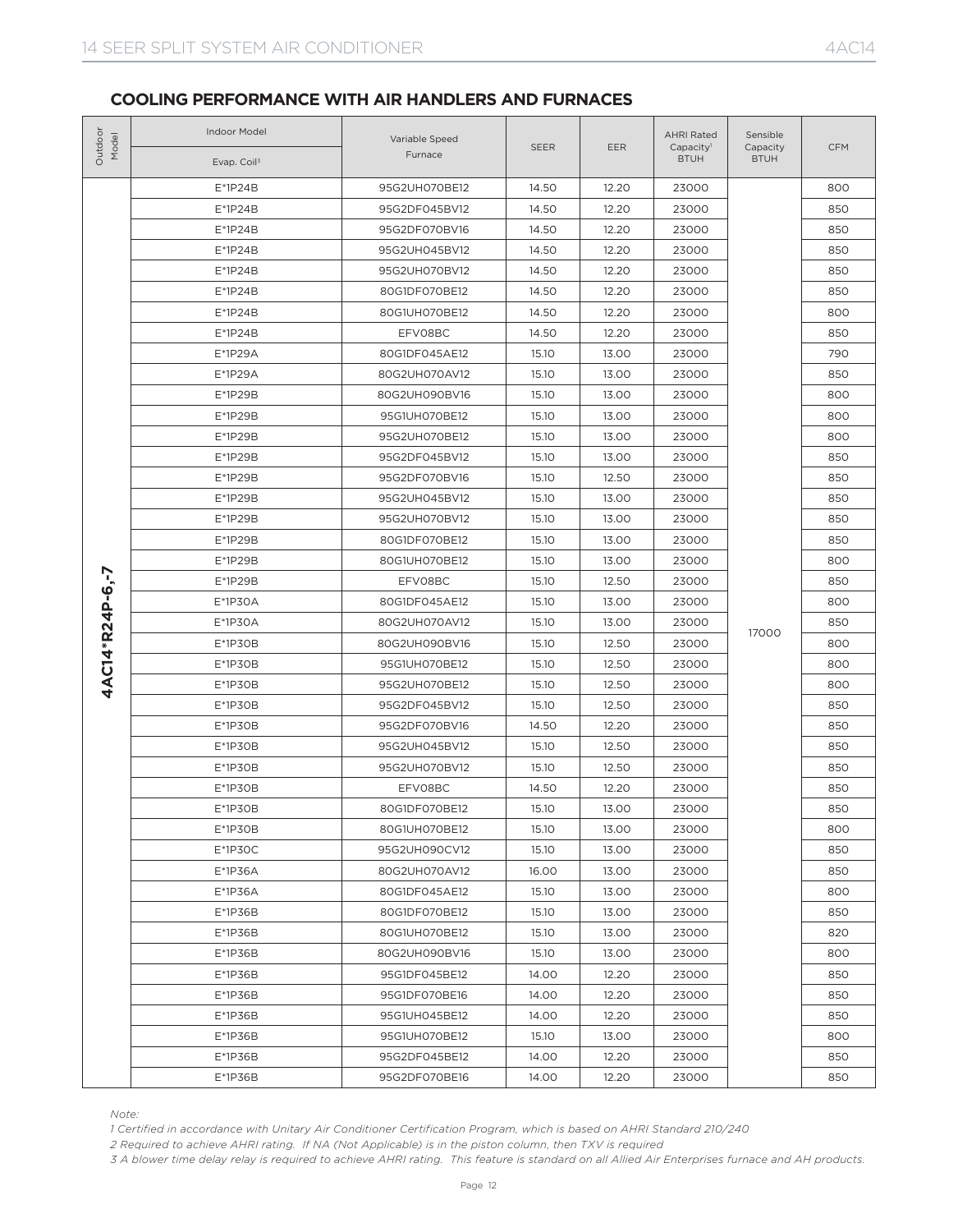## COOLING PERFORMANCE WITH AIR HANDLERS AND FURNACES

| Outdoor Model | Indoor Model | Variable Speed Furnace | SEER | EER | AHRI Rated Capacity[1] BTUH | Sensible Capacity BTUH | CFM |
|---|---|---|---|---|---|---|---|
| | Evap. Coil[3] | | | | | | |
| 4AC14*R24P-6,-7 | E*1P24B | 95G2UH070BE12 | 14.50 | 12.20 | 23000 | 17000 | 800 |
| | E*1P24B | 95G2DF045BV12 | 14.50 | 12.20 | 23000 | | 850 |
| | E*1P24B | 95G2DF070BV16 | 14.50 | 12.20 | 23000 | | 850 |
| | E*1P24B | 95G2UH045BV12 | 14.50 | 12.20 | 23000 | | 850 |
| | E*1P24B | 95G2UH070BV12 | 14.50 | 12.20 | 23000 | | 850 |
| | E*1P24B | 80G1DF070BE12 | 14.50 | 12.20 | 23000 | | 850 |
| | E*1P24B | 80G1UH070BE12 | 14.50 | 12.20 | 23000 | | 800 |
| | E*1P24B | EFV08BC | 14.50 | 12.20 | 23000 | | 850 |
| | E*1P29A | 80G1DF045AE12 | 15.10 | 13.00 | 23000 | | 790 |
| | E*1P29A | 80G2UH070AV12 | 15.10 | 13.00 | 23000 | | 850 |
| | E*1P29B | 80G2UH090BV16 | 15.10 | 13.00 | 23000 | | 800 |
| | E*1P29B | 95G1UH070BE12 | 15.10 | 13.00 | 23000 | | 800 |
| | E*1P29B | 95G2UH070BE12 | 15.10 | 13.00 | 23000 | | 800 |
| | E*1P29B | 95G2DF045BV12 | 15.10 | 13.00 | 23000 | | 850 |
| | E*1P29B | 95G2DF070BV16 | 15.10 | 12.50 | 23000 | | 850 |
| | E*1P29B | 95G2UH045BV12 | 15.10 | 13.00 | 23000 | | 850 |
| | E*1P29B | 95G2UH070BV12 | 15.10 | 13.00 | 23000 | | 850 |
| | E*1P29B | 80G1DF070BE12 | 15.10 | 13.00 | 23000 | | 850 |
| | E*1P29B | 80G1UH070BE12 | 15.10 | 13.00 | 23000 | | 800 |
| | E*1P29B | EFV08BC | 15.10 | 12.50 | 23000 | | 850 |
| | E*1P30A | 80G1DF045AE12 | 15.10 | 13.00 | 23000 | | 800 |
| | E*1P30A | 80G2UH070AV12 | 15.10 | 13.00 | 23000 | | 850 |
| | E*1P30B | 80G2UH090BV16 | 15.10 | 12.50 | 23000 | | 800 |
| | E*1P30B | 95G1UH070BE12 | 15.10 | 12.50 | 23000 | | 800 |
| | E*1P30B | 95G2UH070BE12 | 15.10 | 12.50 | 23000 | | 800 |
| | E*1P30B | 95G2DF045BV12 | 15.10 | 12.50 | 23000 | | 850 |
| | E*1P30B | 95G2DF070BV16 | 14.50 | 12.20 | 23000 | | 850 |
| | E*1P30B | 95G2UH045BV12 | 15.10 | 12.50 | 23000 | | 850 |
| | E*1P30B | 95G2UH070BV12 | 15.10 | 12.50 | 23000 | | 850 |
| | E*1P30B | EFV08BC | 14.50 | 12.20 | 23000 | | 850 |
| | E*1P30B | 80G1DF070BE12 | 15.10 | 13.00 | 23000 | | 850 |
| | E*1P30B | 80G1UH070BE12 | 15.10 | 13.00 | 23000 | | 800 |
| | E*1P30C | 95G2UH090CV12 | 15.10 | 13.00 | 23000 | | 850 |
| | E*1P36A | 80G2UH070AV12 | 16.00 | 13.00 | 23000 | | 850 |
| | E*1P36A | 80G1DF045AE12 | 15.10 | 13.00 | 23000 | | 800 |
| | E*1P36B | 80G1DF070BE12 | 15.10 | 13.00 | 23000 | | 850 |
| | E*1P36B | 80G1UH070BE12 | 15.10 | 13.00 | 23000 | | 820 |
| | E*1P36B | 80G2UH090BV16 | 15.10 | 13.00 | 23000 | | 800 |
| | E*1P36B | 95G1DF045BE12 | 14.00 | 12.20 | 23000 | | 850 |
| | E*1P36B | 95G1DF070BE16 | 14.00 | 12.20 | 23000 | | 850 |
| | E*1P36B | 95G1UH045BE12 | 14.00 | 12.20 | 23000 | | 850 |
| | E*1P36B | 95G1UH070BE12 | 15.10 | 13.00 | 23000 | | 800 |
| | E*1P36B | 95G2DF045BE12 | 14.00 | 12.20 | 23000 | | 850 |
| | E*1P36B | 95G2DF070BE16 | 14.00 | 12.20 | 23000 | | 850 |

*Note:*

*1 Certified in accordance with Unitary Air Conditioner Certification Program, which is based on AHRI Standard 210/240*

*2 Required to achieve AHRI rating. If NA (Not Applicable) is in the piston column, then TXV is required*

*3 A blower time delay relay is required to achieve AHRI rating. This feature is standard on all Allied Air Enterprises furnace and AH products.*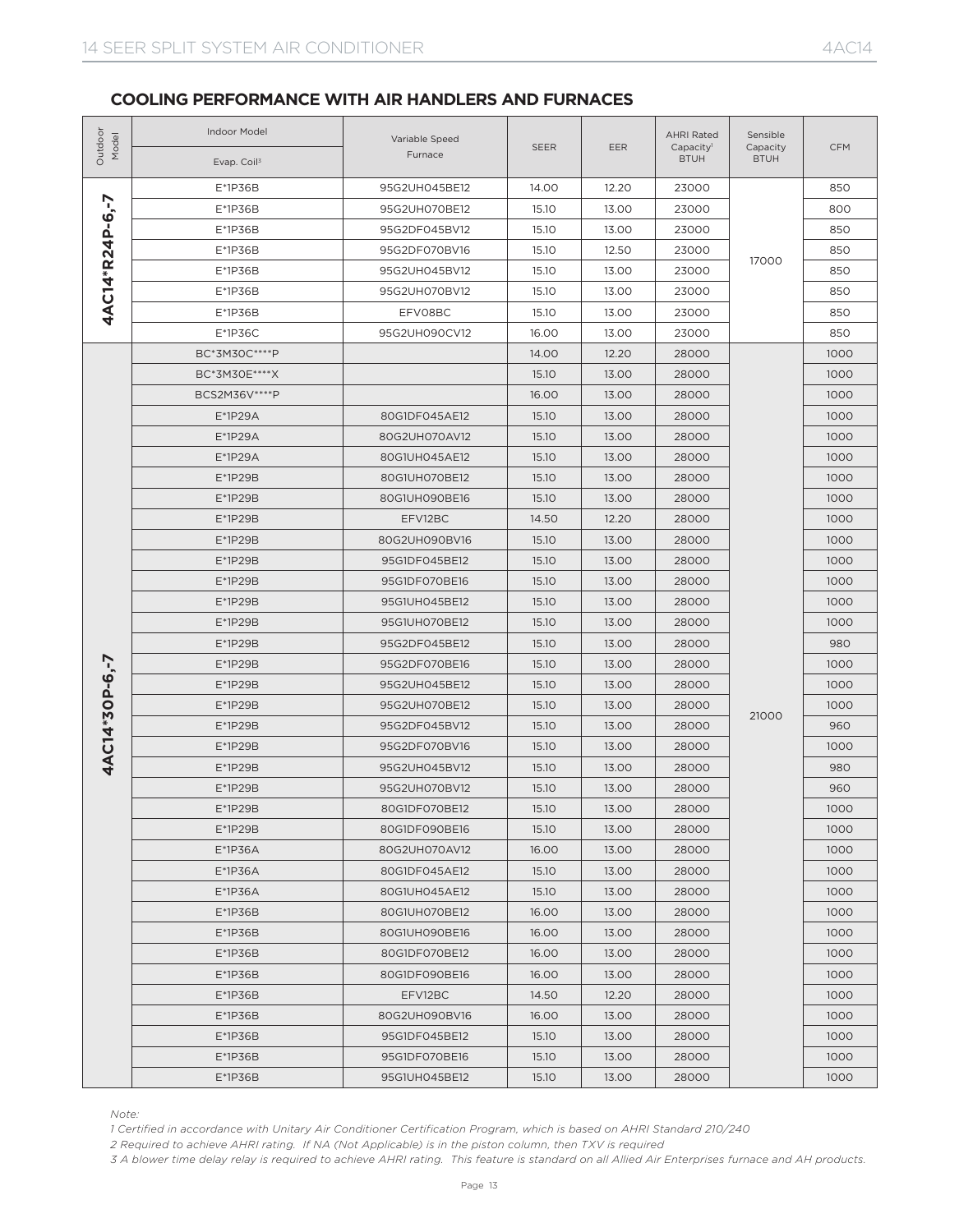## COOLING PERFORMANCE WITH AIR HANDLERS AND FURNACES

| Outdoor Model | Indoor Model | Variable Speed Furnace | SEER | EER | AHRI Rated Capacity[1] BTUH | Sensible Capacity BTUH | CFM |
|---|---|---|---|---|---|---|---|
| | Evap. Coil[3] | | | | | | |
| 4AC14*R24P-6,-7 | E*1P36B | 95G2UH045BE12 | 14.00 | 12.20 | 23000 | 17000 | 850 |
| | E*1P36B | 95G2UH070BE12 | 15.10 | 13.00 | 23000 | | 800 |
| | E*1P36B | 95G2DF045BV12 | 15.10 | 13.00 | 23000 | | 850 |
| | E*1P36B | 95G2DF070BV16 | 15.10 | 12.50 | 23000 | | 850 |
| | E*1P36B | 95G2UH045BV12 | 15.10 | 13.00 | 23000 | | 850 |
| | E*1P36B | 95G2UH070BV12 | 15.10 | 13.00 | 23000 | | 850 |
| | E*1P36B | EFV08BC | 15.10 | 13.00 | 23000 | | 850 |
| | E*1P36C | 95G2UH090CV12 | 16.00 | 13.00 | 23000 | | 850 |
| 4AC14*30P-6,-7 | BC*3M30C****P | | 14.00 | 12.20 | 28000 | 21000 | 1000 |
| | BC*3M30E****X | | 15.10 | 13.00 | 28000 | | 1000 |
| | BCS2M36V****P | | 16.00 | 13.00 | 28000 | | 1000 |
| | E*1P29A | 80G1DF045AE12 | 15.10 | 13.00 | 28000 | | 1000 |
| | E*1P29A | 80G2UH070AV12 | 15.10 | 13.00 | 28000 | | 1000 |
| | E*1P29A | 80G1UH045AE12 | 15.10 | 13.00 | 28000 | | 1000 |
| | E*1P29B | 80G1UH070BE12 | 15.10 | 13.00 | 28000 | | 1000 |
| | E*1P29B | 80G1UH090BE16 | 15.10 | 13.00 | 28000 | | 1000 |
| | E*1P29B | EFV12BC | 14.50 | 12.20 | 28000 | | 1000 |
| | E*1P29B | 80G2UH090BV16 | 15.10 | 13.00 | 28000 | | 1000 |
| | E*1P29B | 95G1DF045BE12 | 15.10 | 13.00 | 28000 | | 1000 |
| | E*1P29B | 95G1DF070BE16 | 15.10 | 13.00 | 28000 | | 1000 |
| | E*1P29B | 95G1UH045BE12 | 15.10 | 13.00 | 28000 | | 1000 |
| | E*1P29B | 95G1UH070BE12 | 15.10 | 13.00 | 28000 | | 1000 |
| | E*1P29B | 95G2DF045BE12 | 15.10 | 13.00 | 28000 | | 980 |
| | E*1P29B | 95G2DF070BE16 | 15.10 | 13.00 | 28000 | | 1000 |
| | E*1P29B | 95G2UH045BE12 | 15.10 | 13.00 | 28000 | | 1000 |
| | E*1P29B | 95G2UH070BE12 | 15.10 | 13.00 | 28000 | | 1000 |
| | E*1P29B | 95G2DF045BV12 | 15.10 | 13.00 | 28000 | | 960 |
| | E*1P29B | 95G2DF070BV16 | 15.10 | 13.00 | 28000 | | 1000 |
| | E*1P29B | 95G2UH045BV12 | 15.10 | 13.00 | 28000 | | 980 |
| | E*1P29B | 95G2UH070BV12 | 15.10 | 13.00 | 28000 | | 960 |
| | E*1P29B | 80G1DF070BE12 | 15.10 | 13.00 | 28000 | | 1000 |
| | E*1P29B | 80G1DF090BE16 | 15.10 | 13.00 | 28000 | | 1000 |
| | E*1P36A | 80G2UH070AV12 | 16.00 | 13.00 | 28000 | | 1000 |
| | E*1P36A | 80G1DF045AE12 | 15.10 | 13.00 | 28000 | | 1000 |
| | E*1P36A | 80G1UH045AE12 | 15.10 | 13.00 | 28000 | | 1000 |
| | E*1P36B | 80G1UH070BE12 | 16.00 | 13.00 | 28000 | | 1000 |
| | E*1P36B | 80G1UH090BE16 | 16.00 | 13.00 | 28000 | | 1000 |
| | E*1P36B | 80G1DF070BE12 | 16.00 | 13.00 | 28000 | | 1000 |
| | E*1P36B | 80G1DF090BE16 | 16.00 | 13.00 | 28000 | | 1000 |
| | E*1P36B | EFV12BC | 14.50 | 12.20 | 28000 | | 1000 |
| | E*1P36B | 80G2UH090BV16 | 16.00 | 13.00 | 28000 | | 1000 |
| | E*1P36B | 95G1DF045BE12 | 15.10 | 13.00 | 28000 | | 1000 |
| | E*1P36B | 95G1DF070BE16 | 15.10 | 13.00 | 28000 | | 1000 |
| | E*1P36B | 95G1UH045BE12 | 15.10 | 13.00 | 28000 | | 1000 |

*Note:*

*1 Certified in accordance with Unitary Air Conditioner Certification Program, which is based on AHRI Standard 210/240*

*2 Required to achieve AHRI rating. If NA (Not Applicable) is in the piston column, then TXV is required*

*3 A blower time delay relay is required to achieve AHRI rating. This feature is standard on all Allied Air Enterprises furnace and AH products.*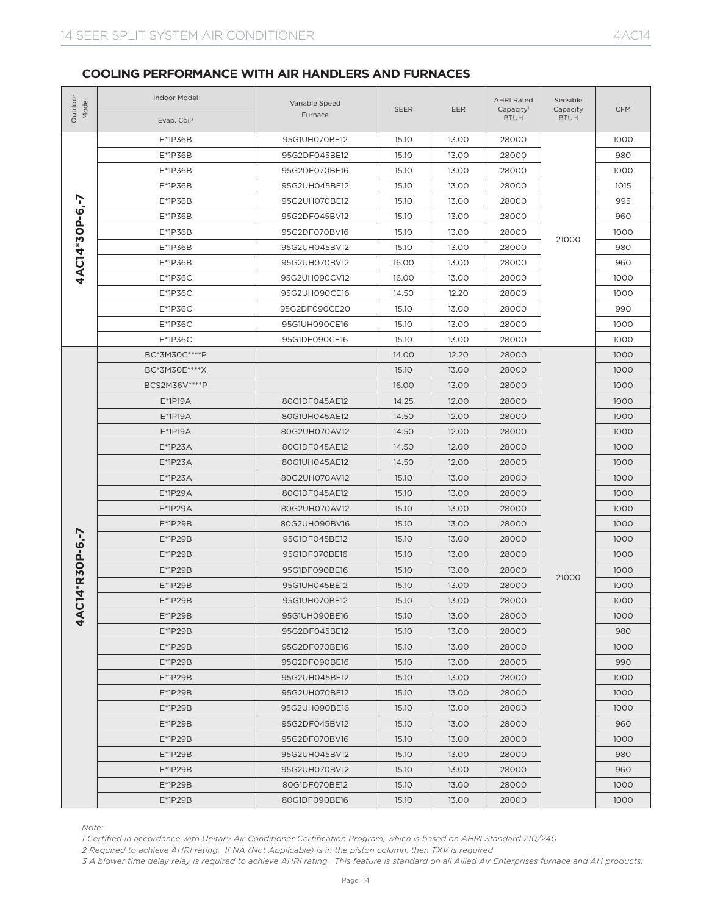## COOLING PERFORMANCE WITH AIR HANDLERS AND FURNACES

| Outdoor Model | Indoor Model / Evap. Coil[3] | Variable Speed Furnace | SEER | EER | AHRI Rated Capacity[1] BTUH | Sensible Capacity BTUH | CFM |
|---|---|---|---|---|---|---|---|
| 4AC14*30P-6,-7 | E*1P36B | 95G1UH070BE12 | 15.10 | 13.00 | 28000 | 21000 | 1000 |
| | E*1P36B | 95G2DF045BE12 | 15.10 | 13.00 | 28000 | | 980 |
| | E*1P36B | 95G2DF070BE16 | 15.10 | 13.00 | 28000 | | 1000 |
| | E*1P36B | 95G2UH045BE12 | 15.10 | 13.00 | 28000 | | 1015 |
| | E*1P36B | 95G2UH070BE12 | 15.10 | 13.00 | 28000 | | 995 |
| | E*1P36B | 95G2DF045BV12 | 15.10 | 13.00 | 28000 | | 960 |
| | E*1P36B | 95G2DF070BV16 | 15.10 | 13.00 | 28000 | | 1000 |
| | E*1P36B | 95G2UH045BV12 | 15.10 | 13.00 | 28000 | | 980 |
| | E*1P36B | 95G2UH070BV12 | 16.00 | 13.00 | 28000 | | 960 |
| | E*1P36C | 95G2UH090CV12 | 16.00 | 13.00 | 28000 | | 1000 |
| | E*1P36C | 95G2UH090CE16 | 14.50 | 12.20 | 28000 | | 1000 |
| | E*1P36C | 95G2DF090CE20 | 15.10 | 13.00 | 28000 | | 990 |
| | E*1P36C | 95G1UH090CE16 | 15.10 | 13.00 | 28000 | | 1000 |
| | E*1P36C | 95G1DF090CE16 | 15.10 | 13.00 | 28000 | | 1000 |
| 4AC14*R30P-6,-7 | BC*3M30C****P | | 14.00 | 12.20 | 28000 | 21000 | 1000 |
| | BC*3M30E****X | | 15.10 | 13.00 | 28000 | | 1000 |
| | BCS2M36V****P | | 16.00 | 13.00 | 28000 | | 1000 |
| | E*1P19A | 80G1DF045AE12 | 14.25 | 12.00 | 28000 | | 1000 |
| | E*1P19A | 80G1UH045AE12 | 14.50 | 12.00 | 28000 | | 1000 |
| | E*1P19A | 80G2UH070AV12 | 14.50 | 12.00 | 28000 | | 1000 |
| | E*1P23A | 80G1DF045AE12 | 14.50 | 12.00 | 28000 | | 1000 |
| | E*1P23A | 80G1UH045AE12 | 14.50 | 12.00 | 28000 | | 1000 |
| | E*1P23A | 80G2UH070AV12 | 15.10 | 13.00 | 28000 | | 1000 |
| | E*1P29A | 80G1DF045AE12 | 15.10 | 13.00 | 28000 | | 1000 |
| | E*1P29A | 80G2UH070AV12 | 15.10 | 13.00 | 28000 | | 1000 |
| | E*1P29B | 80G2UH090BV16 | 15.10 | 13.00 | 28000 | | 1000 |
| | E*1P29B | 95G1DF045BE12 | 15.10 | 13.00 | 28000 | | 1000 |
| | E*1P29B | 95G1DF070BE16 | 15.10 | 13.00 | 28000 | | 1000 |
| | E*1P29B | 95G1DF090BE16 | 15.10 | 13.00 | 28000 | | 1000 |
| | E*1P29B | 95G1UH045BE12 | 15.10 | 13.00 | 28000 | | 1000 |
| | E*1P29B | 95G1UH070BE12 | 15.10 | 13.00 | 28000 | | 1000 |
| | E*1P29B | 95G1UH090BE16 | 15.10 | 13.00 | 28000 | | 1000 |
| | E*1P29B | 95G2DF045BE12 | 15.10 | 13.00 | 28000 | | 980 |
| | E*1P29B | 95G2DF070BE16 | 15.10 | 13.00 | 28000 | | 1000 |
| | E*1P29B | 95G2DF090BE16 | 15.10 | 13.00 | 28000 | | 990 |
| | E*1P29B | 95G2UH045BE12 | 15.10 | 13.00 | 28000 | | 1000 |
| | E*1P29B | 95G2UH070BE12 | 15.10 | 13.00 | 28000 | | 1000 |
| | E*1P29B | 95G2UH090BE16 | 15.10 | 13.00 | 28000 | | 1000 |
| | E*1P29B | 95G2DF045BV12 | 15.10 | 13.00 | 28000 | | 960 |
| | E*1P29B | 95G2DF070BV16 | 15.10 | 13.00 | 28000 | | 1000 |
| | E*1P29B | 95G2UH045BV12 | 15.10 | 13.00 | 28000 | | 980 |
| | E*1P29B | 95G2UH070BV12 | 15.10 | 13.00 | 28000 | | 960 |
| | E*1P29B | 80G1DF070BE12 | 15.10 | 13.00 | 28000 | | 1000 |
| | E*1P29B | 80G1DF090BE16 | 15.10 | 13.00 | 28000 | | 1000 |

*Note:*

*1 Certified in accordance with Unitary Air Conditioner Certification Program, which is based on AHRI Standard 210/240*

*2 Required to achieve AHRI rating. If NA (Not Applicable) is in the piston column, then TXV is required*

*3 A blower time delay relay is required to achieve AHRI rating. This feature is standard on all Allied Air Enterprises furnace and AH products.*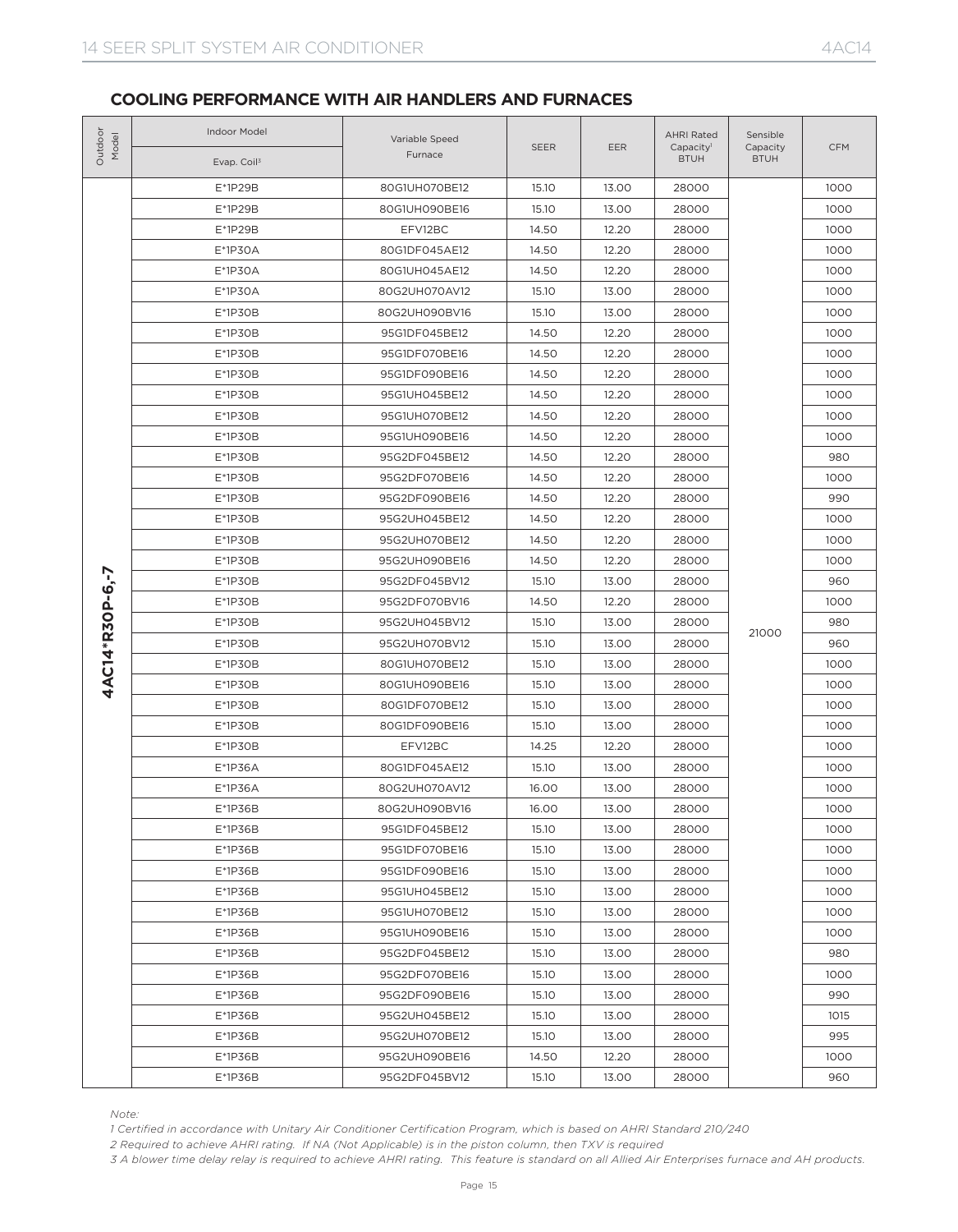## COOLING PERFORMANCE WITH AIR HANDLERS AND FURNACES

| Outdoor Model | Indoor Model Evap. Coil[3] | Variable Speed Furnace | SEER | EER | AHRI Rated Capacity[1] BTUH | Sensible Capacity BTUH | CFM |
|---|---|---|---|---|---|---|---|
| 4AC14*R30P-6,-7 | E*1P29B | 80G1UH070BE12 | 15.10 | 13.00 | 28000 | 21000 | 1000 |
| | E*1P29B | 80G1UH090BE16 | 15.10 | 13.00 | 28000 | | 1000 |
| | E*1P29B | EFV12BC | 14.50 | 12.20 | 28000 | | 1000 |
| | E*1P30A | 80G1DF045AE12 | 14.50 | 12.20 | 28000 | | 1000 |
| | E*1P30A | 80G1UH045AE12 | 14.50 | 12.20 | 28000 | | 1000 |
| | E*1P30A | 80G2UH070AV12 | 15.10 | 13.00 | 28000 | | 1000 |
| | E*1P30B | 80G2UH090BV16 | 15.10 | 13.00 | 28000 | | 1000 |
| | E*1P30B | 95G1DF045BE12 | 14.50 | 12.20 | 28000 | | 1000 |
| | E*1P30B | 95G1DF070BE16 | 14.50 | 12.20 | 28000 | | 1000 |
| | E*1P30B | 95G1DF090BE16 | 14.50 | 12.20 | 28000 | | 1000 |
| | E*1P30B | 95G1UH045BE12 | 14.50 | 12.20 | 28000 | | 1000 |
| | E*1P30B | 95G1UH070BE12 | 14.50 | 12.20 | 28000 | | 1000 |
| | E*1P30B | 95G1UH090BE16 | 14.50 | 12.20 | 28000 | | 1000 |
| | E*1P30B | 95G2DF045BE12 | 14.50 | 12.20 | 28000 | | 980 |
| | E*1P30B | 95G2DF070BE16 | 14.50 | 12.20 | 28000 | | 1000 |
| | E*1P30B | 95G2DF090BE16 | 14.50 | 12.20 | 28000 | | 990 |
| | E*1P30B | 95G2UH045BE12 | 14.50 | 12.20 | 28000 | | 1000 |
| | E*1P30B | 95G2UH070BE12 | 14.50 | 12.20 | 28000 | | 1000 |
| | E*1P30B | 95G2UH090BE16 | 14.50 | 12.20 | 28000 | | 1000 |
| | E*1P30B | 95G2DF045BV12 | 15.10 | 13.00 | 28000 | | 960 |
| | E*1P30B | 95G2DF070BV16 | 14.50 | 12.20 | 28000 | | 1000 |
| | E*1P30B | 95G2UH045BV12 | 15.10 | 13.00 | 28000 | | 980 |
| | E*1P30B | 95G2UH070BV12 | 15.10 | 13.00 | 28000 | | 960 |
| | E*1P30B | 80G1UH070BE12 | 15.10 | 13.00 | 28000 | | 1000 |
| | E*1P30B | 80G1UH090BE16 | 15.10 | 13.00 | 28000 | | 1000 |
| | E*1P30B | 80G1DF070BE12 | 15.10 | 13.00 | 28000 | | 1000 |
| | E*1P30B | 80G1DF090BE16 | 15.10 | 13.00 | 28000 | | 1000 |
| | E*1P30B | EFV12BC | 14.25 | 12.20 | 28000 | | 1000 |
| | E*1P36A | 80G1DF045AE12 | 15.10 | 13.00 | 28000 | | 1000 |
| | E*1P36A | 80G2UH070AV12 | 16.00 | 13.00 | 28000 | | 1000 |
| | E*1P36B | 80G2UH090BV16 | 16.00 | 13.00 | 28000 | | 1000 |
| | E*1P36B | 95G1DF045BE12 | 15.10 | 13.00 | 28000 | | 1000 |
| | E*1P36B | 95G1DF070BE16 | 15.10 | 13.00 | 28000 | | 1000 |
| | E*1P36B | 95G1DF090BE16 | 15.10 | 13.00 | 28000 | | 1000 |
| | E*1P36B | 95G1UH045BE12 | 15.10 | 13.00 | 28000 | | 1000 |
| | E*1P36B | 95G1UH070BE12 | 15.10 | 13.00 | 28000 | | 1000 |
| | E*1P36B | 95G1UH090BE16 | 15.10 | 13.00 | 28000 | | 1000 |
| | E*1P36B | 95G2DF045BE12 | 15.10 | 13.00 | 28000 | | 980 |
| | E*1P36B | 95G2DF070BE16 | 15.10 | 13.00 | 28000 | | 1000 |
| | E*1P36B | 95G2DF090BE16 | 15.10 | 13.00 | 28000 | | 990 |
| | E*1P36B | 95G2UH045BE12 | 15.10 | 13.00 | 28000 | | 1015 |
| | E*1P36B | 95G2UH070BE12 | 15.10 | 13.00 | 28000 | | 995 |
| | E*1P36B | 95G2UH090BE16 | 14.50 | 12.20 | 28000 | | 1000 |
| | E*1P36B | 95G2DF045BV12 | 15.10 | 13.00 | 28000 | | 960 |

*Note:*

*1 Certified in accordance with Unitary Air Conditioner Certification Program, which is based on AHRI Standard 210/240*

*2 Required to achieve AHRI rating. If NA (Not Applicable) is in the piston column, then TXV is required*

*3 A blower time delay relay is required to achieve AHRI rating. This feature is standard on all Allied Air Enterprises furnace and AH products.*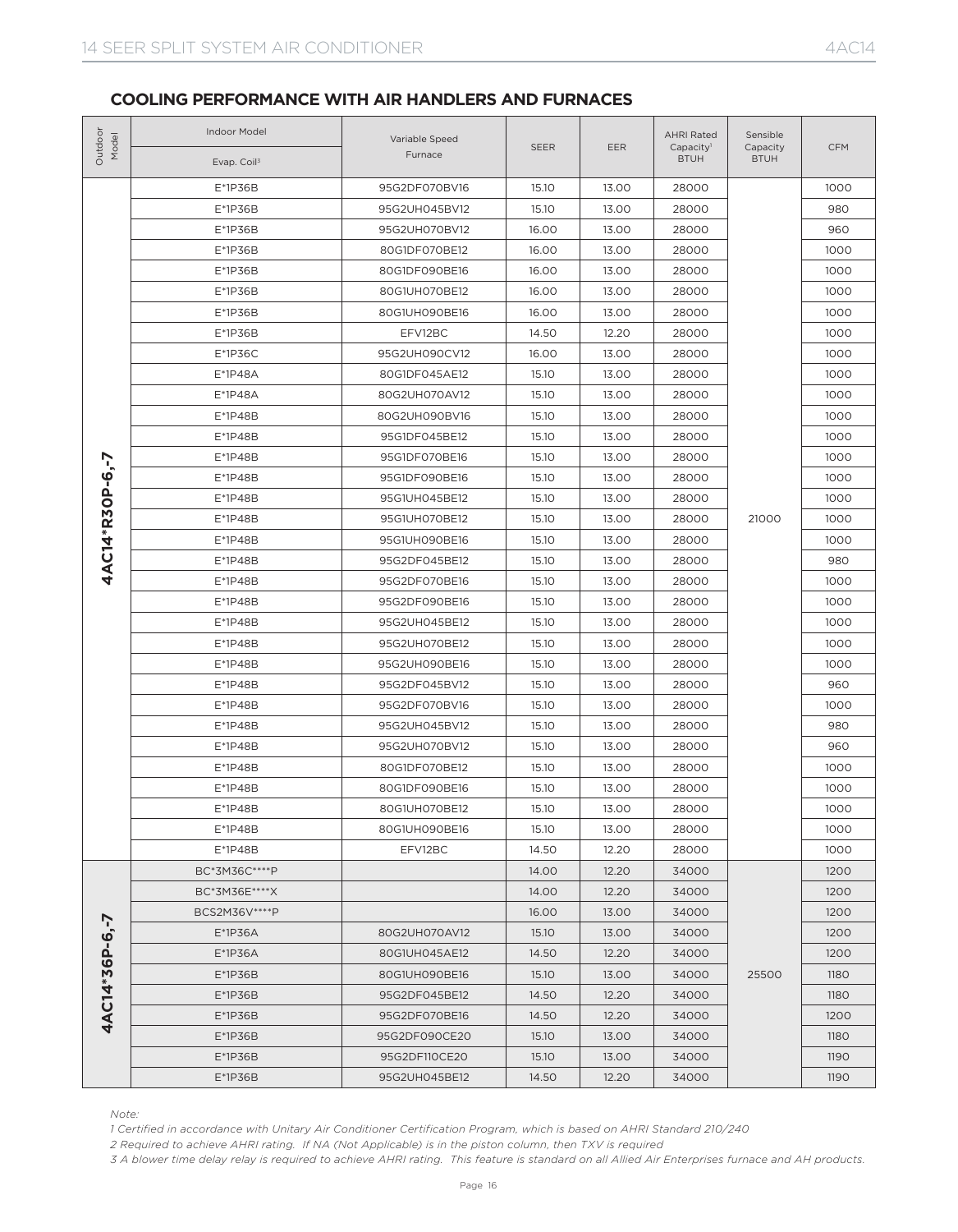## COOLING PERFORMANCE WITH AIR HANDLERS AND FURNACES

| Outdoor Model | Indoor Model / Evap. Coil[3] | Variable Speed Furnace | SEER | EER | AHRI Rated Capacity[1] BTUH | Sensible Capacity BTUH | CFM |
|---|---|---|---|---|---|---|---|
| 4AC14*R30P-6,-7 | E*1P36B | 95G2DF070BV16 | 15.10 | 13.00 | 28000 | 21000 | 1000 |
| | E*1P36B | 95G2UH045BV12 | 15.10 | 13.00 | 28000 | | 980 |
| | E*1P36B | 95G2UH070BV12 | 16.00 | 13.00 | 28000 | | 960 |
| | E*1P36B | 80G1DF070BE12 | 16.00 | 13.00 | 28000 | | 1000 |
| | E*1P36B | 80G1DF090BE16 | 16.00 | 13.00 | 28000 | | 1000 |
| | E*1P36B | 80G1UH070BE12 | 16.00 | 13.00 | 28000 | | 1000 |
| | E*1P36B | 80G1UH090BE16 | 16.00 | 13.00 | 28000 | | 1000 |
| | E*1P36B | EFV12BC | 14.50 | 12.20 | 28000 | | 1000 |
| | E*1P36C | 95G2UH090CV12 | 16.00 | 13.00 | 28000 | | 1000 |
| | E*1P48A | 80G1DF045AE12 | 15.10 | 13.00 | 28000 | | 1000 |
| | E*1P48A | 80G2UH070AV12 | 15.10 | 13.00 | 28000 | | 1000 |
| | E*1P48B | 80G2UH090BV16 | 15.10 | 13.00 | 28000 | | 1000 |
| | E*1P48B | 95G1DF045BE12 | 15.10 | 13.00 | 28000 | | 1000 |
| | E*1P48B | 95G1DF070BE16 | 15.10 | 13.00 | 28000 | | 1000 |
| | E*1P48B | 95G1DF090BE16 | 15.10 | 13.00 | 28000 | | 1000 |
| | E*1P48B | 95G1UH045BE12 | 15.10 | 13.00 | 28000 | | 1000 |
| | E*1P48B | 95G1UH070BE12 | 15.10 | 13.00 | 28000 | | 1000 |
| | E*1P48B | 95G1UH090BE16 | 15.10 | 13.00 | 28000 | | 1000 |
| | E*1P48B | 95G2DF045BE12 | 15.10 | 13.00 | 28000 | | 980 |
| | E*1P48B | 95G2DF070BE16 | 15.10 | 13.00 | 28000 | | 1000 |
| | E*1P48B | 95G2DF090BE16 | 15.10 | 13.00 | 28000 | | 1000 |
| | E*1P48B | 95G2UH045BE12 | 15.10 | 13.00 | 28000 | | 1000 |
| | E*1P48B | 95G2UH070BE12 | 15.10 | 13.00 | 28000 | | 1000 |
| | E*1P48B | 95G2UH090BE16 | 15.10 | 13.00 | 28000 | | 1000 |
| | E*1P48B | 95G2DF045BV12 | 15.10 | 13.00 | 28000 | | 960 |
| | E*1P48B | 95G2DF070BV16 | 15.10 | 13.00 | 28000 | | 1000 |
| | E*1P48B | 95G2UH045BV12 | 15.10 | 13.00 | 28000 | | 980 |
| | E*1P48B | 95G2UH070BV12 | 15.10 | 13.00 | 28000 | | 960 |
| | E*1P48B | 80G1DF070BE12 | 15.10 | 13.00 | 28000 | | 1000 |
| | E*1P48B | 80G1DF090BE16 | 15.10 | 13.00 | 28000 | | 1000 |
| | E*1P48B | 80G1UH070BE12 | 15.10 | 13.00 | 28000 | | 1000 |
| | E*1P48B | 80G1UH090BE16 | 15.10 | 13.00 | 28000 | | 1000 |
| | E*1P48B | EFV12BC | 14.50 | 12.20 | 28000 | | 1000 |
| 4AC14*36P-6,-7 | BC*3M36C****P | | 14.00 | 12.20 | 34000 | 25500 | 1200 |
| | BC*3M36E****X | | 14.00 | 12.20 | 34000 | | 1200 |
| | BCS2M36V****P | | 16.00 | 13.00 | 34000 | | 1200 |
| | E*1P36A | 80G2UH070AV12 | 15.10 | 13.00 | 34000 | | 1200 |
| | E*1P36A | 80G1UH045AE12 | 14.50 | 12.20 | 34000 | | 1200 |
| | E*1P36B | 80G1UH090BE16 | 15.10 | 13.00 | 34000 | | 1180 |
| | E*1P36B | 95G2DF045BE12 | 14.50 | 12.20 | 34000 | | 1180 |
| | E*1P36B | 95G2DF070BE16 | 14.50 | 12.20 | 34000 | | 1200 |
| | E*1P36B | 95G2DF090CE20 | 15.10 | 13.00 | 34000 | | 1180 |
| | E*1P36B | 95G2DF110CE20 | 15.10 | 13.00 | 34000 | | 1190 |
| | E*1P36B | 95G2UH045BE12 | 14.50 | 12.20 | 34000 | | 1190 |

*Note:*

*1 Certified in accordance with Unitary Air Conditioner Certification Program, which is based on AHRI Standard 210/240*

*2 Required to achieve AHRI rating. If NA (Not Applicable) is in the piston column, then TXV is required*

*3 A blower time delay relay is required to achieve AHRI rating. This feature is standard on all Allied Air Enterprises furnace and AH products.*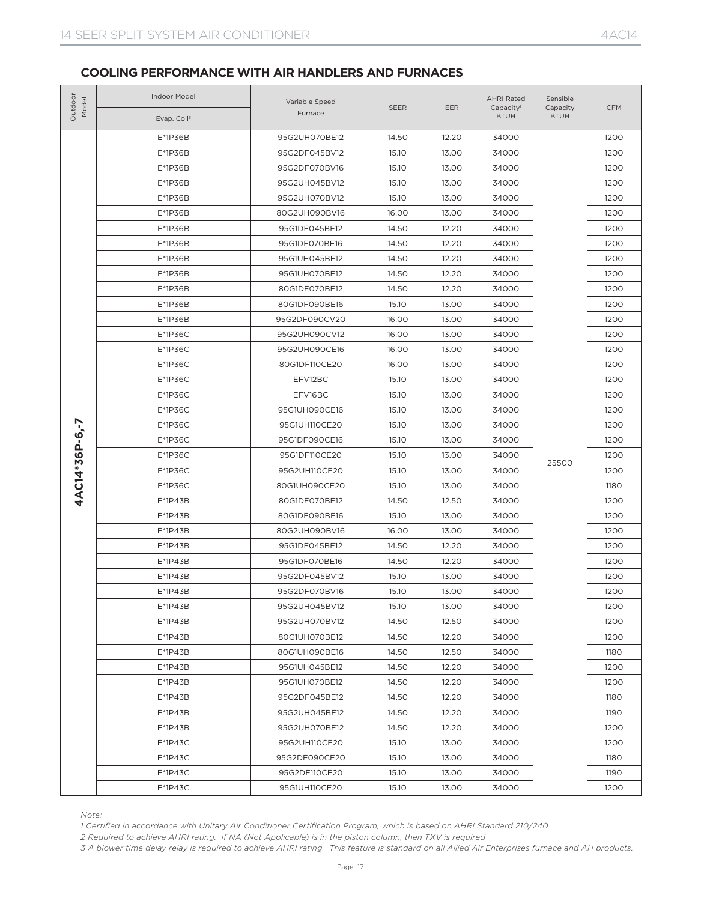## COOLING PERFORMANCE WITH AIR HANDLERS AND FURNACES

| Outdoor Model | Indoor Model / Evap. Coil[3] | Variable Speed Furnace | SEER | EER | AHRI Rated Capacity[1] BTUH | Sensible Capacity BTUH | CFM |
|---|---|---|---|---|---|---|---|
| 4AC14*36P-6,-7 | E*1P36B | 95G2UH070BE12 | 14.50 | 12.20 | 34000 | 25500 | 1200 |
| | E*1P36B | 95G2DF045BV12 | 15.10 | 13.00 | 34000 | | 1200 |
| | E*1P36B | 95G2DF070BV16 | 15.10 | 13.00 | 34000 | | 1200 |
| | E*1P36B | 95G2UH045BV12 | 15.10 | 13.00 | 34000 | | 1200 |
| | E*1P36B | 95G2UH070BV12 | 15.10 | 13.00 | 34000 | | 1200 |
| | E*1P36B | 80G2UH090BV16 | 16.00 | 13.00 | 34000 | | 1200 |
| | E*1P36B | 95G1DF045BE12 | 14.50 | 12.20 | 34000 | | 1200 |
| | E*1P36B | 95G1DF070BE16 | 14.50 | 12.20 | 34000 | | 1200 |
| | E*1P36B | 95G1UH045BE12 | 14.50 | 12.20 | 34000 | | 1200 |
| | E*1P36B | 95G1UH070BE12 | 14.50 | 12.20 | 34000 | | 1200 |
| | E*1P36B | 80G1DF070BE12 | 14.50 | 12.20 | 34000 | | 1200 |
| | E*1P36B | 80G1DF090BE16 | 15.10 | 13.00 | 34000 | | 1200 |
| | E*1P36B | 95G2DF090CV20 | 16.00 | 13.00 | 34000 | | 1200 |
| | E*1P36C | 95G2UH090CV12 | 16.00 | 13.00 | 34000 | | 1200 |
| | E*1P36C | 95G2UH090CE16 | 16.00 | 13.00 | 34000 | | 1200 |
| | E*1P36C | 80G1DF110CE20 | 16.00 | 13.00 | 34000 | | 1200 |
| | E*1P36C | EFV12BC | 15.10 | 13.00 | 34000 | | 1200 |
| | E*1P36C | EFV16BC | 15.10 | 13.00 | 34000 | | 1200 |
| | E*1P36C | 95G1UH090CE16 | 15.10 | 13.00 | 34000 | | 1200 |
| | E*1P36C | 95G1UH110CE20 | 15.10 | 13.00 | 34000 | | 1200 |
| | E*1P36C | 95G1DF090CE16 | 15.10 | 13.00 | 34000 | | 1200 |
| | E*1P36C | 95G1DF110CE20 | 15.10 | 13.00 | 34000 | | 1200 |
| | E*1P36C | 95G2UH110CE20 | 15.10 | 13.00 | 34000 | | 1200 |
| | E*1P36C | 80G1UH090CE20 | 15.10 | 13.00 | 34000 | | 1180 |
| | E*1P43B | 80G1DF070BE12 | 14.50 | 12.50 | 34000 | | 1200 |
| | E*1P43B | 80G1DF090BE16 | 15.10 | 13.00 | 34000 | | 1200 |
| | E*1P43B | 80G2UH090BV16 | 16.00 | 13.00 | 34000 | | 1200 |
| | E*1P43B | 95G1DF045BE12 | 14.50 | 12.20 | 34000 | | 1200 |
| | E*1P43B | 95G1DF070BE16 | 14.50 | 12.20 | 34000 | | 1200 |
| | E*1P43B | 95G2DF045BV12 | 15.10 | 13.00 | 34000 | | 1200 |
| | E*1P43B | 95G2DF070BV16 | 15.10 | 13.00 | 34000 | | 1200 |
| | E*1P43B | 95G2UH045BV12 | 15.10 | 13.00 | 34000 | | 1200 |
| | E*1P43B | 95G2UH070BV12 | 14.50 | 12.50 | 34000 | | 1200 |
| | E*1P43B | 80G1UH070BE12 | 14.50 | 12.20 | 34000 | | 1200 |
| | E*1P43B | 80G1UH090BE16 | 14.50 | 12.50 | 34000 | | 1180 |
| | E*1P43B | 95G1UH045BE12 | 14.50 | 12.20 | 34000 | | 1200 |
| | E*1P43B | 95G1UH070BE12 | 14.50 | 12.20 | 34000 | | 1200 |
| | E*1P43B | 95G2DF045BE12 | 14.50 | 12.20 | 34000 | | 1180 |
| | E*1P43B | 95G2UH045BE12 | 14.50 | 12.20 | 34000 | | 1190 |
| | E*1P43B | 95G2UH070BE12 | 14.50 | 12.20 | 34000 | | 1200 |
| | E*1P43C | 95G2UH110CE20 | 15.10 | 13.00 | 34000 | | 1200 |
| | E*1P43C | 95G2DF090CE20 | 15.10 | 13.00 | 34000 | | 1180 |
| | E*1P43C | 95G2DF110CE20 | 15.10 | 13.00 | 34000 | | 1190 |
| | E*1P43C | 95G1UH110CE20 | 15.10 | 13.00 | 34000 | | 1200 |

*Note:*

*1 Certified in accordance with Unitary Air Conditioner Certification Program, which is based on AHRI Standard 210/240*

*2 Required to achieve AHRI rating. If NA (Not Applicable) is in the piston column, then TXV is required*

*3 A blower time delay relay is required to achieve AHRI rating. This feature is standard on all Allied Air Enterprises furnace and AH products.*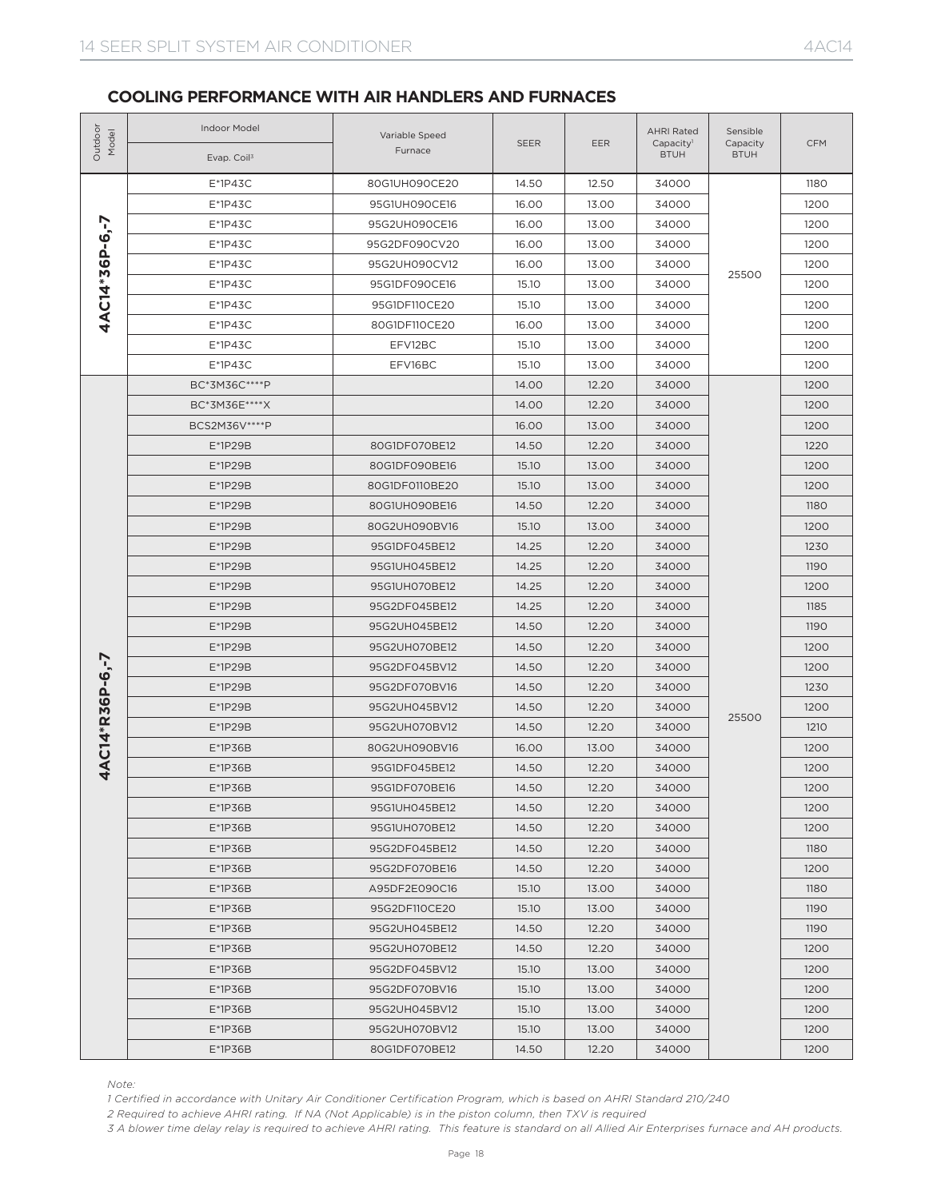## COOLING PERFORMANCE WITH AIR HANDLERS AND FURNACES

| Outdoor Model | Indoor Model Evap. Coil[3] | Variable Speed Furnace | SEER | EER | AHRI Rated Capacity[1] BTUH | Sensible Capacity BTUH | CFM |
|---|---|---|---|---|---|---|---|
| 4AC14*36P-6,-7 | E*1P43C | 80G1UH090CE20 | 14.50 | 12.50 | 34000 | 25500 | 1180 |
| | E*1P43C | 95G1UH090CE16 | 16.00 | 13.00 | 34000 | | 1200 |
| | E*1P43C | 95G2UH090CE16 | 16.00 | 13.00 | 34000 | | 1200 |
| | E*1P43C | 95G2DF090CV20 | 16.00 | 13.00 | 34000 | | 1200 |
| | E*1P43C | 95G2UH090CV12 | 16.00 | 13.00 | 34000 | | 1200 |
| | E*1P43C | 95G1DF090CE16 | 15.10 | 13.00 | 34000 | | 1200 |
| | E*1P43C | 95G1DF110CE20 | 15.10 | 13.00 | 34000 | | 1200 |
| | E*1P43C | 80G1DF110CE20 | 16.00 | 13.00 | 34000 | | 1200 |
| | E*1P43C | EFV12BC | 15.10 | 13.00 | 34000 | | 1200 |
| | E*1P43C | EFV16BC | 15.10 | 13.00 | 34000 | | 1200 |
| 4AC14*R36P-6,-7 | BC*3M36C****P | | 14.00 | 12.20 | 34000 | 25500 | 1200 |
| | BC*3M36E****X | | 14.00 | 12.20 | 34000 | | 1200 |
| | BCS2M36V****P | | 16.00 | 13.00 | 34000 | | 1200 |
| | E*1P29B | 80G1DF070BE12 | 14.50 | 12.20 | 34000 | | 1220 |
| | E*1P29B | 80G1DF090BE16 | 15.10 | 13.00 | 34000 | | 1200 |
| | E*1P29B | 80G1DF0110BE20 | 15.10 | 13.00 | 34000 | | 1200 |
| | E*1P29B | 80G1UH090BE16 | 14.50 | 12.20 | 34000 | | 1180 |
| | E*1P29B | 80G2UH090BV16 | 15.10 | 13.00 | 34000 | | 1200 |
| | E*1P29B | 95G1DF045BE12 | 14.25 | 12.20 | 34000 | | 1230 |
| | E*1P29B | 95G1UH045BE12 | 14.25 | 12.20 | 34000 | | 1190 |
| | E*1P29B | 95G1UH070BE12 | 14.25 | 12.20 | 34000 | | 1200 |
| | E*1P29B | 95G2DF045BE12 | 14.25 | 12.20 | 34000 | | 1185 |
| | E*1P29B | 95G2UH045BE12 | 14.50 | 12.20 | 34000 | | 1190 |
| | E*1P29B | 95G2UH070BE12 | 14.50 | 12.20 | 34000 | | 1200 |
| | E*1P29B | 95G2DF045BV12 | 14.50 | 12.20 | 34000 | | 1200 |
| | E*1P29B | 95G2DF070BV16 | 14.50 | 12.20 | 34000 | | 1230 |
| | E*1P29B | 95G2UH045BV12 | 14.50 | 12.20 | 34000 | | 1200 |
| | E*1P29B | 95G2UH070BV12 | 14.50 | 12.20 | 34000 | | 1210 |
| | E*1P36B | 80G2UH090BV16 | 16.00 | 13.00 | 34000 | | 1200 |
| | E*1P36B | 95G1DF045BE12 | 14.50 | 12.20 | 34000 | | 1200 |
| | E*1P36B | 95G1DF070BE16 | 14.50 | 12.20 | 34000 | | 1200 |
| | E*1P36B | 95G1UH045BE12 | 14.50 | 12.20 | 34000 | | 1200 |
| | E*1P36B | 95G1UH070BE12 | 14.50 | 12.20 | 34000 | | 1200 |
| | E*1P36B | 95G2DF045BE12 | 14.50 | 12.20 | 34000 | | 1180 |
| | E*1P36B | 95G2DF070BE16 | 14.50 | 12.20 | 34000 | | 1200 |
| | E*1P36B | A95DF2E090C16 | 15.10 | 13.00 | 34000 | | 1180 |
| | E*1P36B | 95G2DF110CE20 | 15.10 | 13.00 | 34000 | | 1190 |
| | E*1P36B | 95G2UH045BE12 | 14.50 | 12.20 | 34000 | | 1190 |
| | E*1P36B | 95G2UH070BE12 | 14.50 | 12.20 | 34000 | | 1200 |
| | E*1P36B | 95G2DF045BV12 | 15.10 | 13.00 | 34000 | | 1200 |
| | E*1P36B | 95G2DF070BV16 | 15.10 | 13.00 | 34000 | | 1200 |
| | E*1P36B | 95G2UH045BV12 | 15.10 | 13.00 | 34000 | | 1200 |
| | E*1P36B | 95G2UH070BV12 | 15.10 | 13.00 | 34000 | | 1200 |
| | E*1P36B | 80G1DF070BE12 | 14.50 | 12.20 | 34000 | | 1200 |

*Note:*

*1 Certified in accordance with Unitary Air Conditioner Certification Program, which is based on AHRI Standard 210/240*

*2 Required to achieve AHRI rating. If NA (Not Applicable) is in the piston column, then TXV is required*

*3 A blower time delay relay is required to achieve AHRI rating. This feature is standard on all Allied Air Enterprises furnace and AH products.*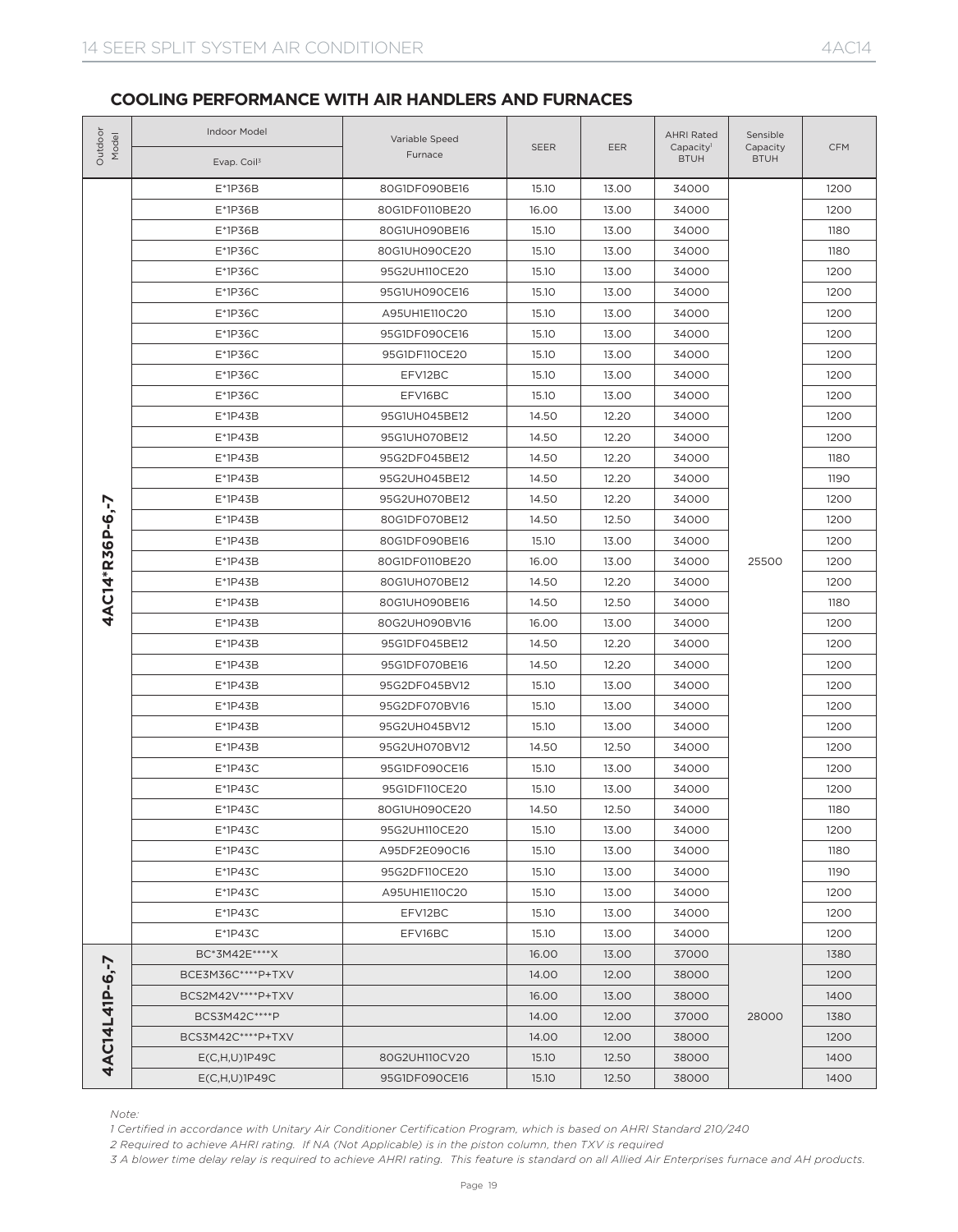## COOLING PERFORMANCE WITH AIR HANDLERS AND FURNACES

| Outdoor Model | Indoor Model / Evap. Coil[3] | Variable Speed Furnace | SEER | EER | AHRI Rated Capacity[1] BTUH | Sensible Capacity BTUH | CFM |
|---|---|---|---|---|---|---|---|
| 4AC14*R36P-6,-7 | E*1P36B | 80G1DF090BE16 | 15.10 | 13.00 | 34000 | 25500 | 1200 |
| | E*1P36B | 80G1DF0110BE20 | 16.00 | 13.00 | 34000 | | 1200 |
| | E*1P36B | 80G1UH090BE16 | 15.10 | 13.00 | 34000 | | 1180 |
| | E*1P36C | 80G1UH090CE20 | 15.10 | 13.00 | 34000 | | 1180 |
| | E*1P36C | 95G2UH110CE20 | 15.10 | 13.00 | 34000 | | 1200 |
| | E*1P36C | 95G1UH090CE16 | 15.10 | 13.00 | 34000 | | 1200 |
| | E*1P36C | A95UH1E110C20 | 15.10 | 13.00 | 34000 | | 1200 |
| | E*1P36C | 95G1DF090CE16 | 15.10 | 13.00 | 34000 | | 1200 |
| | E*1P36C | 95G1DF110CE20 | 15.10 | 13.00 | 34000 | | 1200 |
| | E*1P36C | EFV12BC | 15.10 | 13.00 | 34000 | | 1200 |
| | E*1P36C | EFV16BC | 15.10 | 13.00 | 34000 | | 1200 |
| | E*1P43B | 95G1UH045BE12 | 14.50 | 12.20 | 34000 | | 1200 |
| | E*1P43B | 95G1UH070BE12 | 14.50 | 12.20 | 34000 | | 1200 |
| | E*1P43B | 95G2DF045BE12 | 14.50 | 12.20 | 34000 | | 1180 |
| | E*1P43B | 95G2UH045BE12 | 14.50 | 12.20 | 34000 | | 1190 |
| | E*1P43B | 95G2UH070BE12 | 14.50 | 12.20 | 34000 | | 1200 |
| | E*1P43B | 80G1DF070BE12 | 14.50 | 12.50 | 34000 | | 1200 |
| | E*1P43B | 80G1DF090BE16 | 15.10 | 13.00 | 34000 | | 1200 |
| | E*1P43B | 80G1DF0110BE20 | 16.00 | 13.00 | 34000 | | 1200 |
| | E*1P43B | 80G1UH070BE12 | 14.50 | 12.20 | 34000 | | 1200 |
| | E*1P43B | 80G1UH090BE16 | 14.50 | 12.50 | 34000 | | 1180 |
| | E*1P43B | 80G2UH090BV16 | 16.00 | 13.00 | 34000 | | 1200 |
| | E*1P43B | 95G1DF045BE12 | 14.50 | 12.20 | 34000 | | 1200 |
| | E*1P43B | 95G1DF070BE16 | 14.50 | 12.20 | 34000 | | 1200 |
| | E*1P43B | 95G2DF045BV12 | 15.10 | 13.00 | 34000 | | 1200 |
| | E*1P43B | 95G2DF070BV16 | 15.10 | 13.00 | 34000 | | 1200 |
| | E*1P43B | 95G2UH045BV12 | 15.10 | 13.00 | 34000 | | 1200 |
| | E*1P43B | 95G2UH070BV12 | 14.50 | 12.50 | 34000 | | 1200 |
| | E*1P43C | 95G1DF090CE16 | 15.10 | 13.00 | 34000 | | 1200 |
| | E*1P43C | 95G1DF110CE20 | 15.10 | 13.00 | 34000 | | 1200 |
| | E*1P43C | 80G1UH090CE20 | 14.50 | 12.50 | 34000 | | 1180 |
| | E*1P43C | 95G2UH110CE20 | 15.10 | 13.00 | 34000 | | 1200 |
| | E*1P43C | A95DF2E090C16 | 15.10 | 13.00 | 34000 | | 1180 |
| | E*1P43C | 95G2DF110CE20 | 15.10 | 13.00 | 34000 | | 1190 |
| | E*1P43C | A95UH1E110C20 | 15.10 | 13.00 | 34000 | | 1200 |
| | E*1P43C | EFV12BC | 15.10 | 13.00 | 34000 | | 1200 |
| | E*1P43C | EFV16BC | 15.10 | 13.00 | 34000 | | 1200 |
| 4AC14L41P-6,-7 | BC*3M42E****X | | 16.00 | 13.00 | 37000 | 28000 | 1380 |
| | BCE3M36C****P+TXV | | 14.00 | 12.00 | 38000 | | 1200 |
| | BCS2M42V****P+TXV | | 16.00 | 13.00 | 38000 | | 1400 |
| | BCS3M42C****P | | 14.00 | 12.00 | 37000 | | 1380 |
| | BCS3M42C****P+TXV | | 14.00 | 12.00 | 38000 | | 1200 |
| | E(C,H,U)1P49C | 80G2UH110CV20 | 15.10 | 12.50 | 38000 | | 1400 |
| | E(C,H,U)1P49C | 95G1DF090CE16 | 15.10 | 12.50 | 38000 | | 1400 |

*Note:*

*1 Certified in accordance with Unitary Air Conditioner Certification Program, which is based on AHRI Standard 210/240*

*2 Required to achieve AHRI rating. If NA (Not Applicable) is in the piston column, then TXV is required*

*3 A blower time delay relay is required to achieve AHRI rating. This feature is standard on all Allied Air Enterprises furnace and AH products.*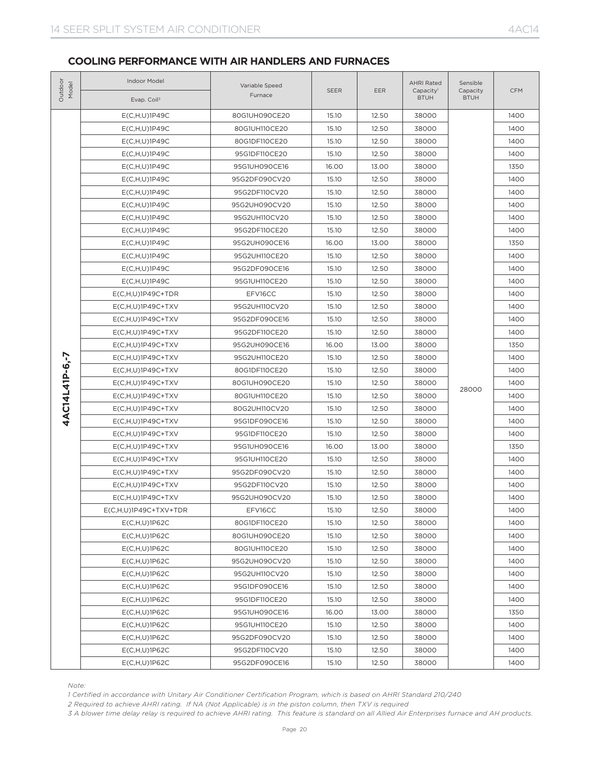## COOLING PERFORMANCE WITH AIR HANDLERS AND FURNACES

| Outdoor Model | Indoor Model / Evap. Coil[3] | Variable Speed Furnace | SEER | EER | AHRI Rated Capacity[1] BTUH | Sensible Capacity BTUH | CFM |
|---|---|---|---|---|---|---|---|
| 4AC14L41P-6,-7 | E(C,H,U)1P49C | 80G1UH090CE20 | 15.10 | 12.50 | 38000 | 28000 | 1400 |
| | E(C,H,U)1P49C | 80G1UH110CE20 | 15.10 | 12.50 | 38000 | | 1400 |
| | E(C,H,U)1P49C | 80G1DF110CE20 | 15.10 | 12.50 | 38000 | | 1400 |
| | E(C,H,U)1P49C | 95G1DF110CE20 | 15.10 | 12.50 | 38000 | | 1400 |
| | E(C,H,U)1P49C | 95G1UH090CE16 | 16.00 | 13.00 | 38000 | | 1350 |
| | E(C,H,U)1P49C | 95G2DF090CV20 | 15.10 | 12.50 | 38000 | | 1400 |
| | E(C,H,U)1P49C | 95G2DF110CV20 | 15.10 | 12.50 | 38000 | | 1400 |
| | E(C,H,U)1P49C | 95G2UH090CV20 | 15.10 | 12.50 | 38000 | | 1400 |
| | E(C,H,U)1P49C | 95G2UH110CV20 | 15.10 | 12.50 | 38000 | | 1400 |
| | E(C,H,U)1P49C | 95G2DF110CE20 | 15.10 | 12.50 | 38000 | | 1400 |
| | E(C,H,U)1P49C | 95G2UH090CE16 | 16.00 | 13.00 | 38000 | | 1350 |
| | E(C,H,U)1P49C | 95G2UH110CE20 | 15.10 | 12.50 | 38000 | | 1400 |
| | E(C,H,U)1P49C | 95G2DF090CE16 | 15.10 | 12.50 | 38000 | | 1400 |
| | E(C,H,U)1P49C | 95G1UH110CE20 | 15.10 | 12.50 | 38000 | | 1400 |
| | E(C,H,U)1P49C+TDR | EFV16CC | 15.10 | 12.50 | 38000 | | 1400 |
| | E(C,H,U)1P49C+TXV | 95G2UH110CV20 | 15.10 | 12.50 | 38000 | | 1400 |
| | E(C,H,U)1P49C+TXV | 95G2DF090CE16 | 15.10 | 12.50 | 38000 | | 1400 |
| | E(C,H,U)1P49C+TXV | 95G2DF110CE20 | 15.10 | 12.50 | 38000 | | 1400 |
| | E(C,H,U)1P49C+TXV | 95G2UH090CE16 | 16.00 | 13.00 | 38000 | | 1350 |
| | E(C,H,U)1P49C+TXV | 95G2UH110CE20 | 15.10 | 12.50 | 38000 | | 1400 |
| | E(C,H,U)1P49C+TXV | 80G1DF110CE20 | 15.10 | 12.50 | 38000 | | 1400 |
| | E(C,H,U)1P49C+TXV | 80G1UH090CE20 | 15.10 | 12.50 | 38000 | | 1400 |
| | E(C,H,U)1P49C+TXV | 80G1UH110CE20 | 15.10 | 12.50 | 38000 | | 1400 |
| | E(C,H,U)1P49C+TXV | 80G2UH110CV20 | 15.10 | 12.50 | 38000 | | 1400 |
| | E(C,H,U)1P49C+TXV | 95G1DF090CE16 | 15.10 | 12.50 | 38000 | | 1400 |
| | E(C,H,U)1P49C+TXV | 95G1DF110CE20 | 15.10 | 12.50 | 38000 | | 1400 |
| | E(C,H,U)1P49C+TXV | 95G1UH090CE16 | 16.00 | 13.00 | 38000 | | 1350 |
| | E(C,H,U)1P49C+TXV | 95G1UH110CE20 | 15.10 | 12.50 | 38000 | | 1400 |
| | E(C,H,U)1P49C+TXV | 95G2DF090CV20 | 15.10 | 12.50 | 38000 | | 1400 |
| | E(C,H,U)1P49C+TXV | 95G2DF110CV20 | 15.10 | 12.50 | 38000 | | 1400 |
| | E(C,H,U)1P49C+TXV | 95G2UH090CV20 | 15.10 | 12.50 | 38000 | | 1400 |
| | E(C,H,U)1P49C+TXV+TDR | EFV16CC | 15.10 | 12.50 | 38000 | | 1400 |
| | E(C,H,U)1P62C | 80G1DF110CE20 | 15.10 | 12.50 | 38000 | | 1400 |
| | E(C,H,U)1P62C | 80G1UH090CE20 | 15.10 | 12.50 | 38000 | | 1400 |
| | E(C,H,U)1P62C | 80G1UH110CE20 | 15.10 | 12.50 | 38000 | | 1400 |
| | E(C,H,U)1P62C | 95G2UH090CV20 | 15.10 | 12.50 | 38000 | | 1400 |
| | E(C,H,U)1P62C | 95G2UH110CV20 | 15.10 | 12.50 | 38000 | | 1400 |
| | E(C,H,U)1P62C | 95G1DF090CE16 | 15.10 | 12.50 | 38000 | | 1400 |
| | E(C,H,U)1P62C | 95G1DF110CE20 | 15.10 | 12.50 | 38000 | | 1400 |
| | E(C,H,U)1P62C | 95G1UH090CE16 | 16.00 | 13.00 | 38000 | | 1350 |
| | E(C,H,U)1P62C | 95G1UH110CE20 | 15.10 | 12.50 | 38000 | | 1400 |
| | E(C,H,U)1P62C | 95G2DF090CV20 | 15.10 | 12.50 | 38000 | | 1400 |
| | E(C,H,U)1P62C | 95G2DF110CV20 | 15.10 | 12.50 | 38000 | | 1400 |
| | E(C,H,U)1P62C | 95G2DF090CE16 | 15.10 | 12.50 | 38000 | | 1400 |

*Note:*

*1 Certified in accordance with Unitary Air Conditioner Certification Program, which is based on AHRI Standard 210/240*

*2 Required to achieve AHRI rating. If NA (Not Applicable) is in the piston column, then TXV is required*

*3 A blower time delay relay is required to achieve AHRI rating. This feature is standard on all Allied Air Enterprises furnace and AH products.*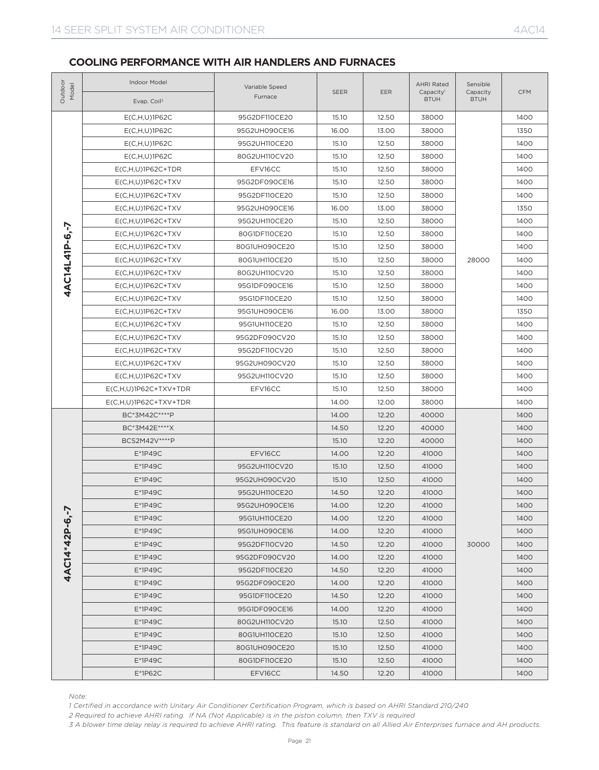## COOLING PERFORMANCE WITH AIR HANDLERS AND FURNACES

| Outdoor Model | Indoor Model | Variable Speed Furnace | SEER | EER | AHRI Rated Capacity[1] BTUH | Sensible Capacity BTUH | CFM |
|---|---|---|---|---|---|---|---|
| | Evap. Coil[3] | | | | | | |
| 4AC14L41P-6,-7 | E(C,H,U)1P62C | 95G2DF110CE20 | 15.10 | 12.50 | 38000 | 28000 | 1400 |
| | E(C,H,U)1P62C | 95G2UH090CE16 | 16.00 | 13.00 | 38000 | | 1350 |
| | E(C,H,U)1P62C | 95G2UH110CE20 | 15.10 | 12.50 | 38000 | | 1400 |
| | E(C,H,U)1P62C | 80G2UH110CV20 | 15.10 | 12.50 | 38000 | | 1400 |
| | E(C,H,U)1P62C+TDR | EFV16CC | 15.10 | 12.50 | 38000 | | 1400 |
| | E(C,H,U)1P62C+TXV | 95G2DF090CE16 | 15.10 | 12.50 | 38000 | | 1400 |
| | E(C,H,U)1P62C+TXV | 95G2DF110CE20 | 15.10 | 12.50 | 38000 | | 1400 |
| | E(C,H,U)1P62C+TXV | 95G2UH090CE16 | 16.00 | 13.00 | 38000 | | 1350 |
| | E(C,H,U)1P62C+TXV | 95G2UH110CE20 | 15.10 | 12.50 | 38000 | | 1400 |
| | E(C,H,U)1P62C+TXV | 80G1DF110CE20 | 15.10 | 12.50 | 38000 | | 1400 |
| | E(C,H,U)1P62C+TXV | 80G1UH090CE20 | 15.10 | 12.50 | 38000 | | 1400 |
| | E(C,H,U)1P62C+TXV | 80G1UH110CE20 | 15.10 | 12.50 | 38000 | | 1400 |
| | E(C,H,U)1P62C+TXV | 80G2UH110CV20 | 15.10 | 12.50 | 38000 | | 1400 |
| | E(C,H,U)1P62C+TXV | 95G1DF090CE16 | 15.10 | 12.50 | 38000 | | 1400 |
| | E(C,H,U)1P62C+TXV | 95G1DF110CE20 | 15.10 | 12.50 | 38000 | | 1400 |
| | E(C,H,U)1P62C+TXV | 95G1UH090CE16 | 16.00 | 13.00 | 38000 | | 1350 |
| | E(C,H,U)1P62C+TXV | 95G1UH110CE20 | 15.10 | 12.50 | 38000 | | 1400 |
| | E(C,H,U)1P62C+TXV | 95G2DF090CV20 | 15.10 | 12.50 | 38000 | | 1400 |
| | E(C,H,U)1P62C+TXV | 95G2DF110CV20 | 15.10 | 12.50 | 38000 | | 1400 |
| | E(C,H,U)1P62C+TXV | 95G2UH090CV20 | 15.10 | 12.50 | 38000 | | 1400 |
| | E(C,H,U)1P62C+TXV | 95G2UH110CV20 | 15.10 | 12.50 | 38000 | | 1400 |
| | E(C,H,U)1P62C+TXV+TDR | EFV16CC | 15.10 | 12.50 | 38000 | | 1400 |
| | E(C,H,U)1P62C+TXV+TDR | | 14.00 | 12.00 | 38000 | | 1400 |
| 4AC14*42P-6,-7 | BC*3M42C****P | | 14.00 | 12.20 | 40000 | 30000 | 1400 |
| | BC*3M42E****X | | 14.50 | 12.20 | 40000 | | 1400 |
| | BCS2M42V****P | | 15.10 | 12.20 | 40000 | | 1400 |
| | E*1P49C | EFV16CC | 14.00 | 12.20 | 41000 | | 1400 |
| | E*1P49C | 95G2UH110CV20 | 15.10 | 12.50 | 41000 | | 1400 |
| | E*1P49C | 95G2UH090CV20 | 15.10 | 12.50 | 41000 | | 1400 |
| | E*1P49C | 95G2UH110CE20 | 14.50 | 12.20 | 41000 | | 1400 |
| | E*1P49C | 95G2UH090CE16 | 14.00 | 12.20 | 41000 | | 1400 |
| | E*1P49C | 95G1UH110CE20 | 14.00 | 12.20 | 41000 | | 1400 |
| | E*1P49C | 95G1UH090CE16 | 14.00 | 12.20 | 41000 | | 1400 |
| | E*1P49C | 95G2DF110CV20 | 14.50 | 12.20 | 41000 | | 1400 |
| | E*1P49C | 95G2DF090CV20 | 14.00 | 12.20 | 41000 | | 1400 |
| | E*1P49C | 95G2DF110CE20 | 14.50 | 12.20 | 41000 | | 1400 |
| | E*1P49C | 95G2DF090CE20 | 14.00 | 12.20 | 41000 | | 1400 |
| | E*1P49C | 95G1DF110CE20 | 14.50 | 12.20 | 41000 | | 1400 |
| | E*1P49C | 95G1DF090CE16 | 14.00 | 12.20 | 41000 | | 1400 |
| | E*1P49C | 80G2UH110CV20 | 15.10 | 12.50 | 41000 | | 1400 |
| | E*1P49C | 80G1UH110CE20 | 15.10 | 12.50 | 41000 | | 1400 |
| | E*1P49C | 80G1UH090CE20 | 15.10 | 12.50 | 41000 | | 1400 |
| | E*1P49C | 80G1DF110CE20 | 15.10 | 12.50 | 41000 | | 1400 |
| | E*1P62C | EFV16CC | 14.50 | 12.20 | 41000 | | 1400 |

*Note:*

*1 Certified in accordance with Unitary Air Conditioner Certification Program, which is based on AHRI Standard 210/240*

*2 Required to achieve AHRI rating. If NA (Not Applicable) is in the piston column, then TXV is required*

*3 A blower time delay relay is required to achieve AHRI rating. This feature is standard on all Allied Air Enterprises furnace and AH products.*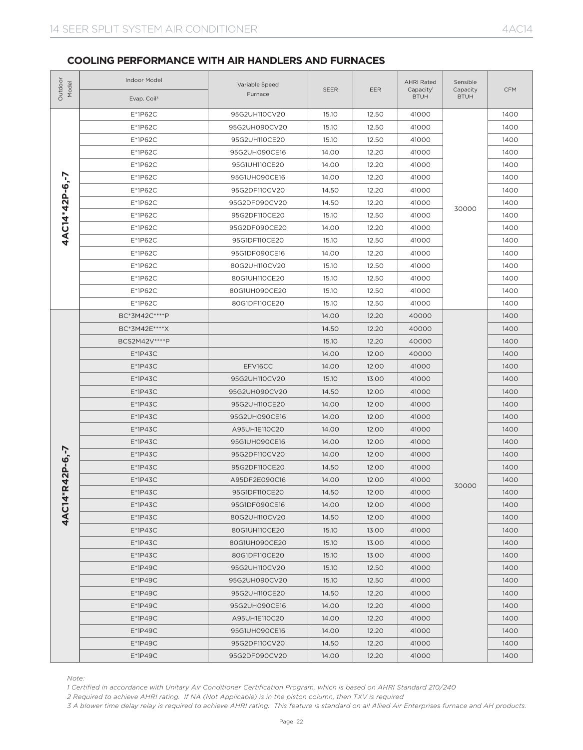## COOLING PERFORMANCE WITH AIR HANDLERS AND FURNACES

| Outdoor Model | Indoor Model | Variable Speed Furnace | SEER | EER | AHRI Rated Capacity[1] BTUH | Sensible Capacity BTUH | CFM |
|---|---|---|---|---|---|---|---|
| | Evap. Coil[3] | | | | | | |
| 4AC14*42P-6,-7 | E*1P62C | 95G2UH110CV20 | 15.10 | 12.50 | 41000 | 30000 | 1400 |
| | E*1P62C | 95G2UH090CV20 | 15.10 | 12.50 | 41000 | | 1400 |
| | E*1P62C | 95G2UH110CE20 | 15.10 | 12.50 | 41000 | | 1400 |
| | E*1P62C | 95G2UH090CE16 | 14.00 | 12.20 | 41000 | | 1400 |
| | E*1P62C | 95G1UH110CE20 | 14.00 | 12.20 | 41000 | | 1400 |
| | E*1P62C | 95G1UH090CE16 | 14.00 | 12.20 | 41000 | | 1400 |
| | E*1P62C | 95G2DF110CV20 | 14.50 | 12.20 | 41000 | | 1400 |
| | E*1P62C | 95G2DF090CV20 | 14.50 | 12.20 | 41000 | | 1400 |
| | E*1P62C | 95G2DF110CE20 | 15.10 | 12.50 | 41000 | | 1400 |
| | E*1P62C | 95G2DF090CE20 | 14.00 | 12.20 | 41000 | | 1400 |
| | E*1P62C | 95G1DF110CE20 | 15.10 | 12.50 | 41000 | | 1400 |
| | E*1P62C | 95G1DF090CE16 | 14.00 | 12.20 | 41000 | | 1400 |
| | E*1P62C | 80G2UH110CV20 | 15.10 | 12.50 | 41000 | | 1400 |
| | E*1P62C | 80G1UH110CE20 | 15.10 | 12.50 | 41000 | | 1400 |
| | E*1P62C | 80G1UH090CE20 | 15.10 | 12.50 | 41000 | | 1400 |
| | E*1P62C | 80G1DF110CE20 | 15.10 | 12.50 | 41000 | | 1400 |
| 4AC14*R42P-6,-7 | BC*3M42C****P | | 14.00 | 12.20 | 40000 | 30000 | 1400 |
| | BC*3M42E****X | | 14.50 | 12.20 | 40000 | | 1400 |
| | BCS2M42V****P | | 15.10 | 12.20 | 40000 | | 1400 |
| | E*1P43C | | 14.00 | 12.00 | 40000 | | 1400 |
| | E*1P43C | EFV16CC | 14.00 | 12.00 | 41000 | | 1400 |
| | E*1P43C | 95G2UH110CV20 | 15.10 | 13.00 | 41000 | | 1400 |
| | E*1P43C | 95G2UH090CV20 | 14.50 | 12.00 | 41000 | | 1400 |
| | E*1P43C | 95G2UH110CE20 | 14.00 | 12.00 | 41000 | | 1400 |
| | E*1P43C | 95G2UH090CE16 | 14.00 | 12.00 | 41000 | | 1400 |
| | E*1P43C | A95UH1E110C20 | 14.00 | 12.00 | 41000 | | 1400 |
| | E*1P43C | 95G1UH090CE16 | 14.00 | 12.00 | 41000 | | 1400 |
| | E*1P43C | 95G2DF110CV20 | 14.00 | 12.00 | 41000 | | 1400 |
| | E*1P43C | 95G2DF110CE20 | 14.50 | 12.00 | 41000 | | 1400 |
| | E*1P43C | A95DF2E090C16 | 14.00 | 12.00 | 41000 | | 1400 |
| | E*1P43C | 95G1DF110CE20 | 14.50 | 12.00 | 41000 | | 1400 |
| | E*1P43C | 95G1DF090CE16 | 14.00 | 12.00 | 41000 | | 1400 |
| | E*1P43C | 80G2UH110CV20 | 14.50 | 12.00 | 41000 | | 1400 |
| | E*1P43C | 80G1UH110CE20 | 15.10 | 13.00 | 41000 | | 1400 |
| | E*1P43C | 80G1UH090CE20 | 15.10 | 13.00 | 41000 | | 1400 |
| | E*1P43C | 80G1DF110CE20 | 15.10 | 13.00 | 41000 | | 1400 |
| | E*1P49C | 95G2UH110CV20 | 15.10 | 12.50 | 41000 | | 1400 |
| | E*1P49C | 95G2UH090CV20 | 15.10 | 12.50 | 41000 | | 1400 |
| | E*1P49C | 95G2UH110CE20 | 14.50 | 12.20 | 41000 | | 1400 |
| | E*1P49C | 95G2UH090CE16 | 14.00 | 12.20 | 41000 | | 1400 |
| | E*1P49C | A95UH1E110C20 | 14.00 | 12.20 | 41000 | | 1400 |
| | E*1P49C | 95G1UH090CE16 | 14.00 | 12.20 | 41000 | | 1400 |
| | E*1P49C | 95G2DF110CV20 | 14.50 | 12.20 | 41000 | | 1400 |
| | E*1P49C | 95G2DF090CV20 | 14.00 | 12.20 | 41000 | | 1400 |

*Note:*

*1 Certified in accordance with Unitary Air Conditioner Certification Program, which is based on AHRI Standard 210/240*

*2 Required to achieve AHRI rating. If NA (Not Applicable) is in the piston column, then TXV is required*

*3 A blower time delay relay is required to achieve AHRI rating. This feature is standard on all Allied Air Enterprises furnace and AH products.*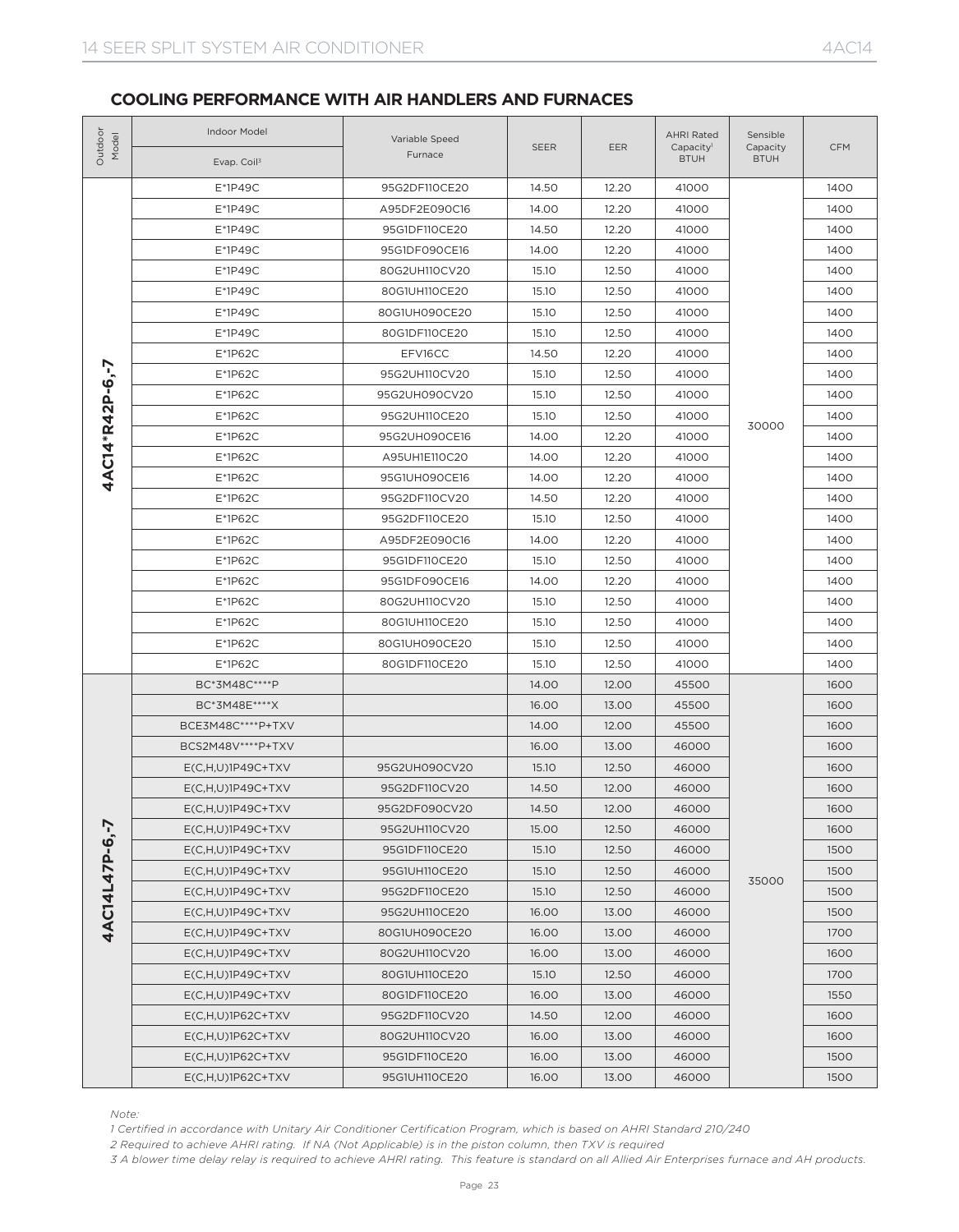## COOLING PERFORMANCE WITH AIR HANDLERS AND FURNACES

| Outdoor Model | Indoor Model | Variable Speed Furnace | SEER | EER | AHRI Rated Capacity[1] BTUH | Sensible Capacity BTUH | CFM |
|---|---|---|---|---|---|---|---|
| | Evap. Coil[3] | | | | | | |
| 4AC14*R42P-6,-7 | E*1P49C | 95G2DF110CE20 | 14.50 | 12.20 | 41000 | 30000 | 1400 |
| | E*1P49C | A95DF2E090C16 | 14.00 | 12.20 | 41000 | | 1400 |
| | E*1P49C | 95G1DF110CE20 | 14.50 | 12.20 | 41000 | | 1400 |
| | E*1P49C | 95G1DF090CE16 | 14.00 | 12.20 | 41000 | | 1400 |
| | E*1P49C | 80G2UH110CV20 | 15.10 | 12.50 | 41000 | | 1400 |
| | E*1P49C | 80G1UH110CE20 | 15.10 | 12.50 | 41000 | | 1400 |
| | E*1P49C | 80G1UH090CE20 | 15.10 | 12.50 | 41000 | | 1400 |
| | E*1P49C | 80G1DF110CE20 | 15.10 | 12.50 | 41000 | | 1400 |
| | E*1P62C | EFV16CC | 14.50 | 12.20 | 41000 | | 1400 |
| | E*1P62C | 95G2UH110CV20 | 15.10 | 12.50 | 41000 | | 1400 |
| | E*1P62C | 95G2UH090CV20 | 15.10 | 12.50 | 41000 | | 1400 |
| | E*1P62C | 95G2UH110CE20 | 15.10 | 12.50 | 41000 | | 1400 |
| | E*1P62C | 95G2UH090CE16 | 14.00 | 12.20 | 41000 | | 1400 |
| | E*1P62C | A95UH1E110C20 | 14.00 | 12.20 | 41000 | | 1400 |
| | E*1P62C | 95G1UH090CE16 | 14.00 | 12.20 | 41000 | | 1400 |
| | E*1P62C | 95G2DF110CV20 | 14.50 | 12.20 | 41000 | | 1400 |
| | E*1P62C | 95G2DF110CE20 | 15.10 | 12.50 | 41000 | | 1400 |
| | E*1P62C | A95DF2E090C16 | 14.00 | 12.20 | 41000 | | 1400 |
| | E*1P62C | 95G1DF110CE20 | 15.10 | 12.50 | 41000 | | 1400 |
| | E*1P62C | 95G1DF090CE16 | 14.00 | 12.20 | 41000 | | 1400 |
| | E*1P62C | 80G2UH110CV20 | 15.10 | 12.50 | 41000 | | 1400 |
| | E*1P62C | 80G1UH110CE20 | 15.10 | 12.50 | 41000 | | 1400 |
| | E*1P62C | 80G1UH090CE20 | 15.10 | 12.50 | 41000 | | 1400 |
| | E*1P62C | 80G1DF110CE20 | 15.10 | 12.50 | 41000 | | 1400 |
| 4AC14L47P-6,-7 | BC*3M48C****P | | 14.00 | 12.00 | 45500 | 35000 | 1600 |
| | BC*3M48E****X | | 16.00 | 13.00 | 45500 | | 1600 |
| | BCE3M48C****P+TXV | | 14.00 | 12.00 | 45500 | | 1600 |
| | BCS2M48V****P+TXV | | 16.00 | 13.00 | 46000 | | 1600 |
| | E(C,H,U)1P49C+TXV | 95G2UH090CV20 | 15.10 | 12.50 | 46000 | | 1600 |
| | E(C,H,U)1P49C+TXV | 95G2DF110CV20 | 14.50 | 12.00 | 46000 | | 1600 |
| | E(C,H,U)1P49C+TXV | 95G2DF090CV20 | 14.50 | 12.00 | 46000 | | 1600 |
| | E(C,H,U)1P49C+TXV | 95G2UH110CV20 | 15.00 | 12.50 | 46000 | | 1600 |
| | E(C,H,U)1P49C+TXV | 95G1DF110CE20 | 15.10 | 12.50 | 46000 | | 1500 |
| | E(C,H,U)1P49C+TXV | 95G1UH110CE20 | 15.10 | 12.50 | 46000 | | 1500 |
| | E(C,H,U)1P49C+TXV | 95G2DF110CE20 | 15.10 | 12.50 | 46000 | | 1500 |
| | E(C,H,U)1P49C+TXV | 95G2UH110CE20 | 16.00 | 13.00 | 46000 | | 1500 |
| | E(C,H,U)1P49C+TXV | 80G1UH090CE20 | 16.00 | 13.00 | 46000 | | 1700 |
| | E(C,H,U)1P49C+TXV | 80G2UH110CV20 | 16.00 | 13.00 | 46000 | | 1600 |
| | E(C,H,U)1P49C+TXV | 80G1UH110CE20 | 15.10 | 12.50 | 46000 | | 1700 |
| | E(C,H,U)1P49C+TXV | 80G1DF110CE20 | 16.00 | 13.00 | 46000 | | 1550 |
| | E(C,H,U)1P62C+TXV | 95G2DF110CV20 | 14.50 | 12.00 | 46000 | | 1600 |
| | E(C,H,U)1P62C+TXV | 80G2UH110CV20 | 16.00 | 13.00 | 46000 | | 1600 |
| | E(C,H,U)1P62C+TXV | 95G1DF110CE20 | 16.00 | 13.00 | 46000 | | 1500 |
| | E(C,H,U)1P62C+TXV | 95G1UH110CE20 | 16.00 | 13.00 | 46000 | | 1500 |

*Note:*

*1 Certified in accordance with Unitary Air Conditioner Certification Program, which is based on AHRI Standard 210/240*

*2 Required to achieve AHRI rating. If NA (Not Applicable) is in the piston column, then TXV is required*

*3 A blower time delay relay is required to achieve AHRI rating. This feature is standard on all Allied Air Enterprises furnace and AH products.*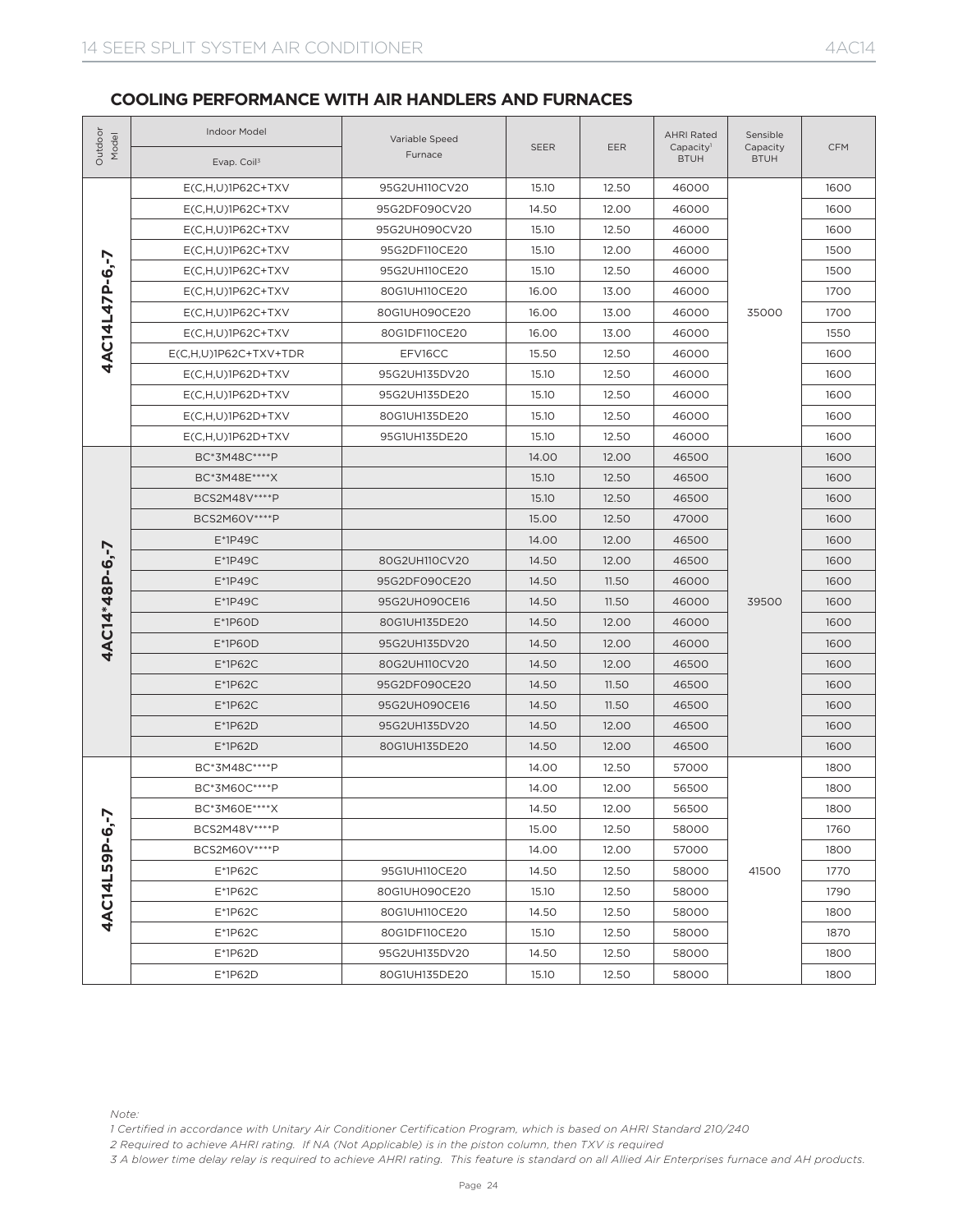## COOLING PERFORMANCE WITH AIR HANDLERS AND FURNACES

| Outdoor Model | Indoor Model / Evap. Coil[3] | Variable Speed Furnace | SEER | EER | AHRI Rated Capacity[1] BTUH | Sensible Capacity BTUH | CFM |
|---|---|---|---|---|---|---|---|
| 4AC14L47P-6,-7 | E(C,H,U)1P62C+TXV | 95G2UH110CV20 | 15.10 | 12.50 | 46000 | 35000 | 1600 |
| | E(C,H,U)1P62C+TXV | 95G2DF090CV20 | 14.50 | 12.00 | 46000 | | 1600 |
| | E(C,H,U)1P62C+TXV | 95G2UH090CV20 | 15.10 | 12.50 | 46000 | | 1600 |
| | E(C,H,U)1P62C+TXV | 95G2DF110CE20 | 15.10 | 12.00 | 46000 | | 1500 |
| | E(C,H,U)1P62C+TXV | 95G2UH110CE20 | 15.10 | 12.50 | 46000 | | 1500 |
| | E(C,H,U)1P62C+TXV | 80G1UH110CE20 | 16.00 | 13.00 | 46000 | | 1700 |
| | E(C,H,U)1P62C+TXV | 80G1UH090CE20 | 16.00 | 13.00 | 46000 | | 1700 |
| | E(C,H,U)1P62C+TXV | 80G1DF110CE20 | 16.00 | 13.00 | 46000 | | 1550 |
| | E(C,H,U)1P62C+TXV+TDR | EFV16CC | 15.50 | 12.50 | 46000 | | 1600 |
| | E(C,H,U)1P62D+TXV | 95G2UH135DV20 | 15.10 | 12.50 | 46000 | | 1600 |
| | E(C,H,U)1P62D+TXV | 95G2UH135DE20 | 15.10 | 12.50 | 46000 | | 1600 |
| | E(C,H,U)1P62D+TXV | 80G1UH135DE20 | 15.10 | 12.50 | 46000 | | 1600 |
| | E(C,H,U)1P62D+TXV | 95G1UH135DE20 | 15.10 | 12.50 | 46000 | | 1600 |
| 4AC14*48P-6,-7 | BC*3M48C****P | | 14.00 | 12.00 | 46500 | 39500 | 1600 |
| | BC*3M48E****X | | 15.10 | 12.50 | 46500 | | 1600 |
| | BCS2M48V****P | | 15.10 | 12.50 | 46500 | | 1600 |
| | BCS2M60V****P | | 15.00 | 12.50 | 47000 | | 1600 |
| | E*1P49C | | 14.00 | 12.00 | 46500 | | 1600 |
| | E*1P49C | 80G2UH110CV20 | 14.50 | 12.00 | 46500 | | 1600 |
| | E*1P49C | 95G2DF090CE20 | 14.50 | 11.50 | 46000 | | 1600 |
| | E*1P49C | 95G2UH090CE16 | 14.50 | 11.50 | 46000 | | 1600 |
| | E*1P60D | 80G1UH135DE20 | 14.50 | 12.00 | 46000 | | 1600 |
| | E*1P60D | 95G2UH135DV20 | 14.50 | 12.00 | 46000 | | 1600 |
| | E*1P62C | 80G2UH110CV20 | 14.50 | 12.00 | 46500 | | 1600 |
| | E*1P62C | 95G2DF090CE20 | 14.50 | 11.50 | 46500 | | 1600 |
| | E*1P62C | 95G2UH090CE16 | 14.50 | 11.50 | 46500 | | 1600 |
| | E*1P62D | 95G2UH135DV20 | 14.50 | 12.00 | 46500 | | 1600 |
| | E*1P62D | 80G1UH135DE20 | 14.50 | 12.00 | 46500 | | 1600 |
| 4AC14L59P-6,-7 | BC*3M48C****P | | 14.00 | 12.50 | 57000 | 41500 | 1800 |
| | BC*3M60C****P | | 14.00 | 12.00 | 56500 | | 1800 |
| | BC*3M60E****X | | 14.50 | 12.00 | 56500 | | 1800 |
| | BCS2M48V****P | | 15.00 | 12.50 | 58000 | | 1760 |
| | BCS2M60V****P | | 14.00 | 12.00 | 57000 | | 1800 |
| | E*1P62C | 95G1UH110CE20 | 14.50 | 12.50 | 58000 | | 1770 |
| | E*1P62C | 80G1UH090CE20 | 15.10 | 12.50 | 58000 | | 1790 |
| | E*1P62C | 80G1UH110CE20 | 14.50 | 12.50 | 58000 | | 1800 |
| | E*1P62C | 80G1DF110CE20 | 15.10 | 12.50 | 58000 | | 1870 |
| | E*1P62D | 95G2UH135DV20 | 14.50 | 12.50 | 58000 | | 1800 |
| | E*1P62D | 80G1UH135DE20 | 15.10 | 12.50 | 58000 | | 1800 |

*Note:*

*1 Certified in accordance with Unitary Air Conditioner Certification Program, which is based on AHRI Standard 210/240*

*2 Required to achieve AHRI rating. If NA (Not Applicable) is in the piston column, then TXV is required*

*3 A blower time delay relay is required to achieve AHRI rating. This feature is standard on all Allied Air Enterprises furnace and AH products.*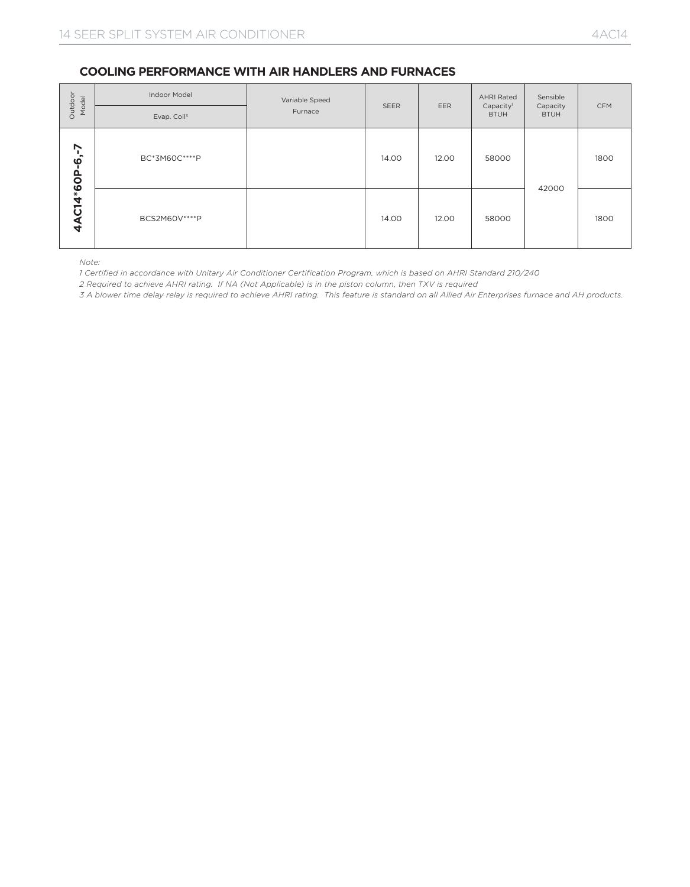## COOLING PERFORMANCE WITH AIR HANDLERS AND FURNACES

| Outdoor Model | Indoor Model | Variable Speed Furnace | SEER | EER | AHRI Rated Capacity[1] BTUH | Sensible Capacity BTUH | CFM |
|---|---|---|---|---|---|---|---|
| | Evap. Coil[3] | | | | | | |
| 4AC14*60P-6,-7 | BC*3M60C****P | | 14.00 | 12.00 | 58000 | 42000 | 1800 |
| | BCS2M60V****P | | 14.00 | 12.00 | 58000 | | 1800 |

*Note:*

*1 Certified in accordance with Unitary Air Conditioner Certification Program, which is based on AHRI Standard 210/240*

*2 Required to achieve AHRI rating. If NA (Not Applicable) is in the piston column, then TXV is required*

*3 A blower time delay relay is required to achieve AHRI rating. This feature is standard on all Allied Air Enterprises furnace and AH products.*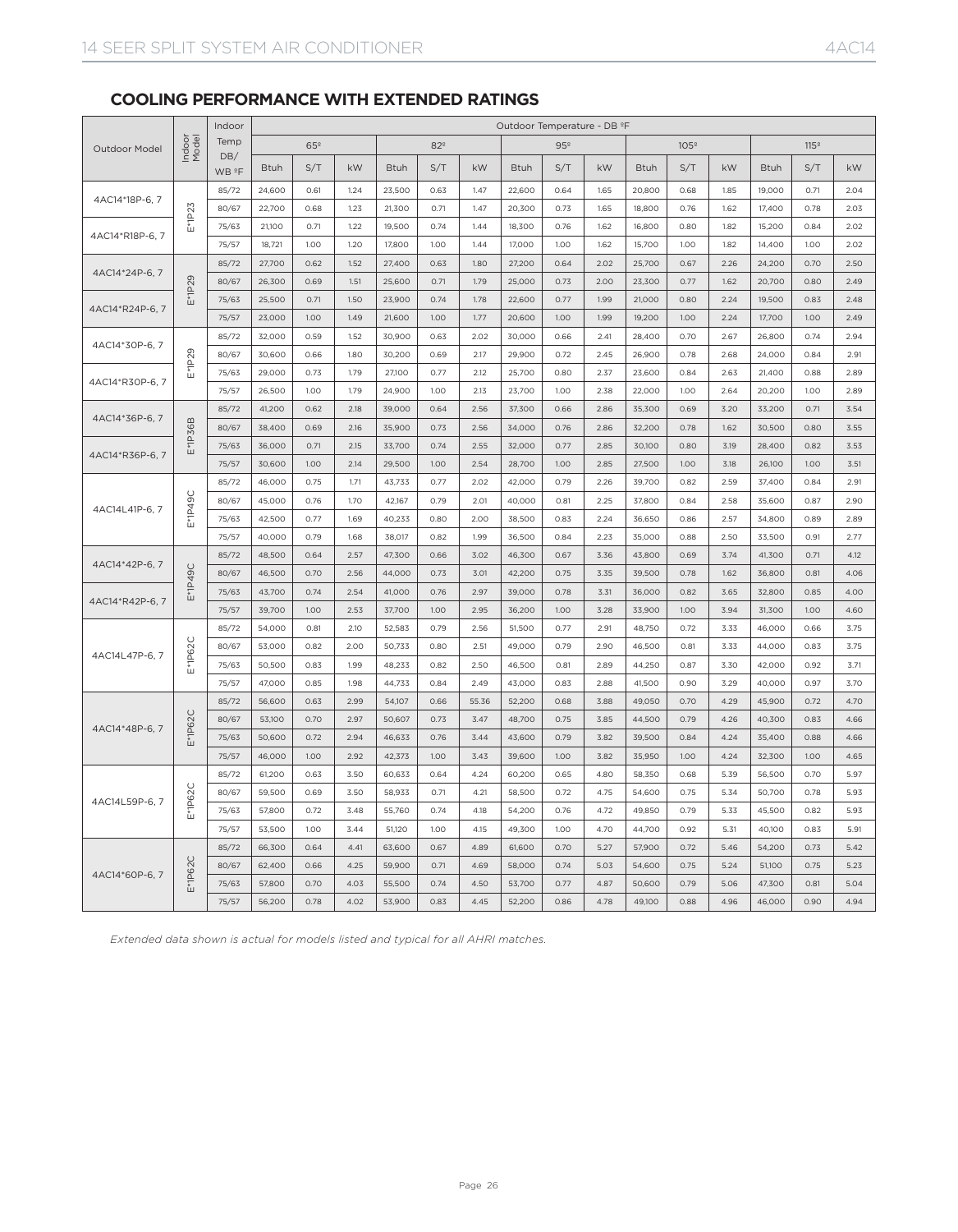## COOLING PERFORMANCE WITH EXTENDED RATINGS

| Outdoor Model | Indoor Model | Indoor Temp DB/ WB ºF | Outdoor Temperature - DB ºF | | | | | | | | | | | | | | |
|---|---|---|---|---|---|---|---|---|---|---|---|---|---|---|---|---|---|
| | | | 65º | | | 82º | | | 95º | | | 105º | | | 115º | | |
| | | | Btuh | S/T | kW | Btuh | S/T | kW | Btuh | S/T | kW | Btuh | S/T | kW | Btuh | S/T | kW |
| 4AC14*18P-6, 7 | E*1P23 | 85/72 | 24,600 | 0.61 | 1.24 | 23,500 | 0.63 | 1.47 | 22,600 | 0.64 | 1.65 | 20,800 | 0.68 | 1.85 | 19,000 | 0.71 | 2.04 |
| | | 80/67 | 22,700 | 0.68 | 1.23 | 21,300 | 0.71 | 1.47 | 20,300 | 0.73 | 1.65 | 18,800 | 0.76 | 1.62 | 17,400 | 0.78 | 2.03 |
| 4AC14*R18P-6, 7 | | 75/63 | 21,100 | 0.71 | 1.22 | 19,500 | 0.74 | 1.44 | 18,300 | 0.76 | 1.62 | 16,800 | 0.80 | 1.82 | 15,200 | 0.84 | 2.02 |
| | | 75/57 | 18,721 | 1.00 | 1.20 | 17,800 | 1.00 | 1.44 | 17,000 | 1.00 | 1.62 | 15,700 | 1.00 | 1.82 | 14,400 | 1.00 | 2.02 |
| 4AC14*24P-6, 7 | E*1P29 | 85/72 | 27,700 | 0.62 | 1.52 | 27,400 | 0.63 | 1.80 | 27,200 | 0.64 | 2.02 | 25,700 | 0.67 | 2.26 | 24,200 | 0.70 | 2.50 |
| | | 80/67 | 26,300 | 0.69 | 1.51 | 25,600 | 0.71 | 1.79 | 25,000 | 0.73 | 2.00 | 23,300 | 0.77 | 1.62 | 20,700 | 0.80 | 2.49 |
| 4AC14*R24P-6, 7 | | 75/63 | 25,500 | 0.71 | 1.50 | 23,900 | 0.74 | 1.78 | 22,600 | 0.77 | 1.99 | 21,000 | 0.80 | 2.24 | 19,500 | 0.83 | 2.48 |
| | | 75/57 | 23,000 | 1.00 | 1.49 | 21,600 | 1.00 | 1.77 | 20,600 | 1.00 | 1.99 | 19,200 | 1.00 | 2.24 | 17,700 | 1.00 | 2.49 |
| 4AC14*30P-6, 7 | E*1P29 | 85/72 | 32,000 | 0.59 | 1.52 | 30,900 | 0.63 | 2.02 | 30,000 | 0.66 | 2.41 | 28,400 | 0.70 | 2.67 | 26,800 | 0.74 | 2.94 |
| | | 80/67 | 30,600 | 0.66 | 1.80 | 30,200 | 0.69 | 2.17 | 29,900 | 0.72 | 2.45 | 26,900 | 0.78 | 2.68 | 24,000 | 0.84 | 2.91 |
| 4AC14*R30P-6, 7 | | 75/63 | 29,000 | 0.73 | 1.79 | 27,100 | 0.77 | 2.12 | 25,700 | 0.80 | 2.37 | 23,600 | 0.84 | 2.63 | 21,400 | 0.88 | 2.89 |
| | | 75/57 | 26,500 | 1.00 | 1.79 | 24,900 | 1.00 | 2.13 | 23,700 | 1.00 | 2.38 | 22,000 | 1.00 | 2.64 | 20,200 | 1.00 | 2.89 |
| 4AC14*36P-6, 7 | E*1P36B | 85/72 | 41,200 | 0.62 | 2.18 | 39,000 | 0.64 | 2.56 | 37,300 | 0.66 | 2.86 | 35,300 | 0.69 | 3.20 | 33,200 | 0.71 | 3.54 |
| | | 80/67 | 38,400 | 0.69 | 2.16 | 35,900 | 0.73 | 2.56 | 34,000 | 0.76 | 2.86 | 32,200 | 0.78 | 1.62 | 30,500 | 0.80 | 3.55 |
| 4AC14*R36P-6, 7 | | 75/63 | 36,000 | 0.71 | 2.15 | 33,700 | 0.74 | 2.55 | 32,000 | 0.77 | 2.85 | 30,100 | 0.80 | 3.19 | 28,400 | 0.82 | 3.53 |
| | | 75/57 | 30,600 | 1.00 | 2.14 | 29,500 | 1.00 | 2.54 | 28,700 | 1.00 | 2.85 | 27,500 | 1.00 | 3.18 | 26,100 | 1.00 | 3.51 |
| 4AC14L41P-6, 7 | E*1P49C | 85/72 | 46,000 | 0.75 | 1.71 | 43,733 | 0.77 | 2.02 | 42,000 | 0.79 | 2.26 | 39,700 | 0.82 | 2.59 | 37,400 | 0.84 | 2.91 |
| | | 80/67 | 45,000 | 0.76 | 1.70 | 42,167 | 0.79 | 2.01 | 40,000 | 0.81 | 2.25 | 37,800 | 0.84 | 2.58 | 35,600 | 0.87 | 2.90 |
| | | 75/63 | 42,500 | 0.77 | 1.69 | 40,233 | 0.80 | 2.00 | 38,500 | 0.83 | 2.24 | 36,650 | 0.86 | 2.57 | 34,800 | 0.89 | 2.89 |
| | | 75/57 | 40,000 | 0.79 | 1.68 | 38,017 | 0.82 | 1.99 | 36,500 | 0.84 | 2.23 | 35,000 | 0.88 | 2.50 | 33,500 | 0.91 | 2.77 |
| 4AC14*42P-6, 7 | E*1P49C | 85/72 | 48,500 | 0.64 | 2.57 | 47,300 | 0.66 | 3.02 | 46,300 | 0.67 | 3.36 | 43,800 | 0.69 | 3.74 | 41,300 | 0.71 | 4.12 |
| | | 80/67 | 46,500 | 0.70 | 2.56 | 44,000 | 0.73 | 3.01 | 42,200 | 0.75 | 3.35 | 39,500 | 0.78 | 1.62 | 36,800 | 0.81 | 4.06 |
| 4AC14*R42P-6, 7 | | 75/63 | 43,700 | 0.74 | 2.54 | 41,000 | 0.76 | 2.97 | 39,000 | 0.78 | 3.31 | 36,000 | 0.82 | 3.65 | 32,800 | 0.85 | 4.00 |
| | | 75/57 | 39,700 | 1.00 | 2.53 | 37,700 | 1.00 | 2.95 | 36,200 | 1.00 | 3.28 | 33,900 | 1.00 | 3.94 | 31,300 | 1.00 | 4.60 |
| 4AC14L47P-6, 7 | E*1P62C | 85/72 | 54,000 | 0.81 | 2.10 | 52,583 | 0.79 | 2.56 | 51,500 | 0.77 | 2.91 | 48,750 | 0.72 | 3.33 | 46,000 | 0.66 | 3.75 |
| | | 80/67 | 53,000 | 0.82 | 2.00 | 50,733 | 0.80 | 2.51 | 49,000 | 0.79 | 2.90 | 46,500 | 0.81 | 3.33 | 44,000 | 0.83 | 3.75 |
| | | 75/63 | 50,500 | 0.83 | 1.99 | 48,233 | 0.82 | 2.50 | 46,500 | 0.81 | 2.89 | 44,250 | 0.87 | 3.30 | 42,000 | 0.92 | 3.71 |
| | | 75/57 | 47,000 | 0.85 | 1.98 | 44,733 | 0.84 | 2.49 | 43,000 | 0.83 | 2.88 | 41,500 | 0.90 | 3.29 | 40,000 | 0.97 | 3.70 |
| 4AC14*48P-6, 7 | E*1P62C | 85/72 | 56,600 | 0.63 | 2.99 | 54,107 | 0.66 | 55.36 | 52,200 | 0.68 | 3.88 | 49,050 | 0.70 | 4.29 | 45,900 | 0.72 | 4.70 |
| | | 80/67 | 53,100 | 0.70 | 2.97 | 50,607 | 0.73 | 3.47 | 48,700 | 0.75 | 3.85 | 44,500 | 0.79 | 4.26 | 40,300 | 0.83 | 4.66 |
| | | 75/63 | 50,600 | 0.72 | 2.94 | 46,633 | 0.76 | 3.44 | 43,600 | 0.79 | 3.82 | 39,500 | 0.84 | 4.24 | 35,400 | 0.88 | 4.66 |
| | | 75/57 | 46,000 | 1.00 | 2.92 | 42,373 | 1.00 | 3.43 | 39,600 | 1.00 | 3.82 | 35,950 | 1.00 | 4.24 | 32,300 | 1.00 | 4.65 |
| 4AC14L59P-6, 7 | E*1P62C | 85/72 | 61,200 | 0.63 | 3.50 | 60,633 | 0.64 | 4.24 | 60,200 | 0.65 | 4.80 | 58,350 | 0.68 | 5.39 | 56,500 | 0.70 | 5.97 |
| | | 80/67 | 59,500 | 0.69 | 3.50 | 58,933 | 0.71 | 4.21 | 58,500 | 0.72 | 4.75 | 54,600 | 0.75 | 5.34 | 50,700 | 0.78 | 5.93 |
| | | 75/63 | 57,800 | 0.72 | 3.48 | 55,760 | 0.74 | 4.18 | 54,200 | 0.76 | 4.72 | 49,850 | 0.79 | 5.33 | 45,500 | 0.82 | 5.93 |
| | | 75/57 | 53,500 | 1.00 | 3.44 | 51,120 | 1.00 | 4.15 | 49,300 | 1.00 | 4.70 | 44,700 | 0.92 | 5.31 | 40,100 | 0.83 | 5.91 |
| 4AC14*60P-6, 7 | E*1P62C | 85/72 | 66,300 | 0.64 | 4.41 | 63,600 | 0.67 | 4.89 | 61,600 | 0.70 | 5.27 | 57,900 | 0.72 | 5.46 | 54,200 | 0.73 | 5.42 |
| | | 80/67 | 62,400 | 0.66 | 4.25 | 59,900 | 0.71 | 4.69 | 58,000 | 0.74 | 5.03 | 54,600 | 0.75 | 5.24 | 51,100 | 0.75 | 5.23 |
| | | 75/63 | 57,800 | 0.70 | 4.03 | 55,500 | 0.74 | 4.50 | 53,700 | 0.77 | 4.87 | 50,600 | 0.79 | 5.06 | 47,300 | 0.81 | 5.04 |
| | | 75/57 | 56,200 | 0.78 | 4.02 | 53,900 | 0.83 | 4.45 | 52,200 | 0.86 | 4.78 | 49,100 | 0.88 | 4.96 | 46,000 | 0.90 | 4.94 |

*Extended data shown is actual for models listed and typical for all AHRI matches.*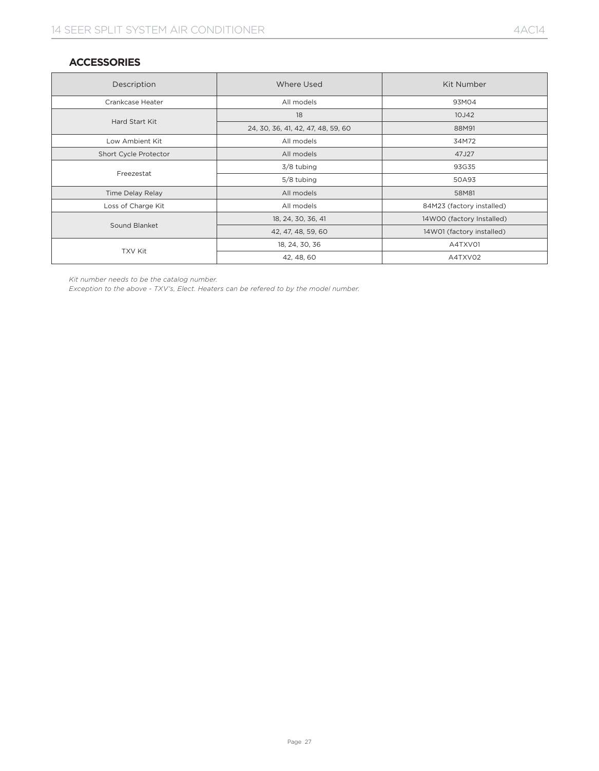## ACCESSORIES

| Description | Where Used | Kit Number |
|---|---|---|
| Crankcase Heater | All models | 93M04 |
| Hard Start Kit | 18 | 10J42 |
| | 24, 30, 36, 41, 42, 47, 48, 59, 60 | 88M91 |
| Low Ambient Kit | All models | 34M72 |
| Short Cycle Protector | All models | 47J27 |
| Freezestat | 3/8 tubing | 93G35 |
| | 5/8 tubing | 50A93 |
| Time Delay Relay | All models | 58M81 |
| Loss of Charge Kit | All models | 84M23 (factory installed) |
| Sound Blanket | 18, 24, 30, 36, 41 | 14W00 (factory Installed) |
| | 42, 47, 48, 59, 60 | 14W01 (factory installed) |
| TXV Kit | 18, 24, 30, 36 | A4TXV01 |
| | 42, 48, 60 | A4TXV02 |

*Kit number needs to be the catalog number.*
*Exception to the above - TXV's, Elect. Heaters can be refered to by the model number.*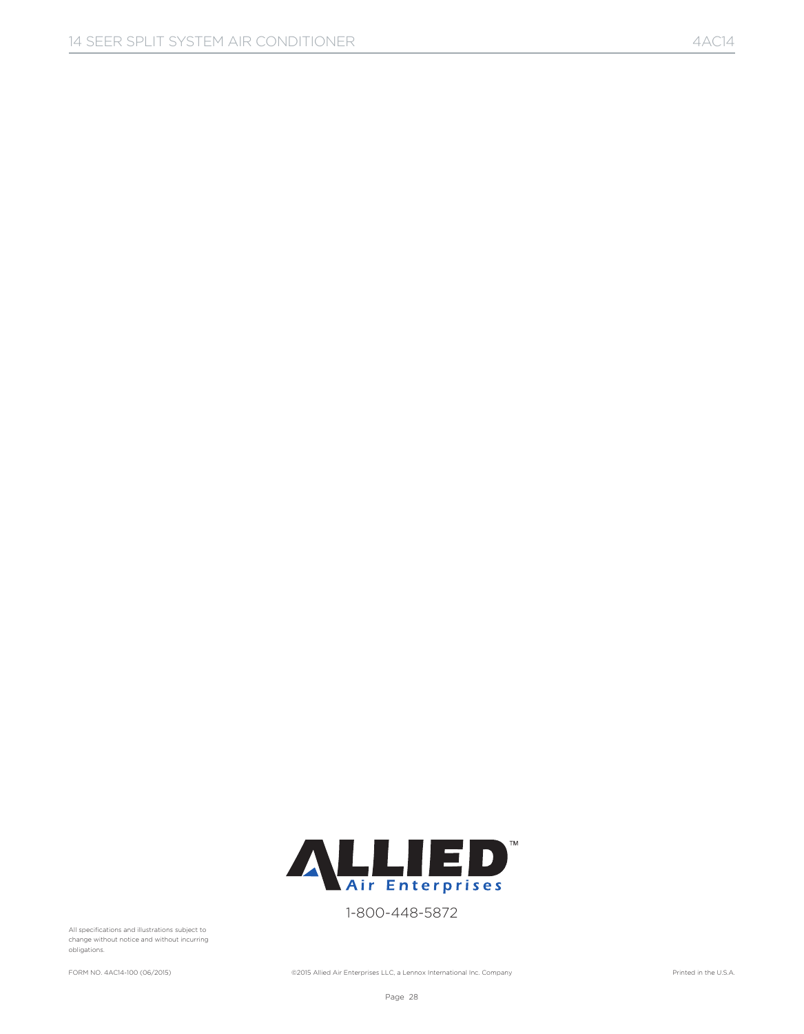ALLIED™
Air Enterprises

1-800-448-5872

All specifications and illustrations subject to change without notice and without incurring obligations.

FORM NO. 4AC14-100 (06/2015)

©2015 Allied Air Enterprises LLC, a Lennox International Inc. Company

Printed in the U.S.A.